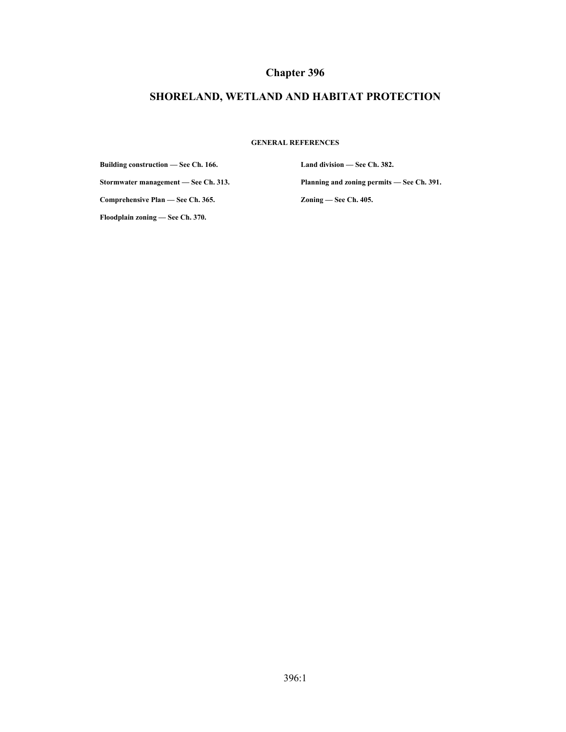# Chapter 396

## SHORELAND, WETLAND AND HABITAT PROTECTION

**GENERAL REFERENCES**

**Building construction — See Ch. 166.**

**Stormwater management — See Ch. 313.**

**Comprehensive Plan — See Ch. 365.**

**Floodplain zoning — See Ch. 370.**

**Land division — See Ch. 382.**

**Planning and zoning permits — See Ch. 391.**

**Zoning — See Ch. 405.**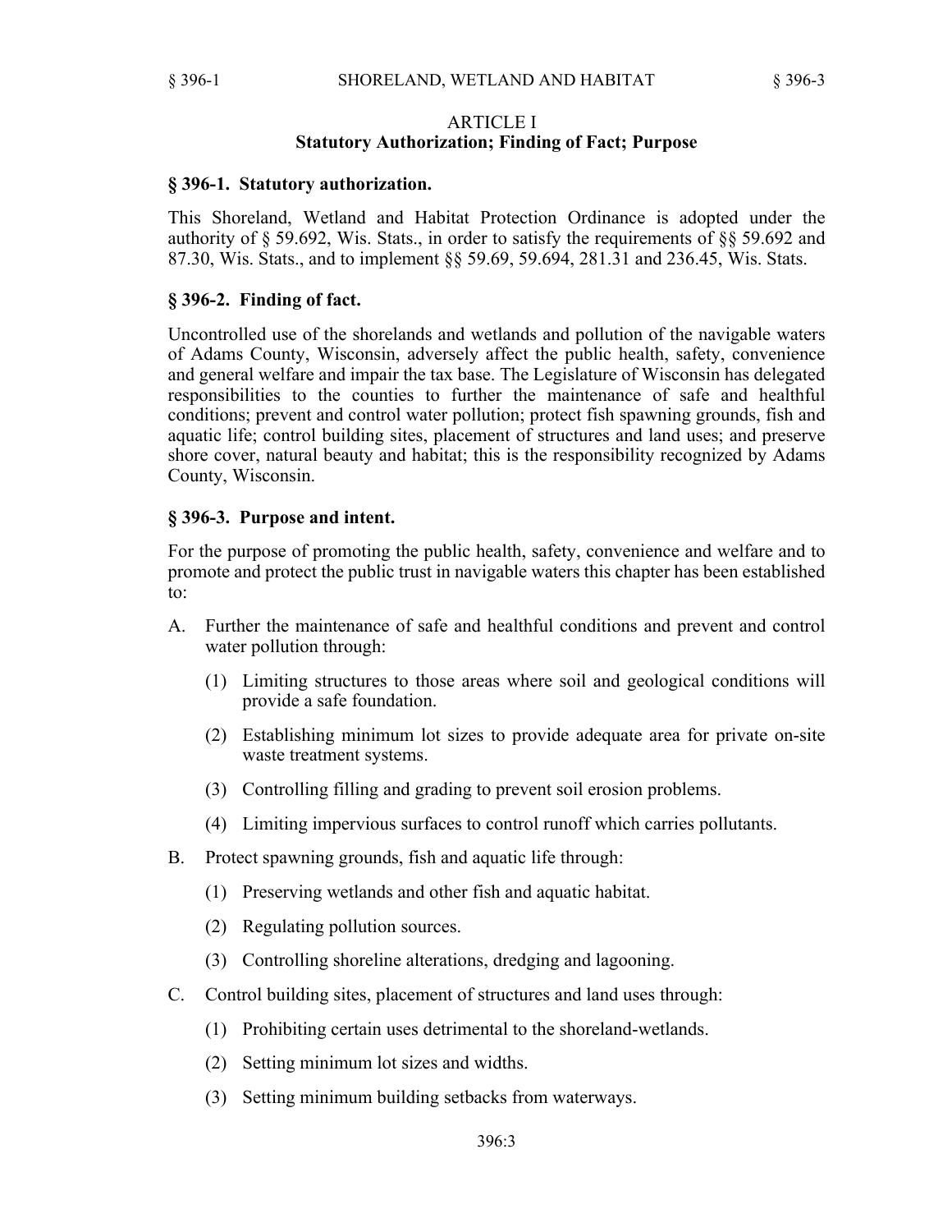# ARTICLE I
## Statutory Authorization; Finding of Fact; Purpose

### § 396-1. Statutory authorization.

This Shoreland, Wetland and Habitat Protection Ordinance is adopted under the authority of § 59.692, Wis. Stats., in order to satisfy the requirements of §§ 59.692 and 87.30, Wis. Stats., and to implement §§ 59.69, 59.694, 281.31 and 236.45, Wis. Stats.

### § 396-2. Finding of fact.

Uncontrolled use of the shorelands and wetlands and pollution of the navigable waters of Adams County, Wisconsin, adversely affect the public health, safety, convenience and general welfare and impair the tax base. The Legislature of Wisconsin has delegated responsibilities to the counties to further the maintenance of safe and healthful conditions; prevent and control water pollution; protect fish spawning grounds, fish and aquatic life; control building sites, placement of structures and land uses; and preserve shore cover, natural beauty and habitat; this is the responsibility recognized by Adams County, Wisconsin.

### § 396-3. Purpose and intent.

For the purpose of promoting the public health, safety, convenience and welfare and to promote and protect the public trust in navigable waters this chapter has been established to:

A. Further the maintenance of safe and healthful conditions and prevent and control water pollution through:

   (1) Limiting structures to those areas where soil and geological conditions will provide a safe foundation.

   (2) Establishing minimum lot sizes to provide adequate area for private on-site waste treatment systems.

   (3) Controlling filling and grading to prevent soil erosion problems.

   (4) Limiting impervious surfaces to control runoff which carries pollutants.

B. Protect spawning grounds, fish and aquatic life through:

   (1) Preserving wetlands and other fish and aquatic habitat.

   (2) Regulating pollution sources.

   (3) Controlling shoreline alterations, dredging and lagooning.

C. Control building sites, placement of structures and land uses through:

   (1) Prohibiting certain uses detrimental to the shoreland-wetlands.

   (2) Setting minimum lot sizes and widths.

   (3) Setting minimum building setbacks from waterways.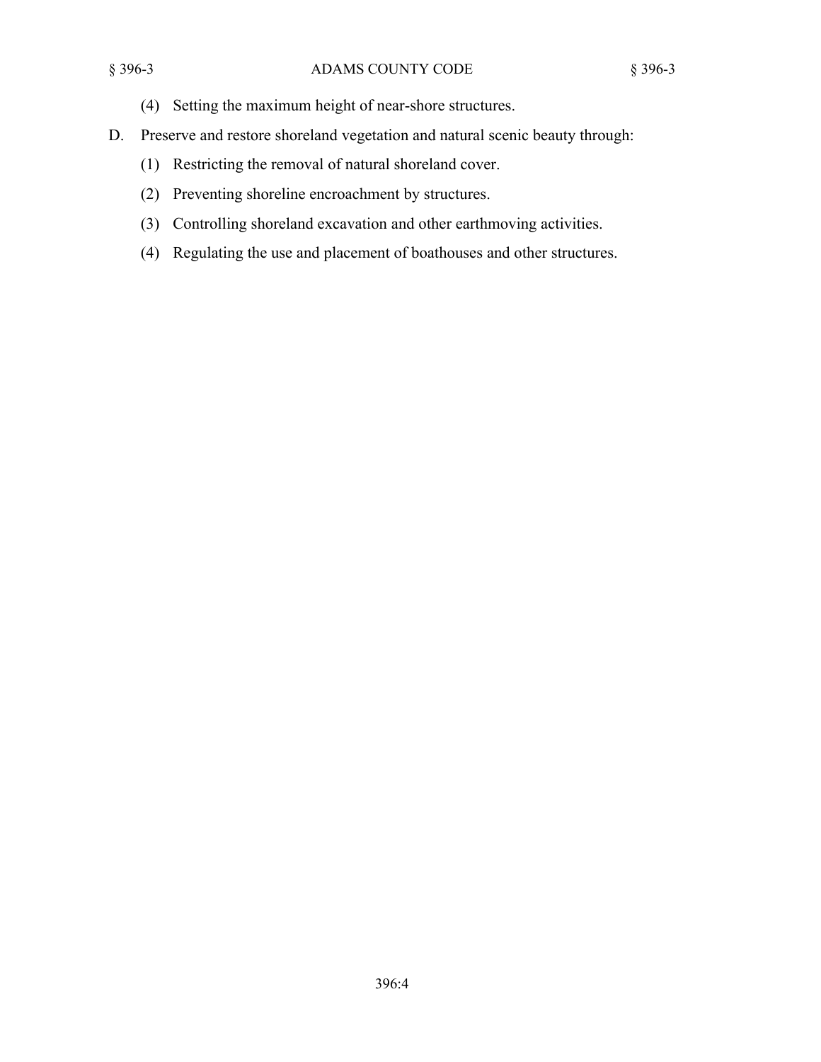(4) Setting the maximum height of near-shore structures.

D. Preserve and restore shoreland vegetation and natural scenic beauty through:

(1) Restricting the removal of natural shoreland cover.

(2) Preventing shoreline encroachment by structures.

(3) Controlling shoreland excavation and other earthmoving activities.

(4) Regulating the use and placement of boathouses and other structures.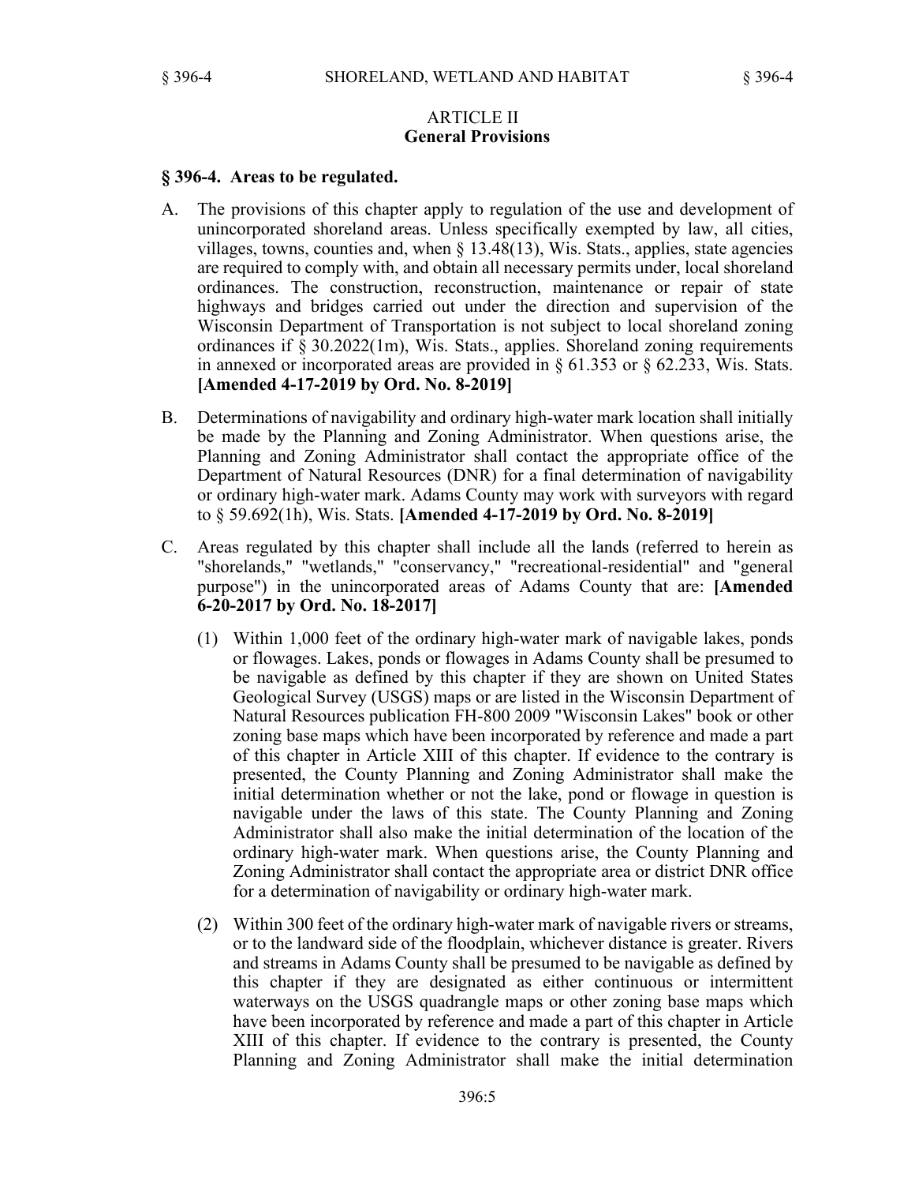## ARTICLE II
## General Provisions

### § 396-4. Areas to be regulated.

A. The provisions of this chapter apply to regulation of the use and development of unincorporated shoreland areas. Unless specifically exempted by law, all cities, villages, towns, counties and, when § 13.48(13), Wis. Stats., applies, state agencies are required to comply with, and obtain all necessary permits under, local shoreland ordinances. The construction, reconstruction, maintenance or repair of state highways and bridges carried out under the direction and supervision of the Wisconsin Department of Transportation is not subject to local shoreland zoning ordinances if § 30.2022(1m), Wis. Stats., applies. Shoreland zoning requirements in annexed or incorporated areas are provided in § 61.353 or § 62.233, Wis. Stats. **[Amended 4-17-2019 by Ord. No. 8-2019]**

B. Determinations of navigability and ordinary high-water mark location shall initially be made by the Planning and Zoning Administrator. When questions arise, the Planning and Zoning Administrator shall contact the appropriate office of the Department of Natural Resources (DNR) for a final determination of navigability or ordinary high-water mark. Adams County may work with surveyors with regard to § 59.692(1h), Wis. Stats. **[Amended 4-17-2019 by Ord. No. 8-2019]**

C. Areas regulated by this chapter shall include all the lands (referred to herein as "shorelands," "wetlands," "conservancy," "recreational-residential" and "general purpose") in the unincorporated areas of Adams County that are: **[Amended 6-20-2017 by Ord. No. 18-2017]**

(1) Within 1,000 feet of the ordinary high-water mark of navigable lakes, ponds or flowages. Lakes, ponds or flowages in Adams County shall be presumed to be navigable as defined by this chapter if they are shown on United States Geological Survey (USGS) maps or are listed in the Wisconsin Department of Natural Resources publication FH-800 2009 "Wisconsin Lakes" book or other zoning base maps which have been incorporated by reference and made a part of this chapter in Article XIII of this chapter. If evidence to the contrary is presented, the County Planning and Zoning Administrator shall make the initial determination whether or not the lake, pond or flowage in question is navigable under the laws of this state. The County Planning and Zoning Administrator shall also make the initial determination of the location of the ordinary high-water mark. When questions arise, the County Planning and Zoning Administrator shall contact the appropriate area or district DNR office for a determination of navigability or ordinary high-water mark.

(2) Within 300 feet of the ordinary high-water mark of navigable rivers or streams, or to the landward side of the floodplain, whichever distance is greater. Rivers and streams in Adams County shall be presumed to be navigable as defined by this chapter if they are designated as either continuous or intermittent waterways on the USGS quadrangle maps or other zoning base maps which have been incorporated by reference and made a part of this chapter in Article XIII of this chapter. If evidence to the contrary is presented, the County Planning and Zoning Administrator shall make the initial determination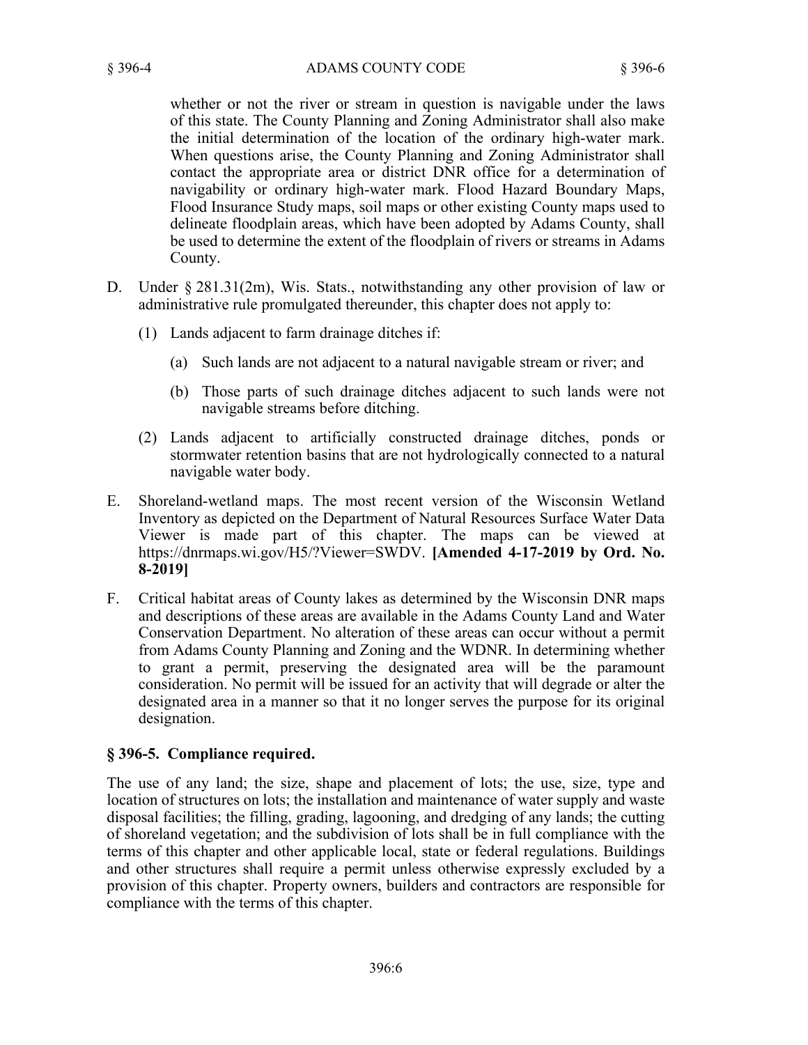whether or not the river or stream in question is navigable under the laws of this state. The County Planning and Zoning Administrator shall also make the initial determination of the location of the ordinary high-water mark. When questions arise, the County Planning and Zoning Administrator shall contact the appropriate area or district DNR office for a determination of navigability or ordinary high-water mark. Flood Hazard Boundary Maps, Flood Insurance Study maps, soil maps or other existing County maps used to delineate floodplain areas, which have been adopted by Adams County, shall be used to determine the extent of the floodplain of rivers or streams in Adams County.

D. Under § 281.31(2m), Wis. Stats., notwithstanding any other provision of law or administrative rule promulgated thereunder, this chapter does not apply to:

   (1) Lands adjacent to farm drainage ditches if:

      (a) Such lands are not adjacent to a natural navigable stream or river; and

      (b) Those parts of such drainage ditches adjacent to such lands were not navigable streams before ditching.

   (2) Lands adjacent to artificially constructed drainage ditches, ponds or stormwater retention basins that are not hydrologically connected to a natural navigable water body.

E. Shoreland-wetland maps. The most recent version of the Wisconsin Wetland Inventory as depicted on the Department of Natural Resources Surface Water Data Viewer is made part of this chapter. The maps can be viewed at https://dnrmaps.wi.gov/H5/?Viewer=SWDV. **[Amended 4-17-2019 by Ord. No. 8-2019]**

F. Critical habitat areas of County lakes as determined by the Wisconsin DNR maps and descriptions of these areas are available in the Adams County Land and Water Conservation Department. No alteration of these areas can occur without a permit from Adams County Planning and Zoning and the WDNR. In determining whether to grant a permit, preserving the designated area will be the paramount consideration. No permit will be issued for an activity that will degrade or alter the designated area in a manner so that it no longer serves the purpose for its original designation.

## § 396-5. Compliance required.

The use of any land; the size, shape and placement of lots; the use, size, type and location of structures on lots; the installation and maintenance of water supply and waste disposal facilities; the filling, grading, lagooning, and dredging of any lands; the cutting of shoreland vegetation; and the subdivision of lots shall be in full compliance with the terms of this chapter and other applicable local, state or federal regulations. Buildings and other structures shall require a permit unless otherwise expressly excluded by a provision of this chapter. Property owners, builders and contractors are responsible for compliance with the terms of this chapter.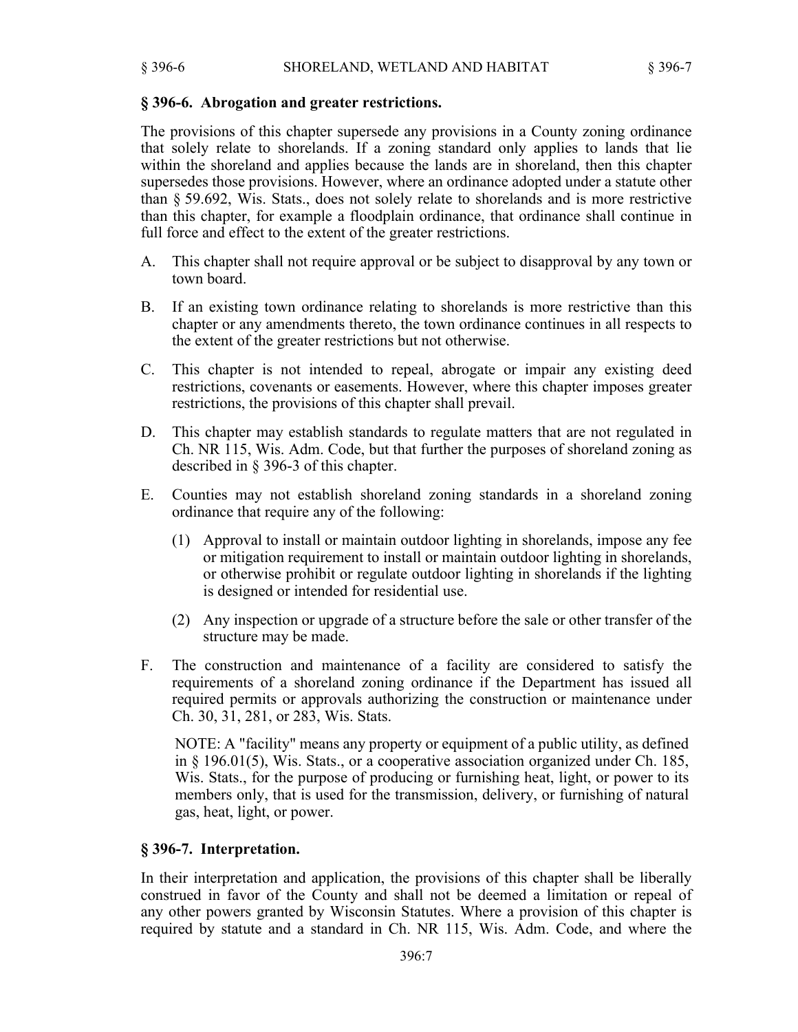## § 396-6. Abrogation and greater restrictions.

The provisions of this chapter supersede any provisions in a County zoning ordinance that solely relate to shorelands. If a zoning standard only applies to lands that lie within the shoreland and applies because the lands are in shoreland, then this chapter supersedes those provisions. However, where an ordinance adopted under a statute other than § 59.692, Wis. Stats., does not solely relate to shorelands and is more restrictive than this chapter, for example a floodplain ordinance, that ordinance shall continue in full force and effect to the extent of the greater restrictions.

A. This chapter shall not require approval or be subject to disapproval by any town or town board.

B. If an existing town ordinance relating to shorelands is more restrictive than this chapter or any amendments thereto, the town ordinance continues in all respects to the extent of the greater restrictions but not otherwise.

C. This chapter is not intended to repeal, abrogate or impair any existing deed restrictions, covenants or easements. However, where this chapter imposes greater restrictions, the provisions of this chapter shall prevail.

D. This chapter may establish standards to regulate matters that are not regulated in Ch. NR 115, Wis. Adm. Code, but that further the purposes of shoreland zoning as described in § 396-3 of this chapter.

E. Counties may not establish shoreland zoning standards in a shoreland zoning ordinance that require any of the following:

   (1) Approval to install or maintain outdoor lighting in shorelands, impose any fee or mitigation requirement to install or maintain outdoor lighting in shorelands, or otherwise prohibit or regulate outdoor lighting in shorelands if the lighting is designed or intended for residential use.

   (2) Any inspection or upgrade of a structure before the sale or other transfer of the structure may be made.

F. The construction and maintenance of a facility are considered to satisfy the requirements of a shoreland zoning ordinance if the Department has issued all required permits or approvals authorizing the construction or maintenance under Ch. 30, 31, 281, or 283, Wis. Stats.

   NOTE: A "facility" means any property or equipment of a public utility, as defined in § 196.01(5), Wis. Stats., or a cooperative association organized under Ch. 185, Wis. Stats., for the purpose of producing or furnishing heat, light, or power to its members only, that is used for the transmission, delivery, or furnishing of natural gas, heat, light, or power.

## § 396-7. Interpretation.

In their interpretation and application, the provisions of this chapter shall be liberally construed in favor of the County and shall not be deemed a limitation or repeal of any other powers granted by Wisconsin Statutes. Where a provision of this chapter is required by statute and a standard in Ch. NR 115, Wis. Adm. Code, and where the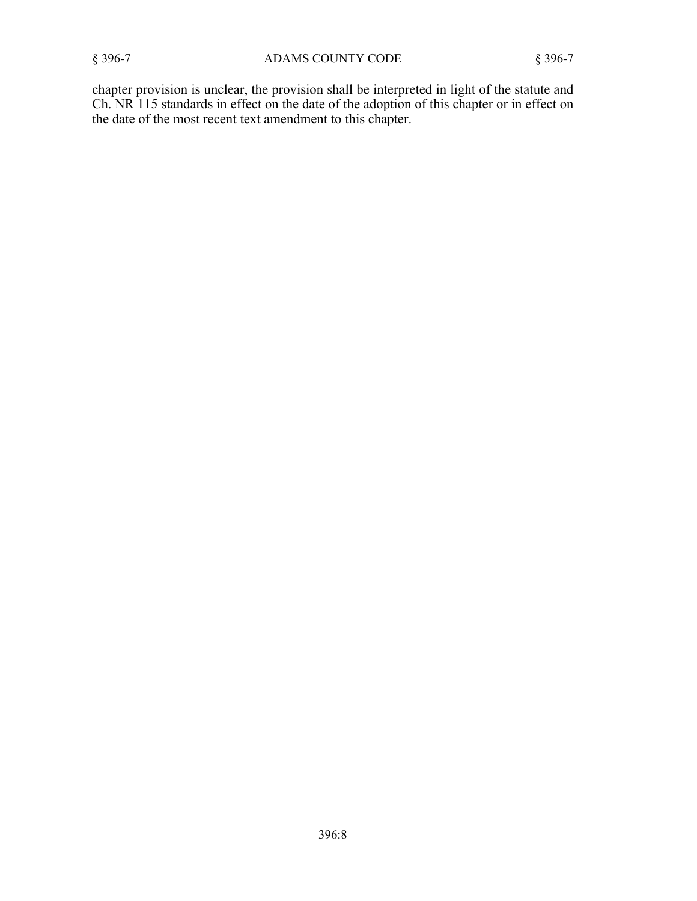chapter provision is unclear, the provision shall be interpreted in light of the statute and Ch. NR 115 standards in effect on the date of the adoption of this chapter or in effect on the date of the most recent text amendment to this chapter.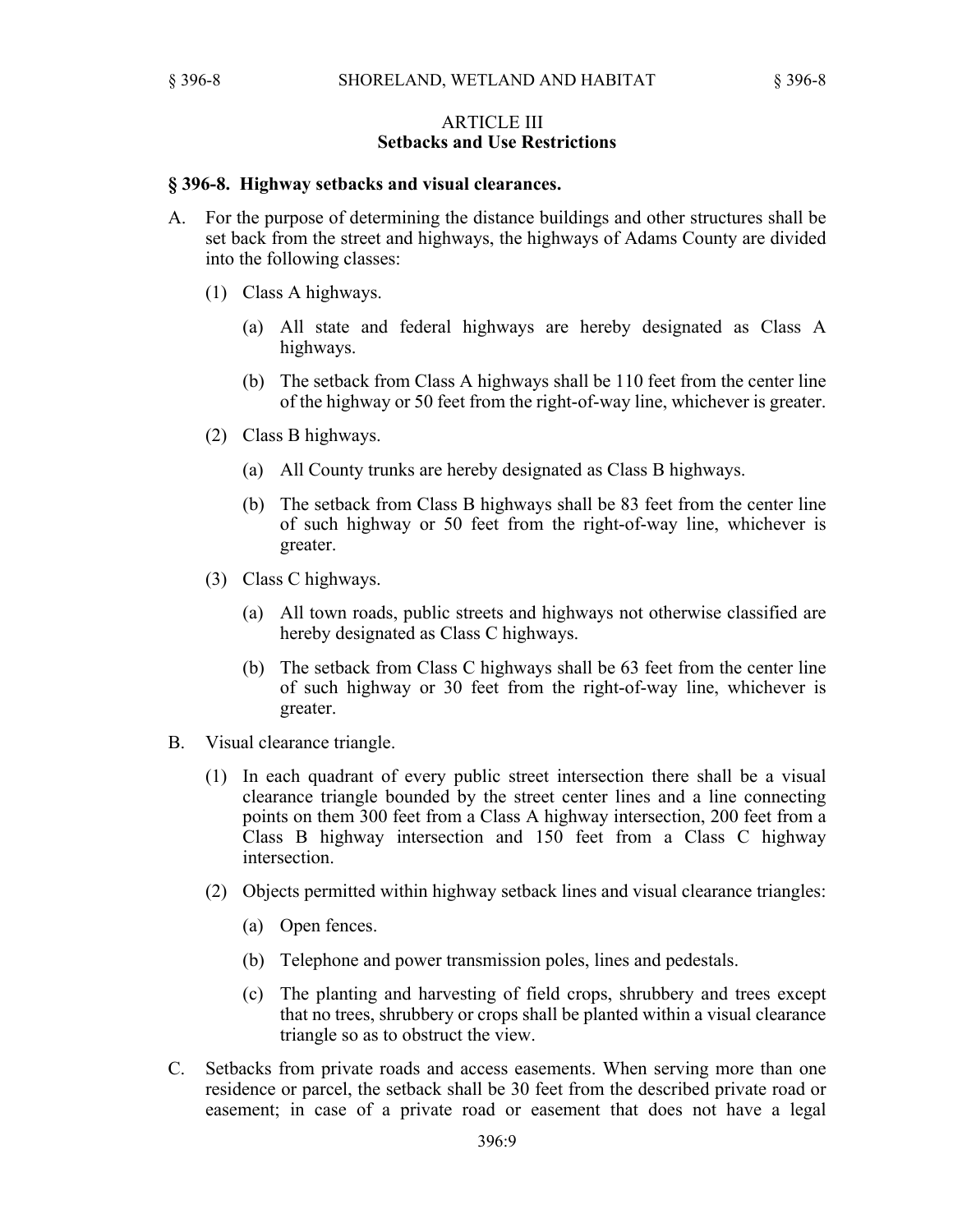## ARTICLE III
## Setbacks and Use Restrictions

### § 396-8. Highway setbacks and visual clearances.

A. For the purpose of determining the distance buildings and other structures shall be set back from the street and highways, the highways of Adams County are divided into the following classes:

(1) Class A highways.

(a) All state and federal highways are hereby designated as Class A highways.

(b) The setback from Class A highways shall be 110 feet from the center line of the highway or 50 feet from the right-of-way line, whichever is greater.

(2) Class B highways.

(a) All County trunks are hereby designated as Class B highways.

(b) The setback from Class B highways shall be 83 feet from the center line of such highway or 50 feet from the right-of-way line, whichever is greater.

(3) Class C highways.

(a) All town roads, public streets and highways not otherwise classified are hereby designated as Class C highways.

(b) The setback from Class C highways shall be 63 feet from the center line of such highway or 30 feet from the right-of-way line, whichever is greater.

B. Visual clearance triangle.

(1) In each quadrant of every public street intersection there shall be a visual clearance triangle bounded by the street center lines and a line connecting points on them 300 feet from a Class A highway intersection, 200 feet from a Class B highway intersection and 150 feet from a Class C highway intersection.

(2) Objects permitted within highway setback lines and visual clearance triangles:

(a) Open fences.

(b) Telephone and power transmission poles, lines and pedestals.

(c) The planting and harvesting of field crops, shrubbery and trees except that no trees, shrubbery or crops shall be planted within a visual clearance triangle so as to obstruct the view.

C. Setbacks from private roads and access easements. When serving more than one residence or parcel, the setback shall be 30 feet from the described private road or easement; in case of a private road or easement that does not have a legal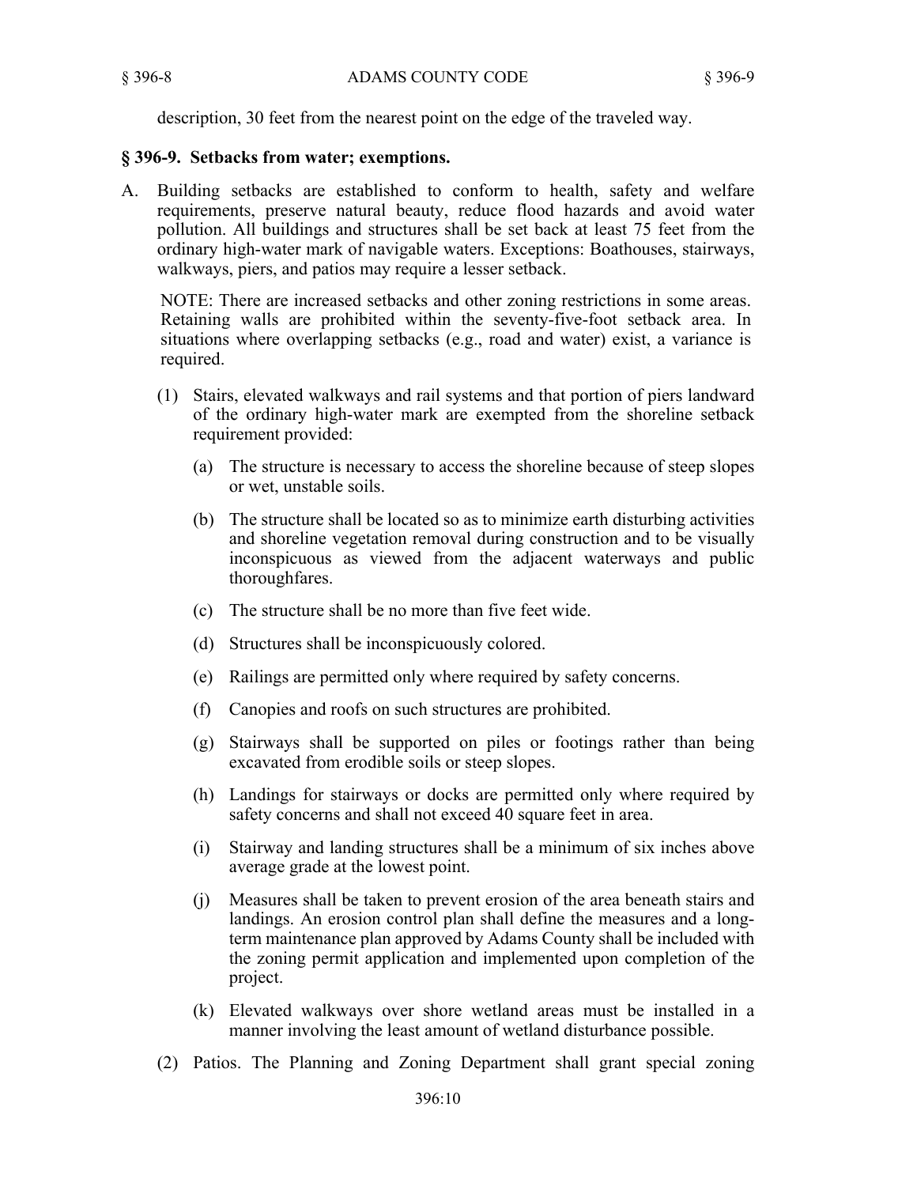description, 30 feet from the nearest point on the edge of the traveled way.

## § 396-9. Setbacks from water; exemptions.

A. Building setbacks are established to conform to health, safety and welfare requirements, preserve natural beauty, reduce flood hazards and avoid water pollution. All buildings and structures shall be set back at least 75 feet from the ordinary high-water mark of navigable waters. Exceptions: Boathouses, stairways, walkways, piers, and patios may require a lesser setback.

   NOTE: There are increased setbacks and other zoning restrictions in some areas. Retaining walls are prohibited within the seventy-five-foot setback area. In situations where overlapping setbacks (e.g., road and water) exist, a variance is required.

   (1) Stairs, elevated walkways and rail systems and that portion of piers landward of the ordinary high-water mark are exempted from the shoreline setback requirement provided:

      (a) The structure is necessary to access the shoreline because of steep slopes or wet, unstable soils.

      (b) The structure shall be located so as to minimize earth disturbing activities and shoreline vegetation removal during construction and to be visually inconspicuous as viewed from the adjacent waterways and public thoroughfares.

      (c) The structure shall be no more than five feet wide.

      (d) Structures shall be inconspicuously colored.

      (e) Railings are permitted only where required by safety concerns.

      (f) Canopies and roofs on such structures are prohibited.

      (g) Stairways shall be supported on piles or footings rather than being excavated from erodible soils or steep slopes.

      (h) Landings for stairways or docks are permitted only where required by safety concerns and shall not exceed 40 square feet in area.

      (i) Stairway and landing structures shall be a minimum of six inches above average grade at the lowest point.

      (j) Measures shall be taken to prevent erosion of the area beneath stairs and landings. An erosion control plan shall define the measures and a long-term maintenance plan approved by Adams County shall be included with the zoning permit application and implemented upon completion of the project.

      (k) Elevated walkways over shore wetland areas must be installed in a manner involving the least amount of wetland disturbance possible.

   (2) Patios. The Planning and Zoning Department shall grant special zoning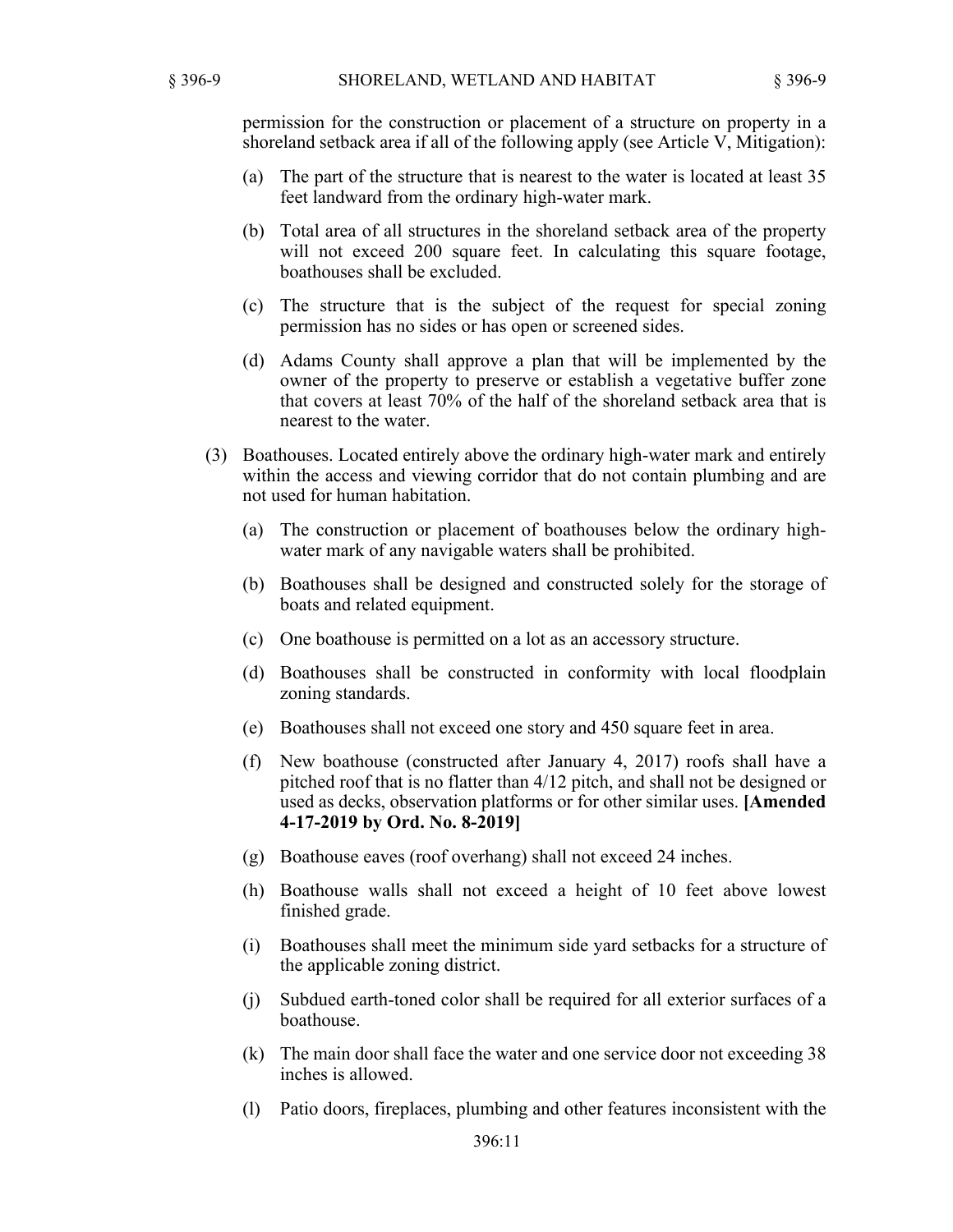permission for the construction or placement of a structure on property in a shoreland setback area if all of the following apply (see Article V, Mitigation):

(a) The part of the structure that is nearest to the water is located at least 35 feet landward from the ordinary high-water mark.

(b) Total area of all structures in the shoreland setback area of the property will not exceed 200 square feet. In calculating this square footage, boathouses shall be excluded.

(c) The structure that is the subject of the request for special zoning permission has no sides or has open or screened sides.

(d) Adams County shall approve a plan that will be implemented by the owner of the property to preserve or establish a vegetative buffer zone that covers at least 70% of the half of the shoreland setback area that is nearest to the water.

(3) Boathouses. Located entirely above the ordinary high-water mark and entirely within the access and viewing corridor that do not contain plumbing and are not used for human habitation.

(a) The construction or placement of boathouses below the ordinary high-water mark of any navigable waters shall be prohibited.

(b) Boathouses shall be designed and constructed solely for the storage of boats and related equipment.

(c) One boathouse is permitted on a lot as an accessory structure.

(d) Boathouses shall be constructed in conformity with local floodplain zoning standards.

(e) Boathouses shall not exceed one story and 450 square feet in area.

(f) New boathouse (constructed after January 4, 2017) roofs shall have a pitched roof that is no flatter than 4/12 pitch, and shall not be designed or used as decks, observation platforms or for other similar uses. **[Amended 4-17-2019 by Ord. No. 8-2019]**

(g) Boathouse eaves (roof overhang) shall not exceed 24 inches.

(h) Boathouse walls shall not exceed a height of 10 feet above lowest finished grade.

(i) Boathouses shall meet the minimum side yard setbacks for a structure of the applicable zoning district.

(j) Subdued earth-toned color shall be required for all exterior surfaces of a boathouse.

(k) The main door shall face the water and one service door not exceeding 38 inches is allowed.

(l) Patio doors, fireplaces, plumbing and other features inconsistent with the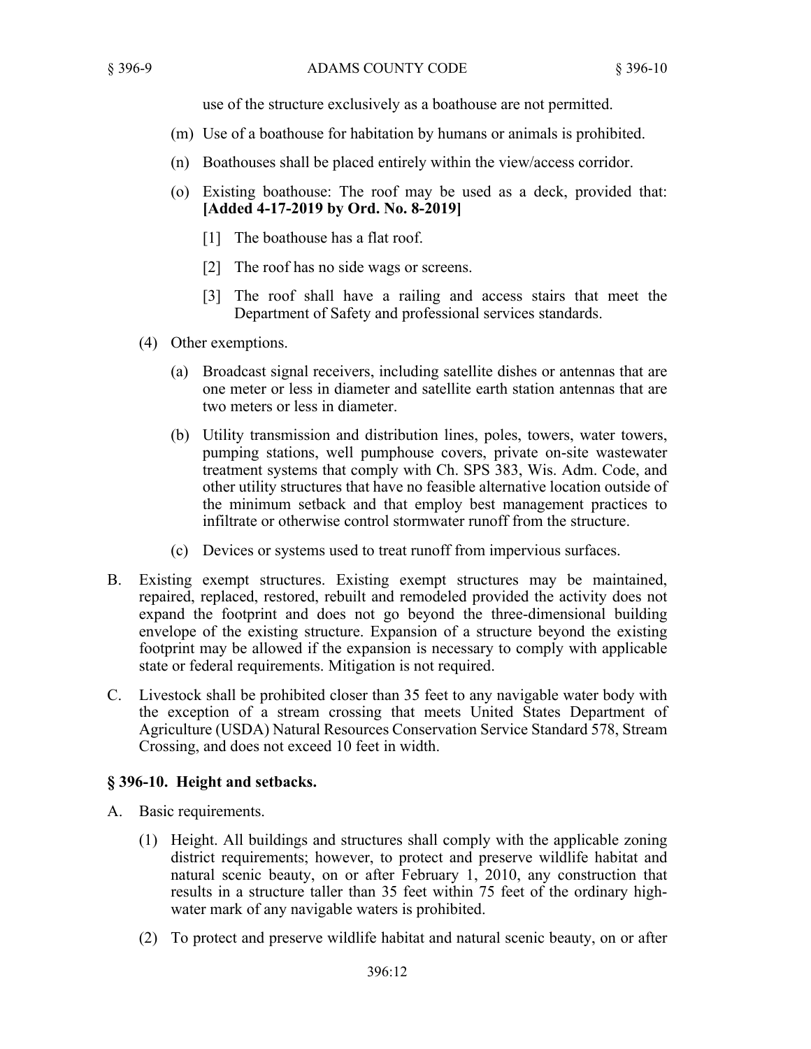use of the structure exclusively as a boathouse are not permitted.

(m) Use of a boathouse for habitation by humans or animals is prohibited.

(n) Boathouses shall be placed entirely within the view/access corridor.

(o) Existing boathouse: The roof may be used as a deck, provided that: **[Added 4-17-2019 by Ord. No. 8-2019]**

[1] The boathouse has a flat roof.

[2] The roof has no side wags or screens.

[3] The roof shall have a railing and access stairs that meet the Department of Safety and professional services standards.

(4) Other exemptions.

(a) Broadcast signal receivers, including satellite dishes or antennas that are one meter or less in diameter and satellite earth station antennas that are two meters or less in diameter.

(b) Utility transmission and distribution lines, poles, towers, water towers, pumping stations, well pumphouse covers, private on-site wastewater treatment systems that comply with Ch. SPS 383, Wis. Adm. Code, and other utility structures that have no feasible alternative location outside of the minimum setback and that employ best management practices to infiltrate or otherwise control stormwater runoff from the structure.

(c) Devices or systems used to treat runoff from impervious surfaces.

B. Existing exempt structures. Existing exempt structures may be maintained, repaired, replaced, restored, rebuilt and remodeled provided the activity does not expand the footprint and does not go beyond the three-dimensional building envelope of the existing structure. Expansion of a structure beyond the existing footprint may be allowed if the expansion is necessary to comply with applicable state or federal requirements. Mitigation is not required.

C. Livestock shall be prohibited closer than 35 feet to any navigable water body with the exception of a stream crossing that meets United States Department of Agriculture (USDA) Natural Resources Conservation Service Standard 578, Stream Crossing, and does not exceed 10 feet in width.

## § 396-10. Height and setbacks.

A. Basic requirements.

(1) Height. All buildings and structures shall comply with the applicable zoning district requirements; however, to protect and preserve wildlife habitat and natural scenic beauty, on or after February 1, 2010, any construction that results in a structure taller than 35 feet within 75 feet of the ordinary high-water mark of any navigable waters is prohibited.

(2) To protect and preserve wildlife habitat and natural scenic beauty, on or after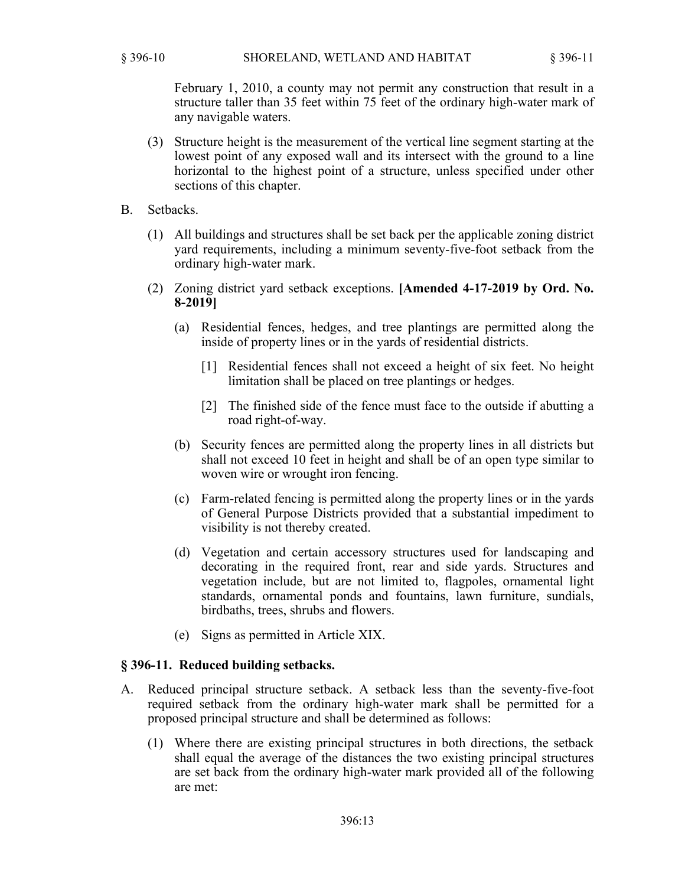February 1, 2010, a county may not permit any construction that result in a structure taller than 35 feet within 75 feet of the ordinary high-water mark of any navigable waters.

(3) Structure height is the measurement of the vertical line segment starting at the lowest point of any exposed wall and its intersect with the ground to a line horizontal to the highest point of a structure, unless specified under other sections of this chapter.

B. Setbacks.

(1) All buildings and structures shall be set back per the applicable zoning district yard requirements, including a minimum seventy-five-foot setback from the ordinary high-water mark.

(2) Zoning district yard setback exceptions. **[Amended 4-17-2019 by Ord. No. 8-2019]**

(a) Residential fences, hedges, and tree plantings are permitted along the inside of property lines or in the yards of residential districts.

[1] Residential fences shall not exceed a height of six feet. No height limitation shall be placed on tree plantings or hedges.

[2] The finished side of the fence must face to the outside if abutting a road right-of-way.

(b) Security fences are permitted along the property lines in all districts but shall not exceed 10 feet in height and shall be of an open type similar to woven wire or wrought iron fencing.

(c) Farm-related fencing is permitted along the property lines or in the yards of General Purpose Districts provided that a substantial impediment to visibility is not thereby created.

(d) Vegetation and certain accessory structures used for landscaping and decorating in the required front, rear and side yards. Structures and vegetation include, but are not limited to, flagpoles, ornamental light standards, ornamental ponds and fountains, lawn furniture, sundials, birdbaths, trees, shrubs and flowers.

(e) Signs as permitted in Article XIX.

## § 396-11. Reduced building setbacks.

A. Reduced principal structure setback. A setback less than the seventy-five-foot required setback from the ordinary high-water mark shall be permitted for a proposed principal structure and shall be determined as follows:

(1) Where there are existing principal structures in both directions, the setback shall equal the average of the distances the two existing principal structures are set back from the ordinary high-water mark provided all of the following are met: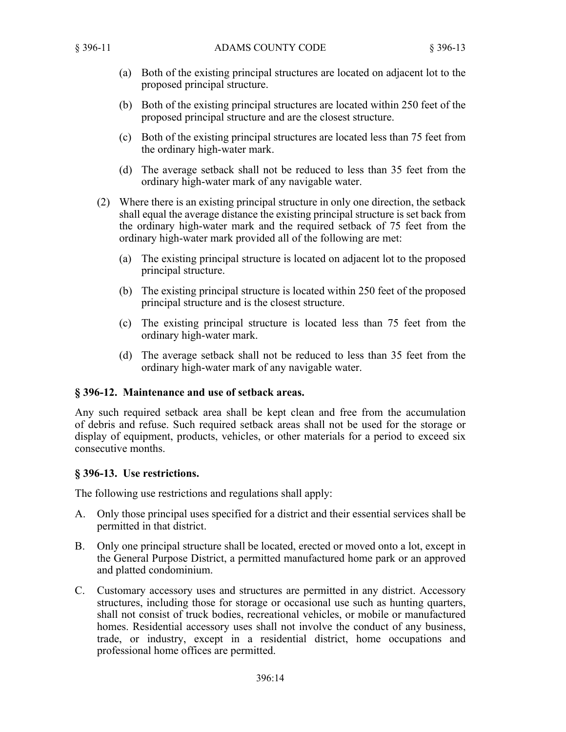(a) Both of the existing principal structures are located on adjacent lot to the proposed principal structure.

(b) Both of the existing principal structures are located within 250 feet of the proposed principal structure and are the closest structure.

(c) Both of the existing principal structures are located less than 75 feet from the ordinary high-water mark.

(d) The average setback shall not be reduced to less than 35 feet from the ordinary high-water mark of any navigable water.

(2) Where there is an existing principal structure in only one direction, the setback shall equal the average distance the existing principal structure is set back from the ordinary high-water mark and the required setback of 75 feet from the ordinary high-water mark provided all of the following are met:

(a) The existing principal structure is located on adjacent lot to the proposed principal structure.

(b) The existing principal structure is located within 250 feet of the proposed principal structure and is the closest structure.

(c) The existing principal structure is located less than 75 feet from the ordinary high-water mark.

(d) The average setback shall not be reduced to less than 35 feet from the ordinary high-water mark of any navigable water.

### § 396-12. Maintenance and use of setback areas.

Any such required setback area shall be kept clean and free from the accumulation of debris and refuse. Such required setback areas shall not be used for the storage or display of equipment, products, vehicles, or other materials for a period to exceed six consecutive months.

### § 396-13. Use restrictions.

The following use restrictions and regulations shall apply:

A. Only those principal uses specified for a district and their essential services shall be permitted in that district.

B. Only one principal structure shall be located, erected or moved onto a lot, except in the General Purpose District, a permitted manufactured home park or an approved and platted condominium.

C. Customary accessory uses and structures are permitted in any district. Accessory structures, including those for storage or occasional use such as hunting quarters, shall not consist of truck bodies, recreational vehicles, or mobile or manufactured homes. Residential accessory uses shall not involve the conduct of any business, trade, or industry, except in a residential district, home occupations and professional home offices are permitted.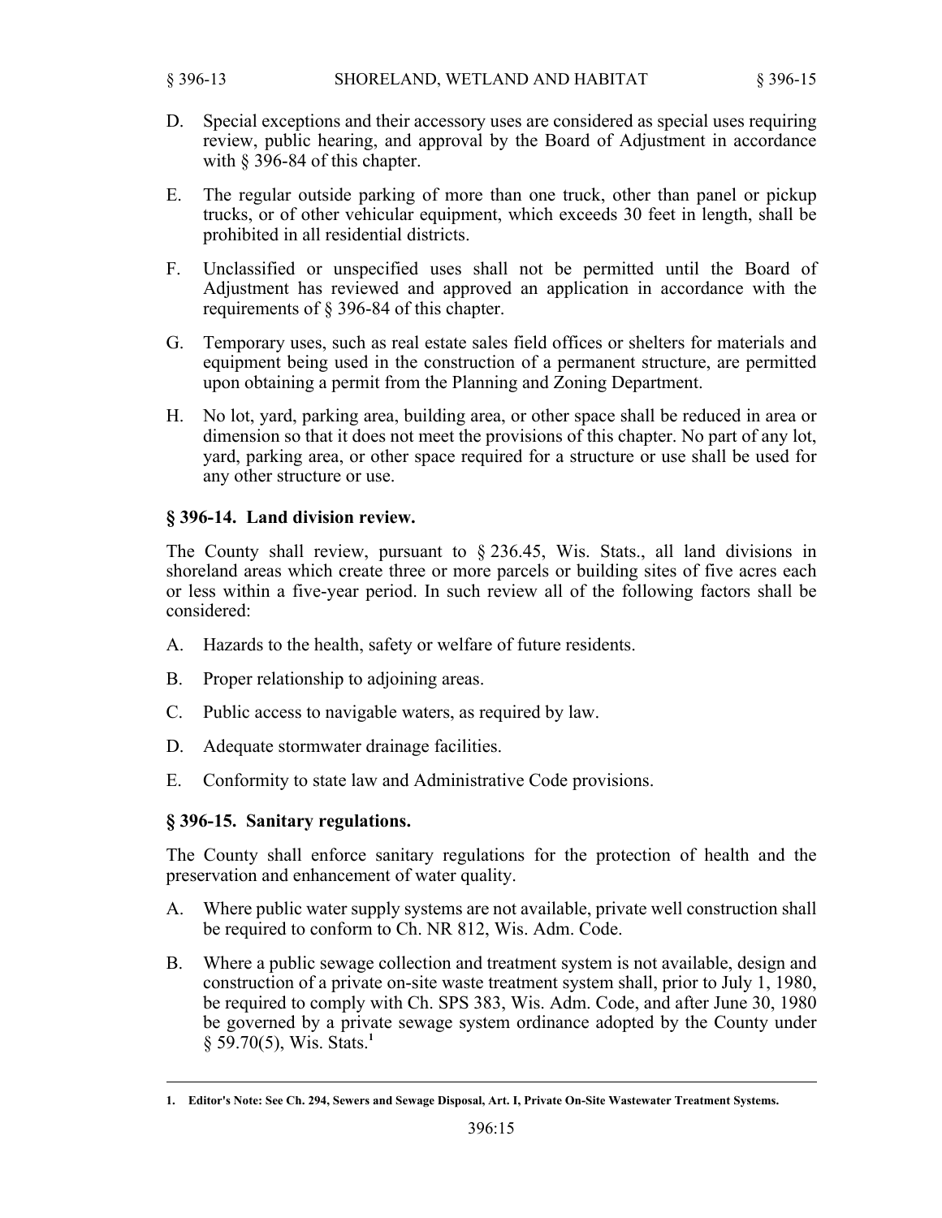D. Special exceptions and their accessory uses are considered as special uses requiring review, public hearing, and approval by the Board of Adjustment in accordance with § 396-84 of this chapter.

E. The regular outside parking of more than one truck, other than panel or pickup trucks, or of other vehicular equipment, which exceeds 30 feet in length, shall be prohibited in all residential districts.

F. Unclassified or unspecified uses shall not be permitted until the Board of Adjustment has reviewed and approved an application in accordance with the requirements of § 396-84 of this chapter.

G. Temporary uses, such as real estate sales field offices or shelters for materials and equipment being used in the construction of a permanent structure, are permitted upon obtaining a permit from the Planning and Zoning Department.

H. No lot, yard, parking area, building area, or other space shall be reduced in area or dimension so that it does not meet the provisions of this chapter. No part of any lot, yard, parking area, or other space required for a structure or use shall be used for any other structure or use.

## § 396-14. Land division review.

The County shall review, pursuant to § 236.45, Wis. Stats., all land divisions in shoreland areas which create three or more parcels or building sites of five acres each or less within a five-year period. In such review all of the following factors shall be considered:

A. Hazards to the health, safety or welfare of future residents.

B. Proper relationship to adjoining areas.

C. Public access to navigable waters, as required by law.

D. Adequate stormwater drainage facilities.

E. Conformity to state law and Administrative Code provisions.

## § 396-15. Sanitary regulations.

The County shall enforce sanitary regulations for the protection of health and the preservation and enhancement of water quality.

A. Where public water supply systems are not available, private well construction shall be required to conform to Ch. NR 812, Wis. Adm. Code.

B. Where a public sewage collection and treatment system is not available, design and construction of a private on-site waste treatment system shall, prior to July 1, 1980, be required to comply with Ch. SPS 383, Wis. Adm. Code, and after June 30, 1980 be governed by a private sewage system ordinance adopted by the County under § 59.70(5), Wis. Stats.[1]

---

1. **Editor's Note: See Ch. 294, Sewers and Sewage Disposal, Art. I, Private On-Site Wastewater Treatment Systems.**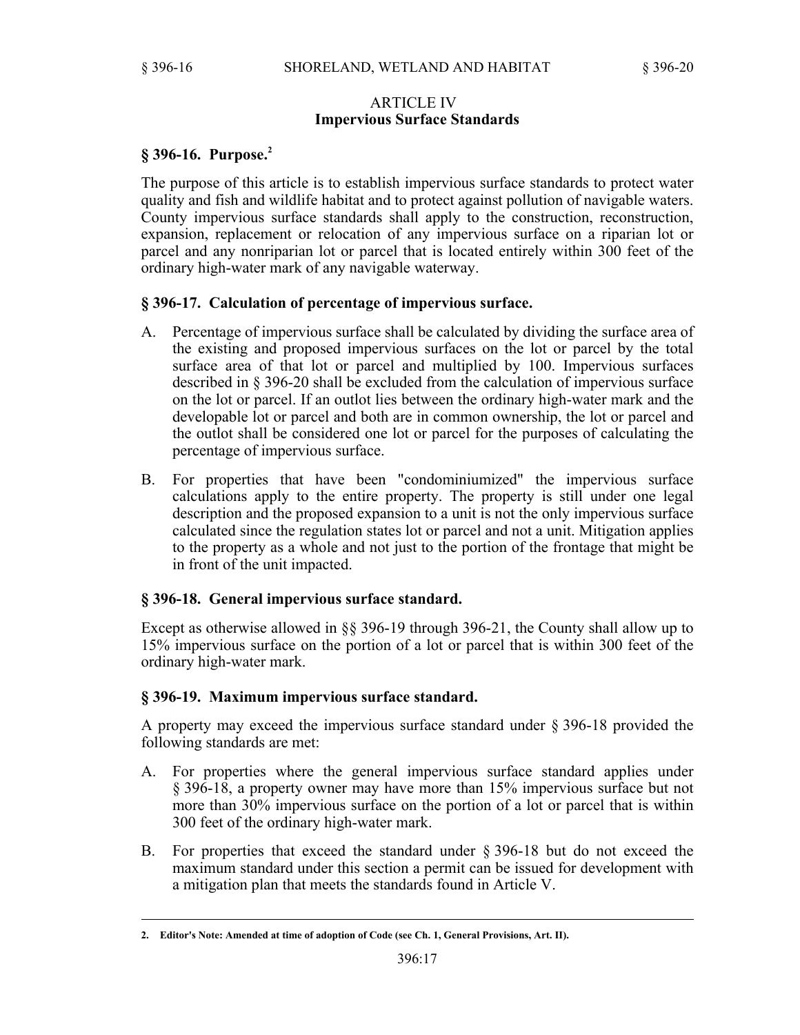## ARTICLE IV
## Impervious Surface Standards

### § 396-16. Purpose.[2]

The purpose of this article is to establish impervious surface standards to protect water quality and fish and wildlife habitat and to protect against pollution of navigable waters. County impervious surface standards shall apply to the construction, reconstruction, expansion, replacement or relocation of any impervious surface on a riparian lot or parcel and any nonriparian lot or parcel that is located entirely within 300 feet of the ordinary high-water mark of any navigable waterway.

### § 396-17. Calculation of percentage of impervious surface.

A. Percentage of impervious surface shall be calculated by dividing the surface area of the existing and proposed impervious surfaces on the lot or parcel by the total surface area of that lot or parcel and multiplied by 100. Impervious surfaces described in § 396-20 shall be excluded from the calculation of impervious surface on the lot or parcel. If an outlot lies between the ordinary high-water mark and the developable lot or parcel and both are in common ownership, the lot or parcel and the outlot shall be considered one lot or parcel for the purposes of calculating the percentage of impervious surface.

B. For properties that have been "condominiumized" the impervious surface calculations apply to the entire property. The property is still under one legal description and the proposed expansion to a unit is not the only impervious surface calculated since the regulation states lot or parcel and not a unit. Mitigation applies to the property as a whole and not just to the portion of the frontage that might be in front of the unit impacted.

### § 396-18. General impervious surface standard.

Except as otherwise allowed in §§ 396-19 through 396-21, the County shall allow up to 15% impervious surface on the portion of a lot or parcel that is within 300 feet of the ordinary high-water mark.

### § 396-19. Maximum impervious surface standard.

A property may exceed the impervious surface standard under § 396-18 provided the following standards are met:

A. For properties where the general impervious surface standard applies under § 396-18, a property owner may have more than 15% impervious surface but not more than 30% impervious surface on the portion of a lot or parcel that is within 300 feet of the ordinary high-water mark.

B. For properties that exceed the standard under § 396-18 but do not exceed the maximum standard under this section a permit can be issued for development with a mitigation plan that meets the standards found in Article V.

---

2. **Editor's Note: Amended at time of adoption of Code (see Ch. 1, General Provisions, Art. II).**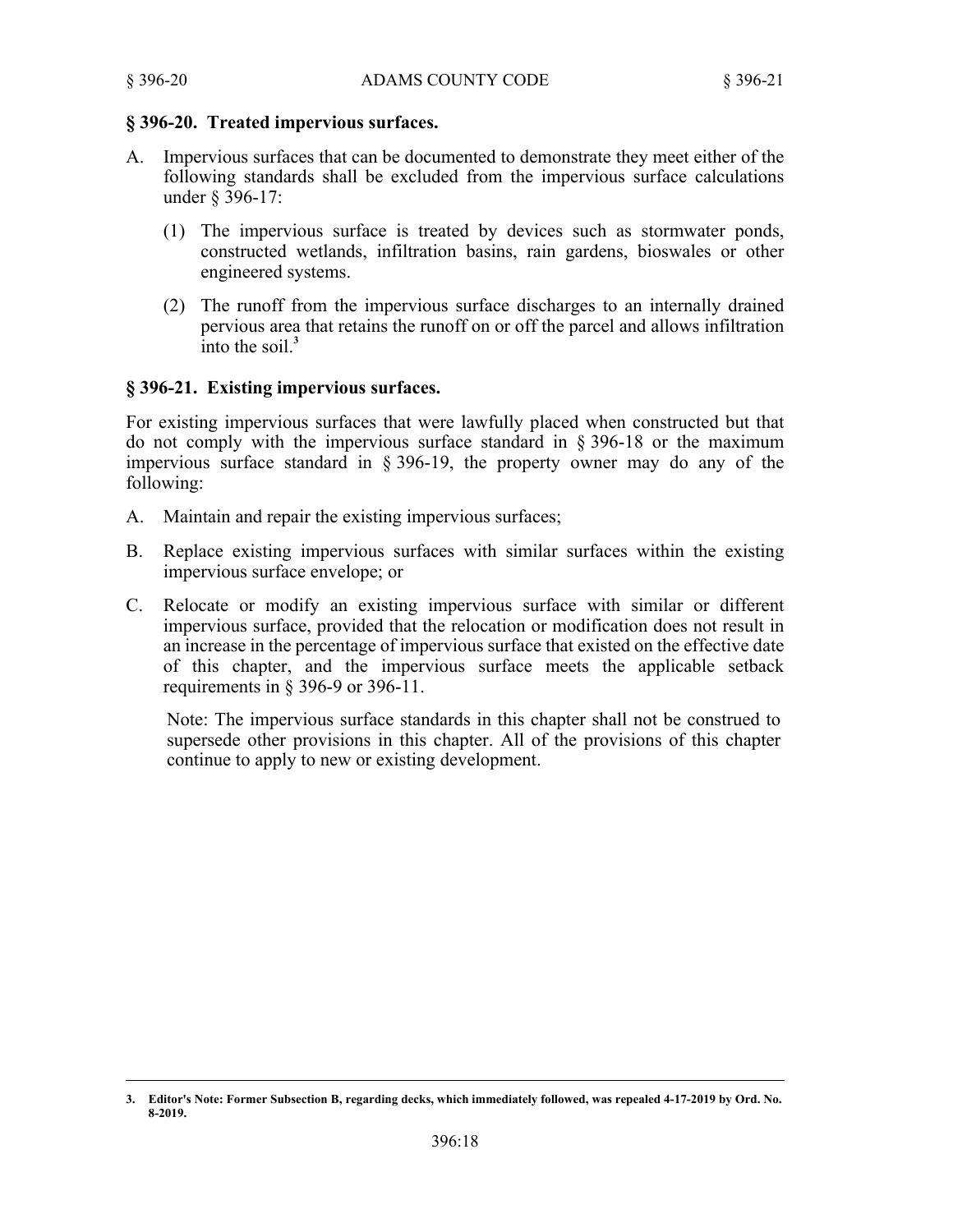## § 396-20. Treated impervious surfaces.

A. Impervious surfaces that can be documented to demonstrate they meet either of the following standards shall be excluded from the impervious surface calculations under § 396-17:

   (1) The impervious surface is treated by devices such as stormwater ponds, constructed wetlands, infiltration basins, rain gardens, bioswales or other engineered systems.

   (2) The runoff from the impervious surface discharges to an internally drained pervious area that retains the runoff on or off the parcel and allows infiltration into the soil.[3]

## § 396-21. Existing impervious surfaces.

For existing impervious surfaces that were lawfully placed when constructed but that do not comply with the impervious surface standard in § 396-18 or the maximum impervious surface standard in § 396-19, the property owner may do any of the following:

A. Maintain and repair the existing impervious surfaces;

B. Replace existing impervious surfaces with similar surfaces within the existing impervious surface envelope; or

C. Relocate or modify an existing impervious surface with similar or different impervious surface, provided that the relocation or modification does not result in an increase in the percentage of impervious surface that existed on the effective date of this chapter, and the impervious surface meets the applicable setback requirements in § 396-9 or 396-11.

   Note: The impervious surface standards in this chapter shall not be construed to supersede other provisions in this chapter. All of the provisions of this chapter continue to apply to new or existing development.

---

**3. Editor's Note: Former Subsection B, regarding decks, which immediately followed, was repealed 4-17-2019 by Ord. No. 8-2019.**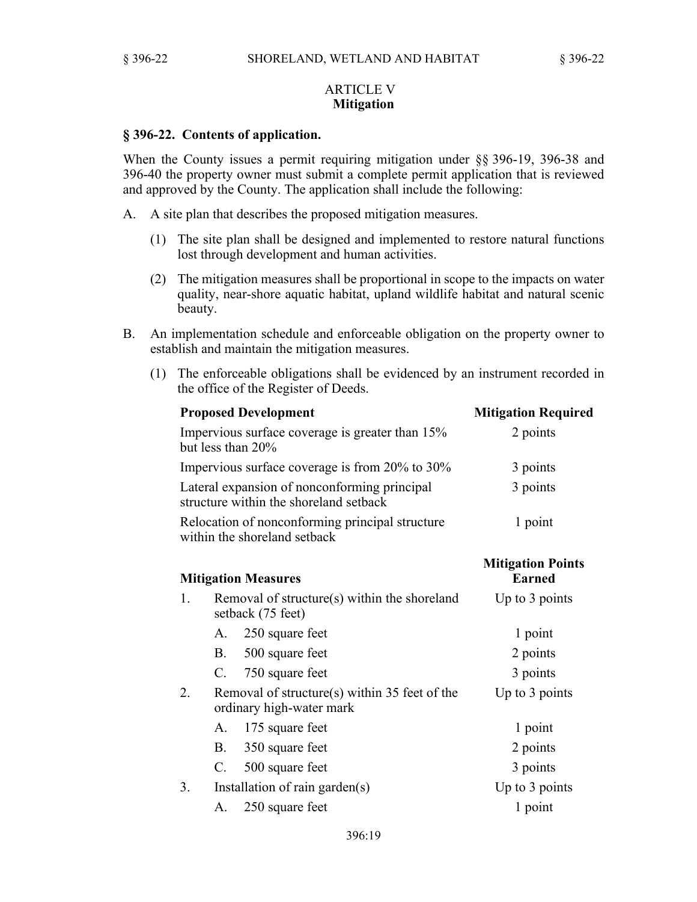## ARTICLE V
## Mitigation

### § 396-22. Contents of application.

When the County issues a permit requiring mitigation under §§ 396-19, 396-38 and 396-40 the property owner must submit a complete permit application that is reviewed and approved by the County. The application shall include the following:

A. A site plan that describes the proposed mitigation measures.

   (1) The site plan shall be designed and implemented to restore natural functions lost through development and human activities.

   (2) The mitigation measures shall be proportional in scope to the impacts on water quality, near-shore aquatic habitat, upland wildlife habitat and natural scenic beauty.

B. An implementation schedule and enforceable obligation on the property owner to establish and maintain the mitigation measures.

   (1) The enforceable obligations shall be evidenced by an instrument recorded in the office of the Register of Deeds.

| Proposed Development | Mitigation Required |
|---|---|
| Impervious surface coverage is greater than 15% but less than 20% | 2 points |
| Impervious surface coverage is from 20% to 30% | 3 points |
| Lateral expansion of nonconforming principal structure within the shoreland setback | 3 points |
| Relocation of nonconforming principal structure within the shoreland setback | 1 point |

| Mitigation Measures | | Mitigation Points Earned |
|---|---|---|
| 1. | Removal of structure(s) within the shoreland setback (75 feet) | Up to 3 points |
| | A. 250 square feet | 1 point |
| | B. 500 square feet | 2 points |
| | C. 750 square feet | 3 points |
| 2. | Removal of structure(s) within 35 feet of the ordinary high-water mark | Up to 3 points |
| | A. 175 square feet | 1 point |
| | B. 350 square feet | 2 points |
| | C. 500 square feet | 3 points |
| 3. | Installation of rain garden(s) | Up to 3 points |
| | A. 250 square feet | 1 point |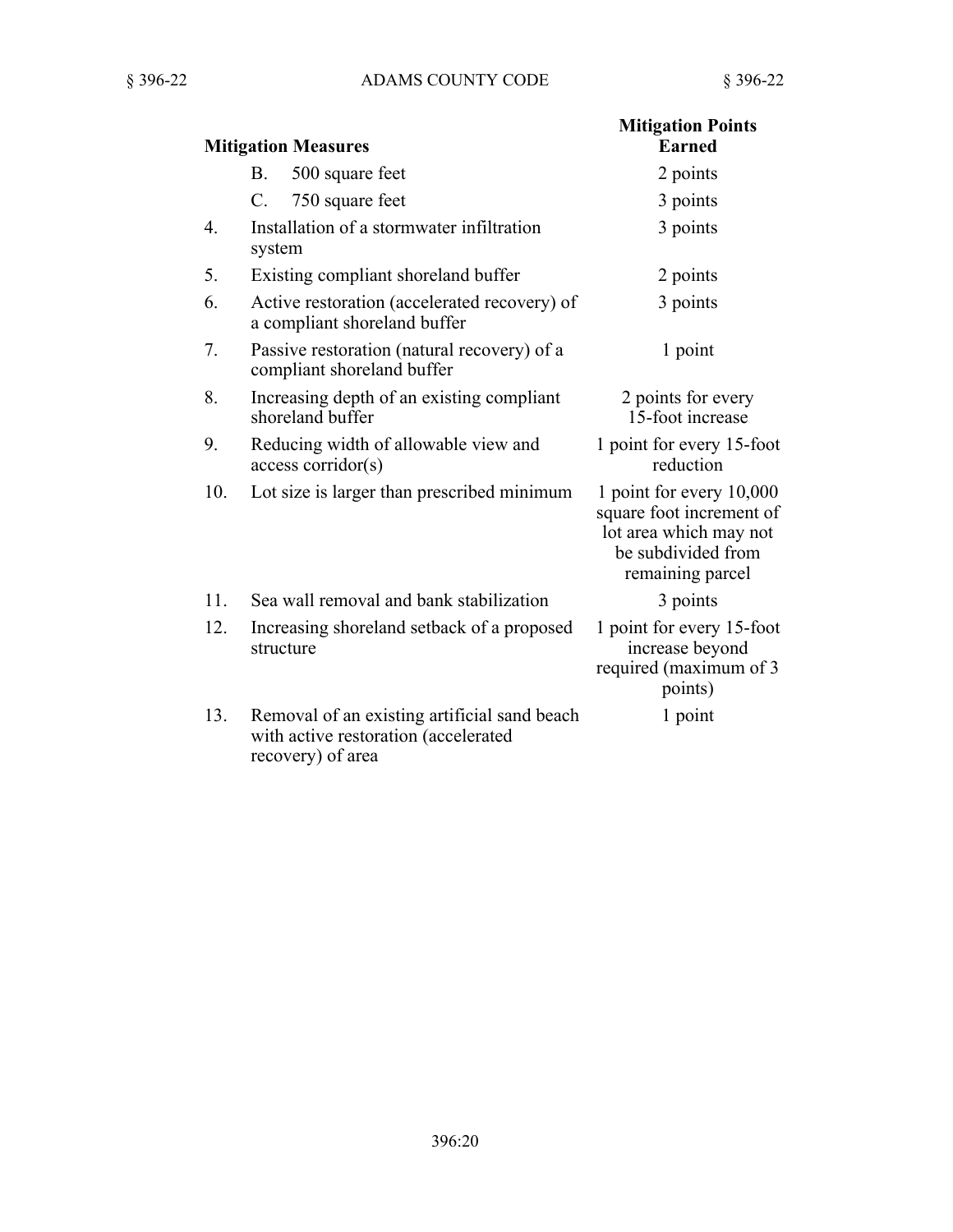| Mitigation Measures | Mitigation Points Earned |
| --- | --- |
| B. 500 square feet | 2 points |
| C. 750 square feet | 3 points |
| 4. Installation of a stormwater infiltration system | 3 points |
| 5. Existing compliant shoreland buffer | 2 points |
| 6. Active restoration (accelerated recovery) of a compliant shoreland buffer | 3 points |
| 7. Passive restoration (natural recovery) of a compliant shoreland buffer | 1 point |
| 8. Increasing depth of an existing compliant shoreland buffer | 2 points for every 15-foot increase |
| 9. Reducing width of allowable view and access corridor(s) | 1 point for every 15-foot reduction |
| 10. Lot size is larger than prescribed minimum | 1 point for every 10,000 square foot increment of lot area which may not be subdivided from remaining parcel |
| 11. Sea wall removal and bank stabilization | 3 points |
| 12. Increasing shoreland setback of a proposed structure | 1 point for every 15-foot increase beyond required (maximum of 3 points) |
| 13. Removal of an existing artificial sand beach with active restoration (accelerated recovery) of area | 1 point |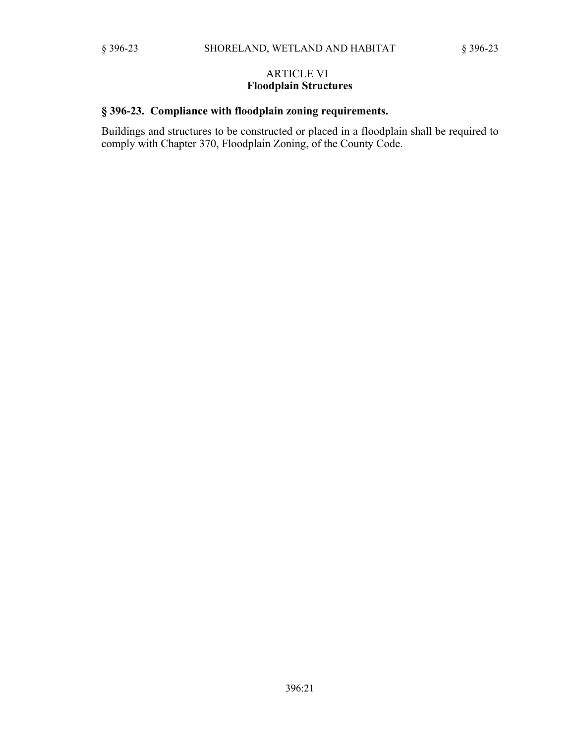## ARTICLE VI
## Floodplain Structures

### § 396-23. Compliance with floodplain zoning requirements.

Buildings and structures to be constructed or placed in a floodplain shall be required to comply with Chapter 370, Floodplain Zoning, of the County Code.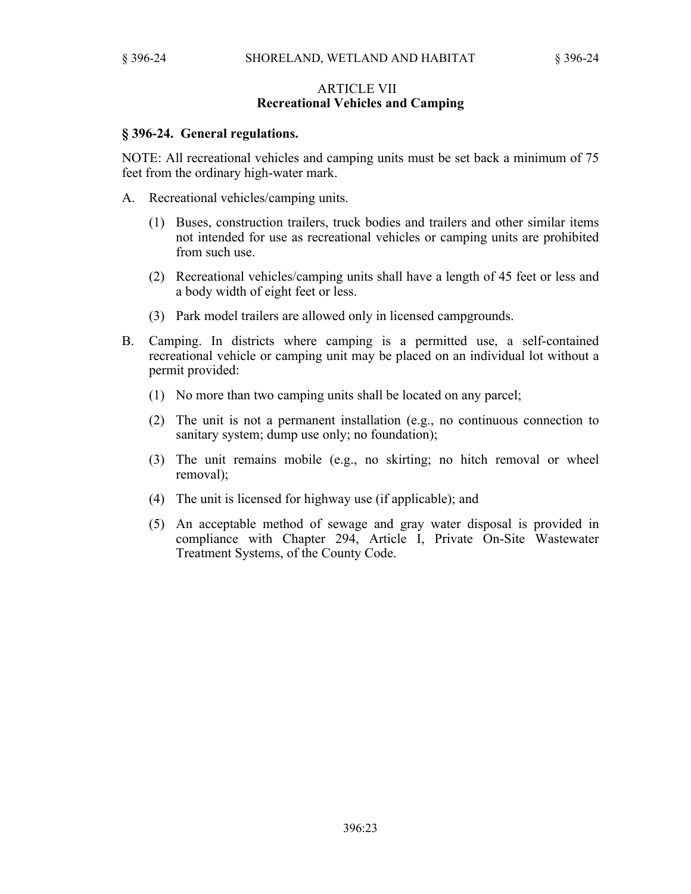## ARTICLE VII
## Recreational Vehicles and Camping

### § 396-24. General regulations.

NOTE: All recreational vehicles and camping units must be set back a minimum of 75 feet from the ordinary high-water mark.

A. Recreational vehicles/camping units.

   (1) Buses, construction trailers, truck bodies and trailers and other similar items not intended for use as recreational vehicles or camping units are prohibited from such use.

   (2) Recreational vehicles/camping units shall have a length of 45 feet or less and a body width of eight feet or less.

   (3) Park model trailers are allowed only in licensed campgrounds.

B. Camping. In districts where camping is a permitted use, a self-contained recreational vehicle or camping unit may be placed on an individual lot without a permit provided:

   (1) No more than two camping units shall be located on any parcel;

   (2) The unit is not a permanent installation (e.g., no continuous connection to sanitary system; dump use only; no foundation);

   (3) The unit remains mobile (e.g., no skirting; no hitch removal or wheel removal);

   (4) The unit is licensed for highway use (if applicable); and

   (5) An acceptable method of sewage and gray water disposal is provided in compliance with Chapter 294, Article I, Private On-Site Wastewater Treatment Systems, of the County Code.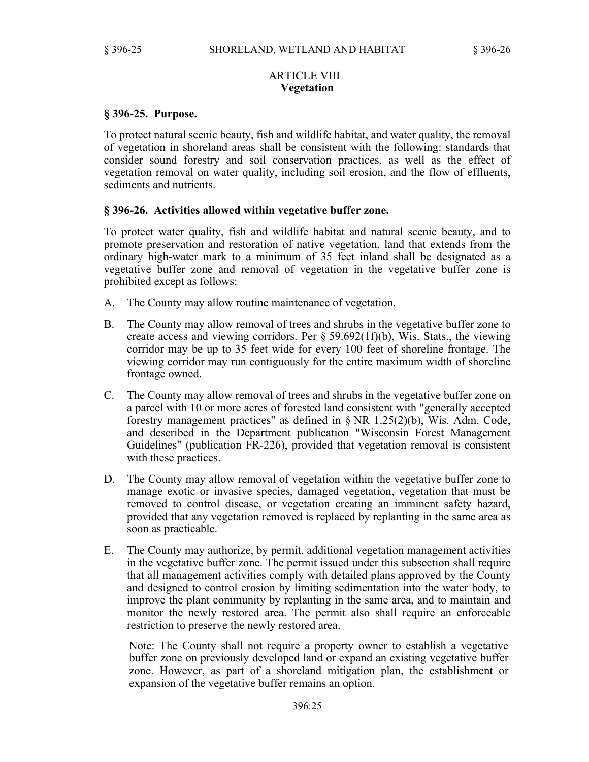## ARTICLE VIII
## Vegetation

### § 396-25. Purpose.

To protect natural scenic beauty, fish and wildlife habitat, and water quality, the removal of vegetation in shoreland areas shall be consistent with the following: standards that consider sound forestry and soil conservation practices, as well as the effect of vegetation removal on water quality, including soil erosion, and the flow of effluents, sediments and nutrients.

### § 396-26. Activities allowed within vegetative buffer zone.

To protect water quality, fish and wildlife habitat and natural scenic beauty, and to promote preservation and restoration of native vegetation, land that extends from the ordinary high-water mark to a minimum of 35 feet inland shall be designated as a vegetative buffer zone and removal of vegetation in the vegetative buffer zone is prohibited except as follows:

A. The County may allow routine maintenance of vegetation.

B. The County may allow removal of trees and shrubs in the vegetative buffer zone to create access and viewing corridors. Per § 59.692(1f)(b), Wis. Stats., the viewing corridor may be up to 35 feet wide for every 100 feet of shoreline frontage. The viewing corridor may run contiguously for the entire maximum width of shoreline frontage owned.

C. The County may allow removal of trees and shrubs in the vegetative buffer zone on a parcel with 10 or more acres of forested land consistent with "generally accepted forestry management practices" as defined in § NR 1.25(2)(b), Wis. Adm. Code, and described in the Department publication "Wisconsin Forest Management Guidelines" (publication FR-226), provided that vegetation removal is consistent with these practices.

D. The County may allow removal of vegetation within the vegetative buffer zone to manage exotic or invasive species, damaged vegetation, vegetation that must be removed to control disease, or vegetation creating an imminent safety hazard, provided that any vegetation removed is replaced by replanting in the same area as soon as practicable.

E. The County may authorize, by permit, additional vegetation management activities in the vegetative buffer zone. The permit issued under this subsection shall require that all management activities comply with detailed plans approved by the County and designed to control erosion by limiting sedimentation into the water body, to improve the plant community by replanting in the same area, and to maintain and monitor the newly restored area. The permit also shall require an enforceable restriction to preserve the newly restored area.

   Note: The County shall not require a property owner to establish a vegetative buffer zone on previously developed land or expand an existing vegetative buffer zone. However, as part of a shoreland mitigation plan, the establishment or expansion of the vegetative buffer remains an option.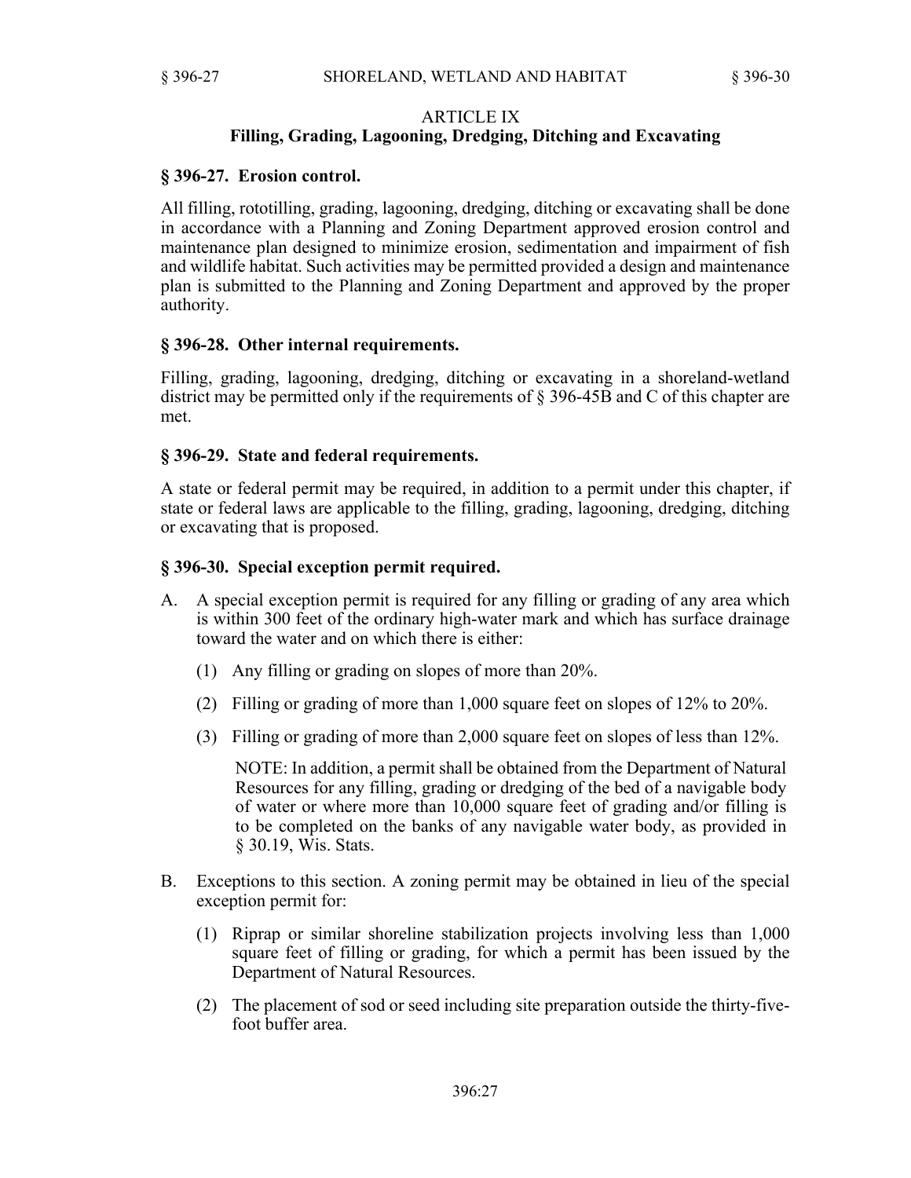## ARTICLE IX
## Filling, Grading, Lagooning, Dredging, Ditching and Excavating

### § 396-27. Erosion control.

All filling, rototilling, grading, lagooning, dredging, ditching or excavating shall be done in accordance with a Planning and Zoning Department approved erosion control and maintenance plan designed to minimize erosion, sedimentation and impairment of fish and wildlife habitat. Such activities may be permitted provided a design and maintenance plan is submitted to the Planning and Zoning Department and approved by the proper authority.

### § 396-28. Other internal requirements.

Filling, grading, lagooning, dredging, ditching or excavating in a shoreland-wetland district may be permitted only if the requirements of § 396-45B and C of this chapter are met.

### § 396-29. State and federal requirements.

A state or federal permit may be required, in addition to a permit under this chapter, if state or federal laws are applicable to the filling, grading, lagooning, dredging, ditching or excavating that is proposed.

### § 396-30. Special exception permit required.

A. A special exception permit is required for any filling or grading of any area which is within 300 feet of the ordinary high-water mark and which has surface drainage toward the water and on which there is either:

   (1) Any filling or grading on slopes of more than 20%.

   (2) Filling or grading of more than 1,000 square feet on slopes of 12% to 20%.

   (3) Filling or grading of more than 2,000 square feet on slopes of less than 12%.

   NOTE: In addition, a permit shall be obtained from the Department of Natural Resources for any filling, grading or dredging of the bed of a navigable body of water or where more than 10,000 square feet of grading and/or filling is to be completed on the banks of any navigable water body, as provided in § 30.19, Wis. Stats.

B. Exceptions to this section. A zoning permit may be obtained in lieu of the special exception permit for:

   (1) Riprap or similar shoreline stabilization projects involving less than 1,000 square feet of filling or grading, for which a permit has been issued by the Department of Natural Resources.

   (2) The placement of sod or seed including site preparation outside the thirty-five-foot buffer area.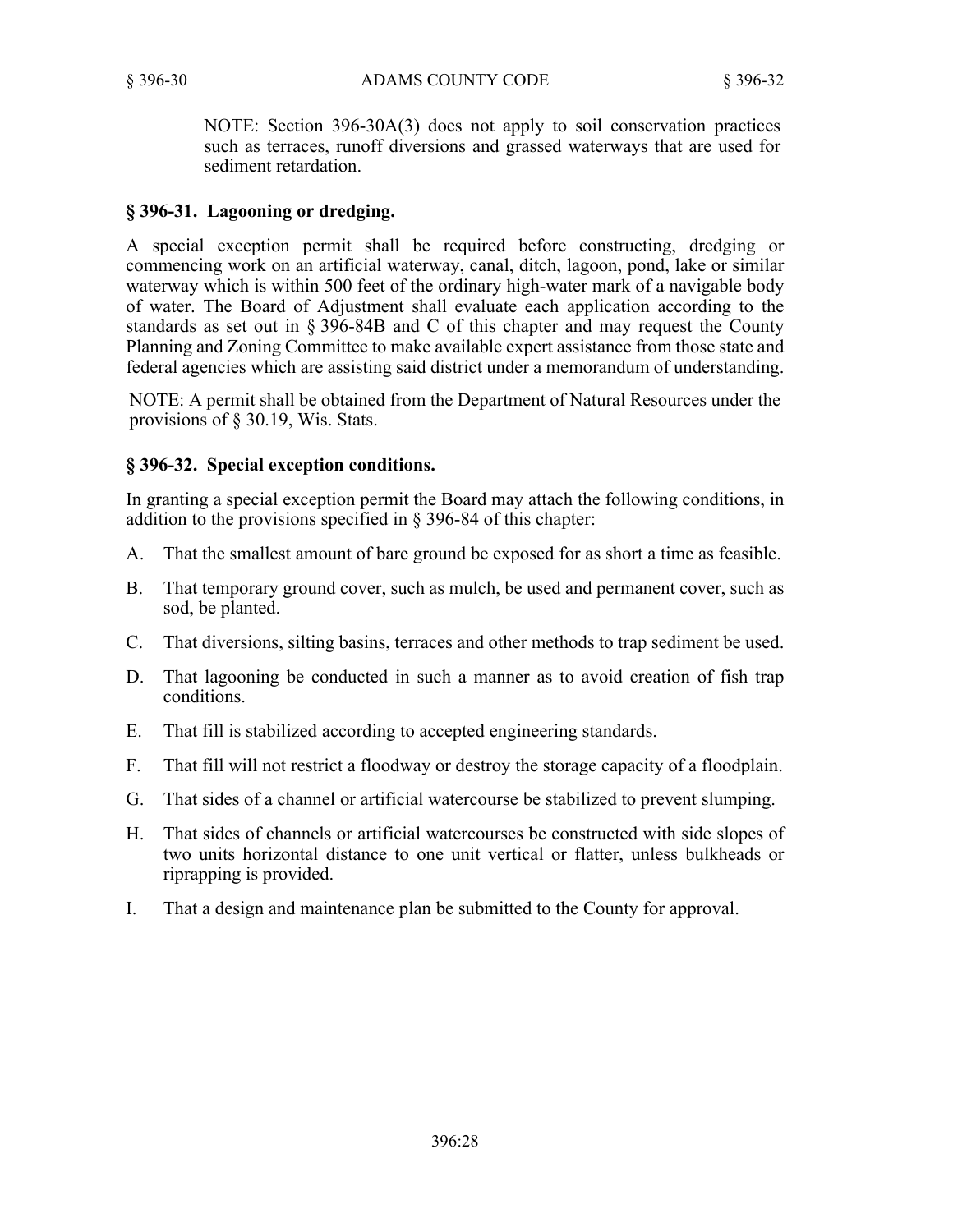NOTE: Section 396-30A(3) does not apply to soil conservation practices such as terraces, runoff diversions and grassed waterways that are used for sediment retardation.

## § 396-31. Lagooning or dredging.

A special exception permit shall be required before constructing, dredging or commencing work on an artificial waterway, canal, ditch, lagoon, pond, lake or similar waterway which is within 500 feet of the ordinary high-water mark of a navigable body of water. The Board of Adjustment shall evaluate each application according to the standards as set out in § 396-84B and C of this chapter and may request the County Planning and Zoning Committee to make available expert assistance from those state and federal agencies which are assisting said district under a memorandum of understanding.

NOTE: A permit shall be obtained from the Department of Natural Resources under the provisions of § 30.19, Wis. Stats.

## § 396-32. Special exception conditions.

In granting a special exception permit the Board may attach the following conditions, in addition to the provisions specified in § 396-84 of this chapter:

A. That the smallest amount of bare ground be exposed for as short a time as feasible.

B. That temporary ground cover, such as mulch, be used and permanent cover, such as sod, be planted.

C. That diversions, silting basins, terraces and other methods to trap sediment be used.

D. That lagooning be conducted in such a manner as to avoid creation of fish trap conditions.

E. That fill is stabilized according to accepted engineering standards.

F. That fill will not restrict a floodway or destroy the storage capacity of a floodplain.

G. That sides of a channel or artificial watercourse be stabilized to prevent slumping.

H. That sides of channels or artificial watercourses be constructed with side slopes of two units horizontal distance to one unit vertical or flatter, unless bulkheads or riprapping is provided.

I. That a design and maintenance plan be submitted to the County for approval.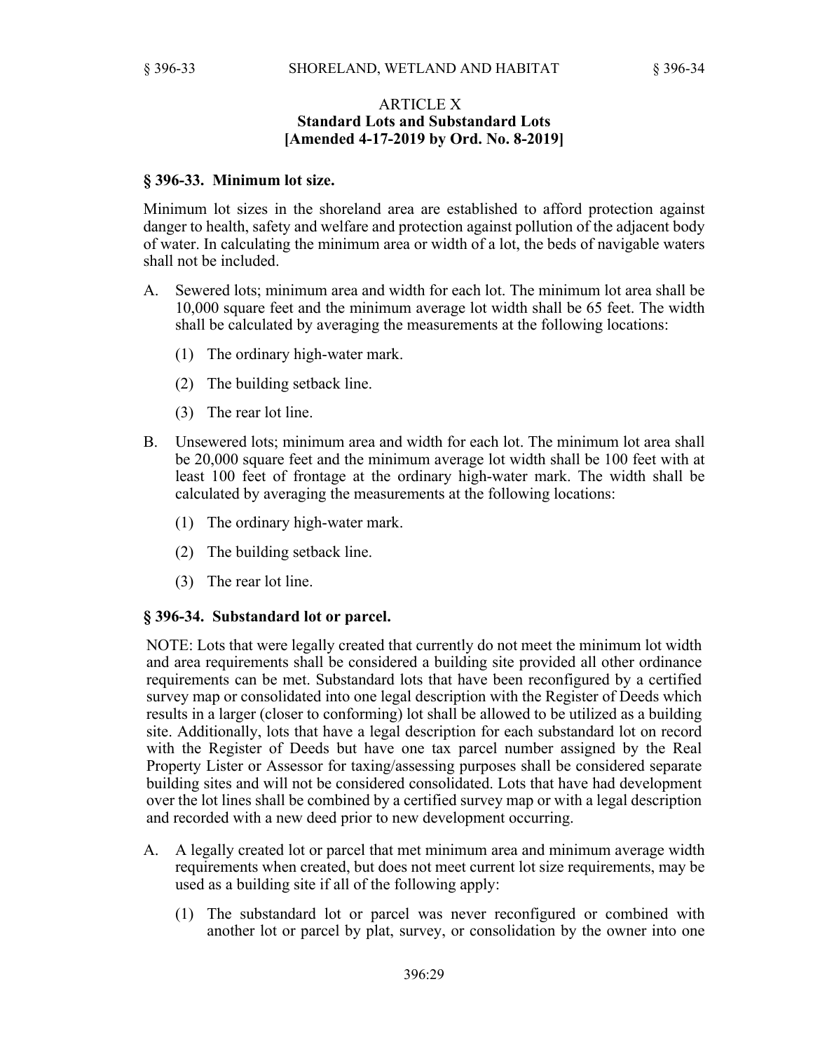## ARTICLE X
## Standard Lots and Substandard Lots
## [Amended 4-17-2019 by Ord. No. 8-2019]

### § 396-33. Minimum lot size.

Minimum lot sizes in the shoreland area are established to afford protection against danger to health, safety and welfare and protection against pollution of the adjacent body of water. In calculating the minimum area or width of a lot, the beds of navigable waters shall not be included.

A. Sewered lots; minimum area and width for each lot. The minimum lot area shall be 10,000 square feet and the minimum average lot width shall be 65 feet. The width shall be calculated by averaging the measurements at the following locations:

   (1) The ordinary high-water mark.

   (2) The building setback line.

   (3) The rear lot line.

B. Unsewered lots; minimum area and width for each lot. The minimum lot area shall be 20,000 square feet and the minimum average lot width shall be 100 feet with at least 100 feet of frontage at the ordinary high-water mark. The width shall be calculated by averaging the measurements at the following locations:

   (1) The ordinary high-water mark.

   (2) The building setback line.

   (3) The rear lot line.

### § 396-34. Substandard lot or parcel.

NOTE: Lots that were legally created that currently do not meet the minimum lot width and area requirements shall be considered a building site provided all other ordinance requirements can be met. Substandard lots that have been reconfigured by a certified survey map or consolidated into one legal description with the Register of Deeds which results in a larger (closer to conforming) lot shall be allowed to be utilized as a building site. Additionally, lots that have a legal description for each substandard lot on record with the Register of Deeds but have one tax parcel number assigned by the Real Property Lister or Assessor for taxing/assessing purposes shall be considered separate building sites and will not be considered consolidated. Lots that have had development over the lot lines shall be combined by a certified survey map or with a legal description and recorded with a new deed prior to new development occurring.

A. A legally created lot or parcel that met minimum area and minimum average width requirements when created, but does not meet current lot size requirements, may be used as a building site if all of the following apply:

   (1) The substandard lot or parcel was never reconfigured or combined with another lot or parcel by plat, survey, or consolidation by the owner into one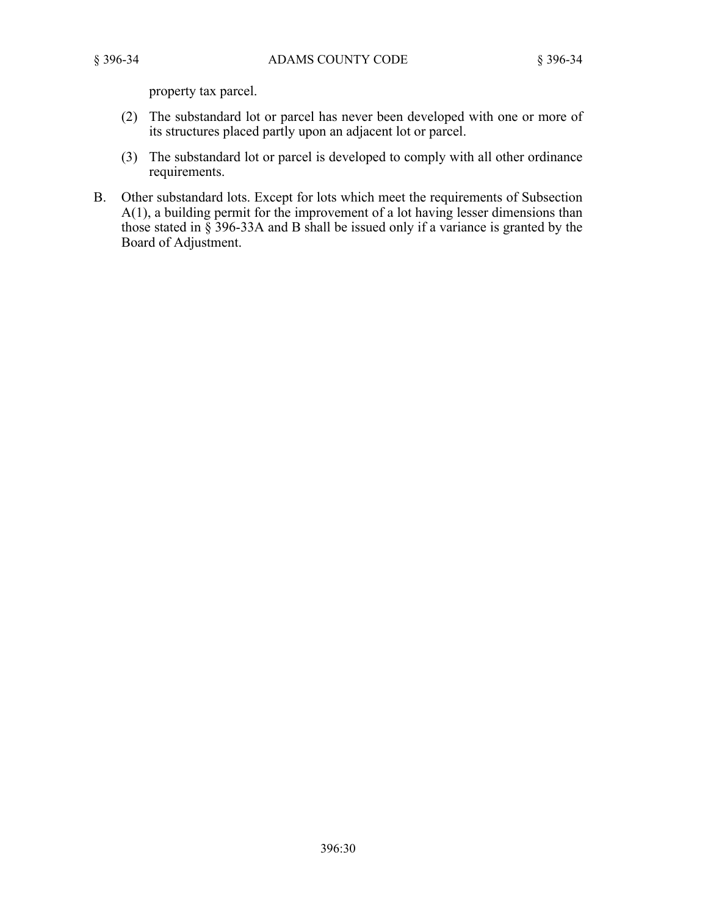property tax parcel.

(2) The substandard lot or parcel has never been developed with one or more of its structures placed partly upon an adjacent lot or parcel.

(3) The substandard lot or parcel is developed to comply with all other ordinance requirements.

B. Other substandard lots. Except for lots which meet the requirements of Subsection A(1), a building permit for the improvement of a lot having lesser dimensions than those stated in § 396-33A and B shall be issued only if a variance is granted by the Board of Adjustment.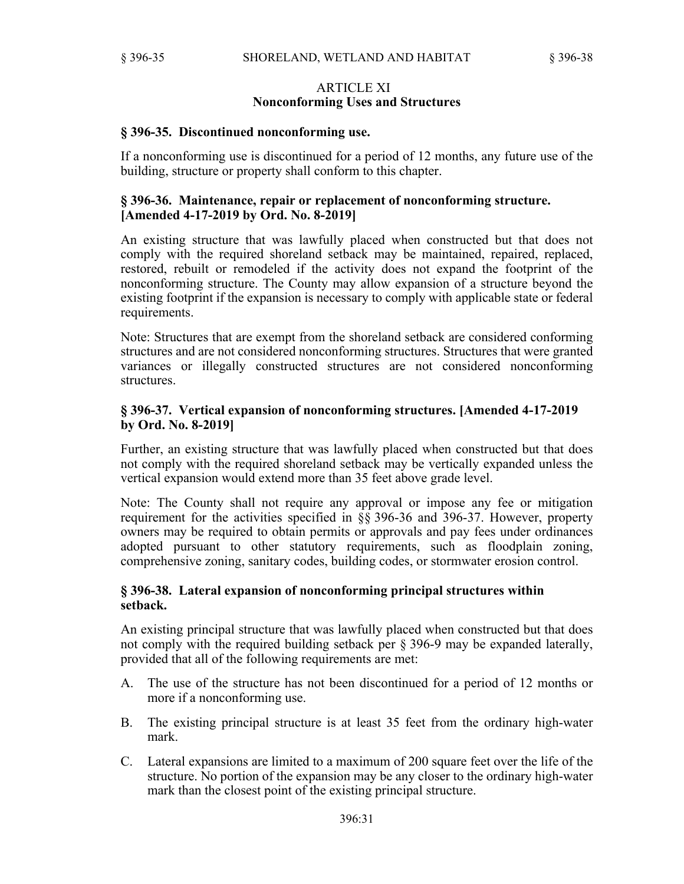## ARTICLE XI
## Nonconforming Uses and Structures

### § 396-35. Discontinued nonconforming use.

If a nonconforming use is discontinued for a period of 12 months, any future use of the building, structure or property shall conform to this chapter.

### § 396-36. Maintenance, repair or replacement of nonconforming structure. [Amended 4-17-2019 by Ord. No. 8-2019]

An existing structure that was lawfully placed when constructed but that does not comply with the required shoreland setback may be maintained, repaired, replaced, restored, rebuilt or remodeled if the activity does not expand the footprint of the nonconforming structure. The County may allow expansion of a structure beyond the existing footprint if the expansion is necessary to comply with applicable state or federal requirements.

Note: Structures that are exempt from the shoreland setback are considered conforming structures and are not considered nonconforming structures. Structures that were granted variances or illegally constructed structures are not considered nonconforming structures.

### § 396-37. Vertical expansion of nonconforming structures. [Amended 4-17-2019 by Ord. No. 8-2019]

Further, an existing structure that was lawfully placed when constructed but that does not comply with the required shoreland setback may be vertically expanded unless the vertical expansion would extend more than 35 feet above grade level.

Note: The County shall not require any approval or impose any fee or mitigation requirement for the activities specified in §§ 396-36 and 396-37. However, property owners may be required to obtain permits or approvals and pay fees under ordinances adopted pursuant to other statutory requirements, such as floodplain zoning, comprehensive zoning, sanitary codes, building codes, or stormwater erosion control.

### § 396-38. Lateral expansion of nonconforming principal structures within setback.

An existing principal structure that was lawfully placed when constructed but that does not comply with the required building setback per § 396-9 may be expanded laterally, provided that all of the following requirements are met:

A. The use of the structure has not been discontinued for a period of 12 months or more if a nonconforming use.

B. The existing principal structure is at least 35 feet from the ordinary high-water mark.

C. Lateral expansions are limited to a maximum of 200 square feet over the life of the structure. No portion of the expansion may be any closer to the ordinary high-water mark than the closest point of the existing principal structure.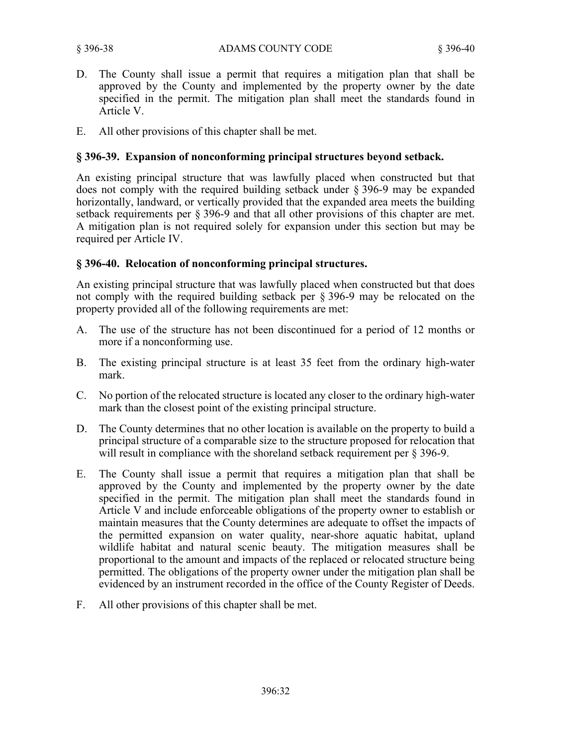D. The County shall issue a permit that requires a mitigation plan that shall be approved by the County and implemented by the property owner by the date specified in the permit. The mitigation plan shall meet the standards found in Article V.

E. All other provisions of this chapter shall be met.

### § 396-39. Expansion of nonconforming principal structures beyond setback.

An existing principal structure that was lawfully placed when constructed but that does not comply with the required building setback under § 396-9 may be expanded horizontally, landward, or vertically provided that the expanded area meets the building setback requirements per § 396-9 and that all other provisions of this chapter are met. A mitigation plan is not required solely for expansion under this section but may be required per Article IV.

### § 396-40. Relocation of nonconforming principal structures.

An existing principal structure that was lawfully placed when constructed but that does not comply with the required building setback per § 396-9 may be relocated on the property provided all of the following requirements are met:

A. The use of the structure has not been discontinued for a period of 12 months or more if a nonconforming use.

B. The existing principal structure is at least 35 feet from the ordinary high-water mark.

C. No portion of the relocated structure is located any closer to the ordinary high-water mark than the closest point of the existing principal structure.

D. The County determines that no other location is available on the property to build a principal structure of a comparable size to the structure proposed for relocation that will result in compliance with the shoreland setback requirement per § 396-9.

E. The County shall issue a permit that requires a mitigation plan that shall be approved by the County and implemented by the property owner by the date specified in the permit. The mitigation plan shall meet the standards found in Article V and include enforceable obligations of the property owner to establish or maintain measures that the County determines are adequate to offset the impacts of the permitted expansion on water quality, near-shore aquatic habitat, upland wildlife habitat and natural scenic beauty. The mitigation measures shall be proportional to the amount and impacts of the replaced or relocated structure being permitted. The obligations of the property owner under the mitigation plan shall be evidenced by an instrument recorded in the office of the County Register of Deeds.

F. All other provisions of this chapter shall be met.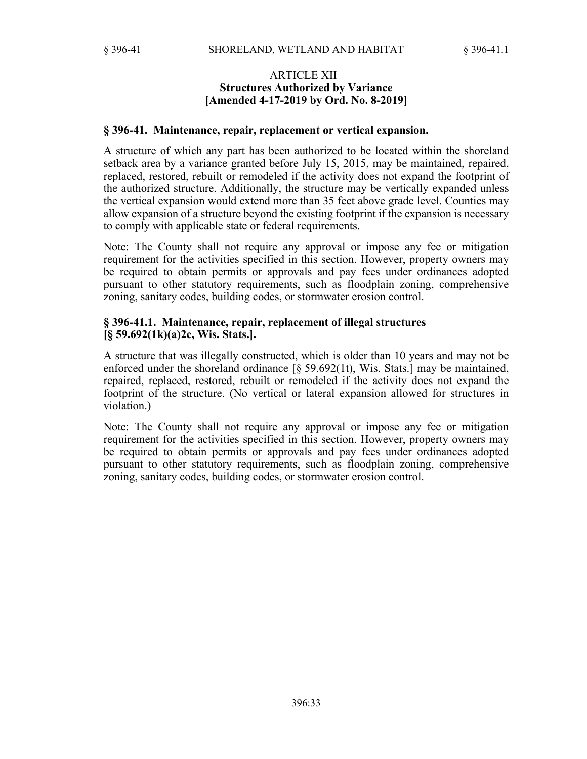## ARTICLE XII
## Structures Authorized by Variance
**[Amended 4-17-2019 by Ord. No. 8-2019]**

### § 396-41. Maintenance, repair, replacement or vertical expansion.

A structure of which any part has been authorized to be located within the shoreland setback area by a variance granted before July 15, 2015, may be maintained, repaired, replaced, restored, rebuilt or remodeled if the activity does not expand the footprint of the authorized structure. Additionally, the structure may be vertically expanded unless the vertical expansion would extend more than 35 feet above grade level. Counties may allow expansion of a structure beyond the existing footprint if the expansion is necessary to comply with applicable state or federal requirements.

Note: The County shall not require any approval or impose any fee or mitigation requirement for the activities specified in this section. However, property owners may be required to obtain permits or approvals and pay fees under ordinances adopted pursuant to other statutory requirements, such as floodplain zoning, comprehensive zoning, sanitary codes, building codes, or stormwater erosion control.

### § 396-41.1. Maintenance, repair, replacement of illegal structures [§ 59.692(1k)(a)2c, Wis. Stats.].

A structure that was illegally constructed, which is older than 10 years and may not be enforced under the shoreland ordinance [§ 59.692(1t), Wis. Stats.] may be maintained, repaired, replaced, restored, rebuilt or remodeled if the activity does not expand the footprint of the structure. (No vertical or lateral expansion allowed for structures in violation.)

Note: The County shall not require any approval or impose any fee or mitigation requirement for the activities specified in this section. However, property owners may be required to obtain permits or approvals and pay fees under ordinances adopted pursuant to other statutory requirements, such as floodplain zoning, comprehensive zoning, sanitary codes, building codes, or stormwater erosion control.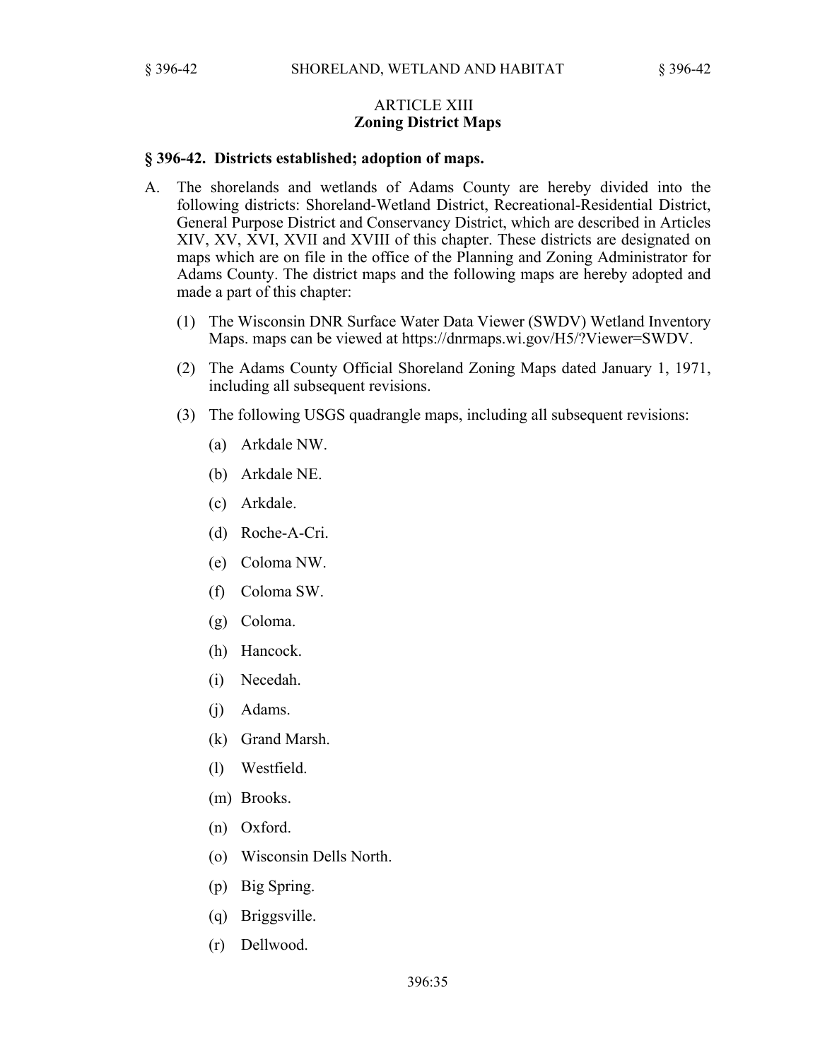## ARTICLE XIII
## Zoning District Maps

### § 396-42. Districts established; adoption of maps.

A. The shorelands and wetlands of Adams County are hereby divided into the following districts: Shoreland-Wetland District, Recreational-Residential District, General Purpose District and Conservancy District, which are described in Articles XIV, XV, XVI, XVII and XVIII of this chapter. These districts are designated on maps which are on file in the office of the Planning and Zoning Administrator for Adams County. The district maps and the following maps are hereby adopted and made a part of this chapter:

   (1) The Wisconsin DNR Surface Water Data Viewer (SWDV) Wetland Inventory Maps. maps can be viewed at https://dnrmaps.wi.gov/H5/?Viewer=SWDV.

   (2) The Adams County Official Shoreland Zoning Maps dated January 1, 1971, including all subsequent revisions.

   (3) The following USGS quadrangle maps, including all subsequent revisions:

      (a) Arkdale NW.

      (b) Arkdale NE.

      (c) Arkdale.

      (d) Roche-A-Cri.

      (e) Coloma NW.

      (f) Coloma SW.

      (g) Coloma.

      (h) Hancock.

      (i) Necedah.

      (j) Adams.

      (k) Grand Marsh.

      (l) Westfield.

      (m) Brooks.

      (n) Oxford.

      (o) Wisconsin Dells North.

      (p) Big Spring.

      (q) Briggsville.

      (r) Dellwood.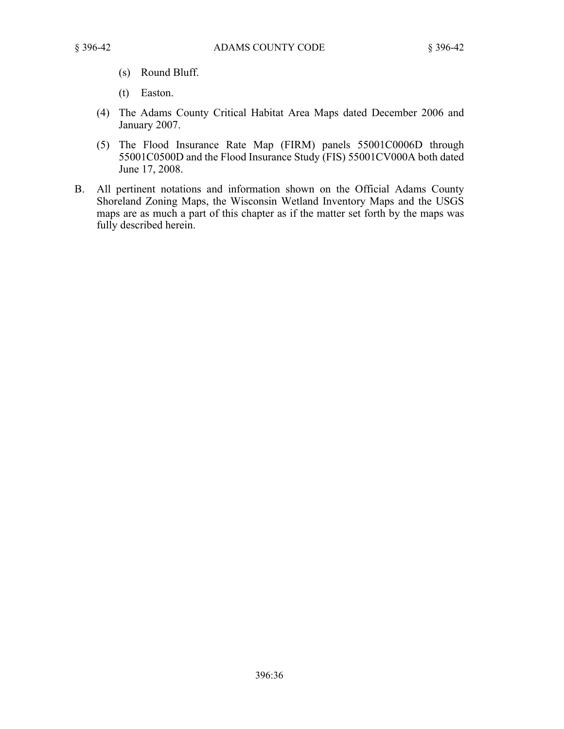(s) Round Bluff.

(t) Easton.

(4) The Adams County Critical Habitat Area Maps dated December 2006 and January 2007.

(5) The Flood Insurance Rate Map (FIRM) panels 55001C0006D through 55001C0500D and the Flood Insurance Study (FIS) 55001CV000A both dated June 17, 2008.

B. All pertinent notations and information shown on the Official Adams County Shoreland Zoning Maps, the Wisconsin Wetland Inventory Maps and the USGS maps are as much a part of this chapter as if the matter set forth by the maps was fully described herein.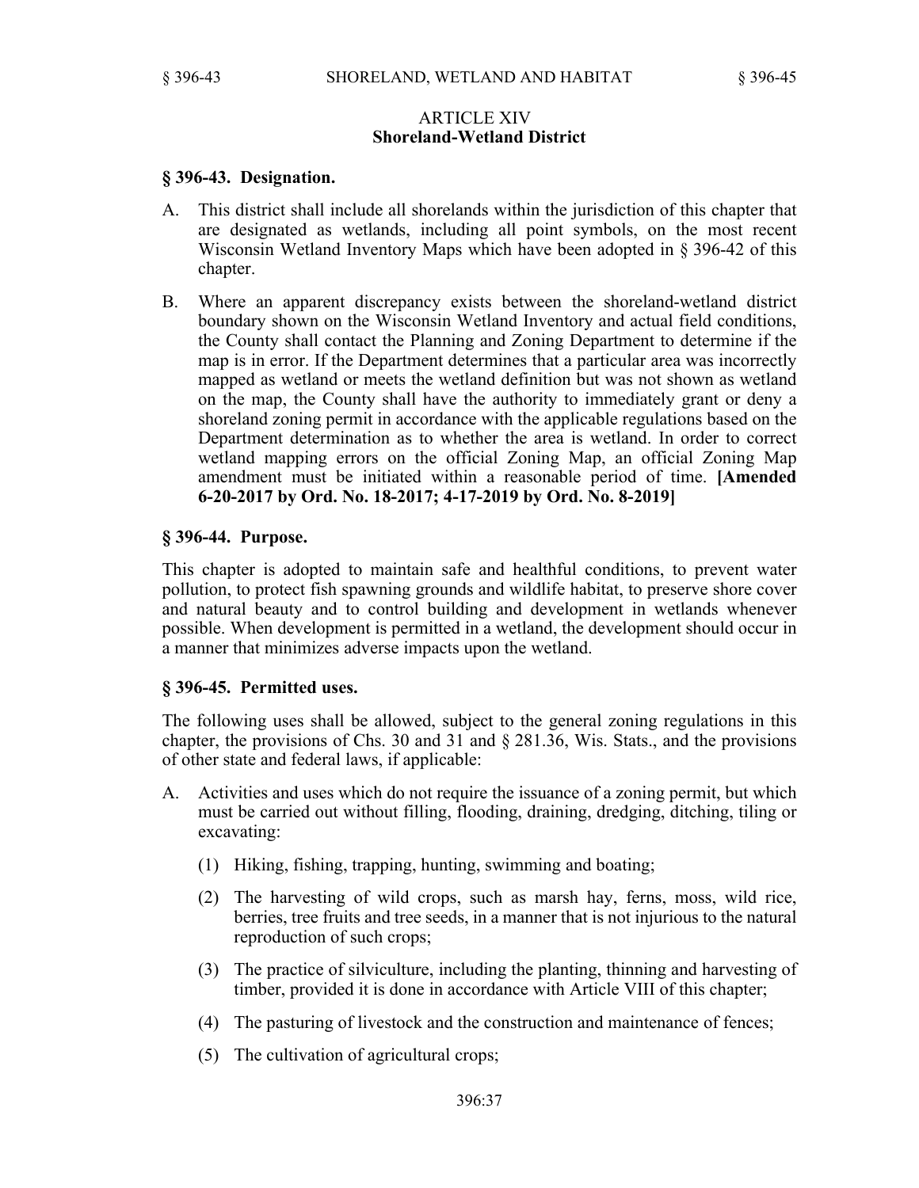## ARTICLE XIV
## Shoreland-Wetland District

### § 396-43. Designation.

A. This district shall include all shorelands within the jurisdiction of this chapter that are designated as wetlands, including all point symbols, on the most recent Wisconsin Wetland Inventory Maps which have been adopted in § 396-42 of this chapter.

B. Where an apparent discrepancy exists between the shoreland-wetland district boundary shown on the Wisconsin Wetland Inventory and actual field conditions, the County shall contact the Planning and Zoning Department to determine if the map is in error. If the Department determines that a particular area was incorrectly mapped as wetland or meets the wetland definition but was not shown as wetland on the map, the County shall have the authority to immediately grant or deny a shoreland zoning permit in accordance with the applicable regulations based on the Department determination as to whether the area is wetland. In order to correct wetland mapping errors on the official Zoning Map, an official Zoning Map amendment must be initiated within a reasonable period of time. **[Amended 6-20-2017 by Ord. No. 18-2017; 4-17-2019 by Ord. No. 8-2019]**

### § 396-44. Purpose.

This chapter is adopted to maintain safe and healthful conditions, to prevent water pollution, to protect fish spawning grounds and wildlife habitat, to preserve shore cover and natural beauty and to control building and development in wetlands whenever possible. When development is permitted in a wetland, the development should occur in a manner that minimizes adverse impacts upon the wetland.

### § 396-45. Permitted uses.

The following uses shall be allowed, subject to the general zoning regulations in this chapter, the provisions of Chs. 30 and 31 and § 281.36, Wis. Stats., and the provisions of other state and federal laws, if applicable:

A. Activities and uses which do not require the issuance of a zoning permit, but which must be carried out without filling, flooding, draining, dredging, ditching, tiling or excavating:

   (1) Hiking, fishing, trapping, hunting, swimming and boating;

   (2) The harvesting of wild crops, such as marsh hay, ferns, moss, wild rice, berries, tree fruits and tree seeds, in a manner that is not injurious to the natural reproduction of such crops;

   (3) The practice of silviculture, including the planting, thinning and harvesting of timber, provided it is done in accordance with Article VIII of this chapter;

   (4) The pasturing of livestock and the construction and maintenance of fences;

   (5) The cultivation of agricultural crops;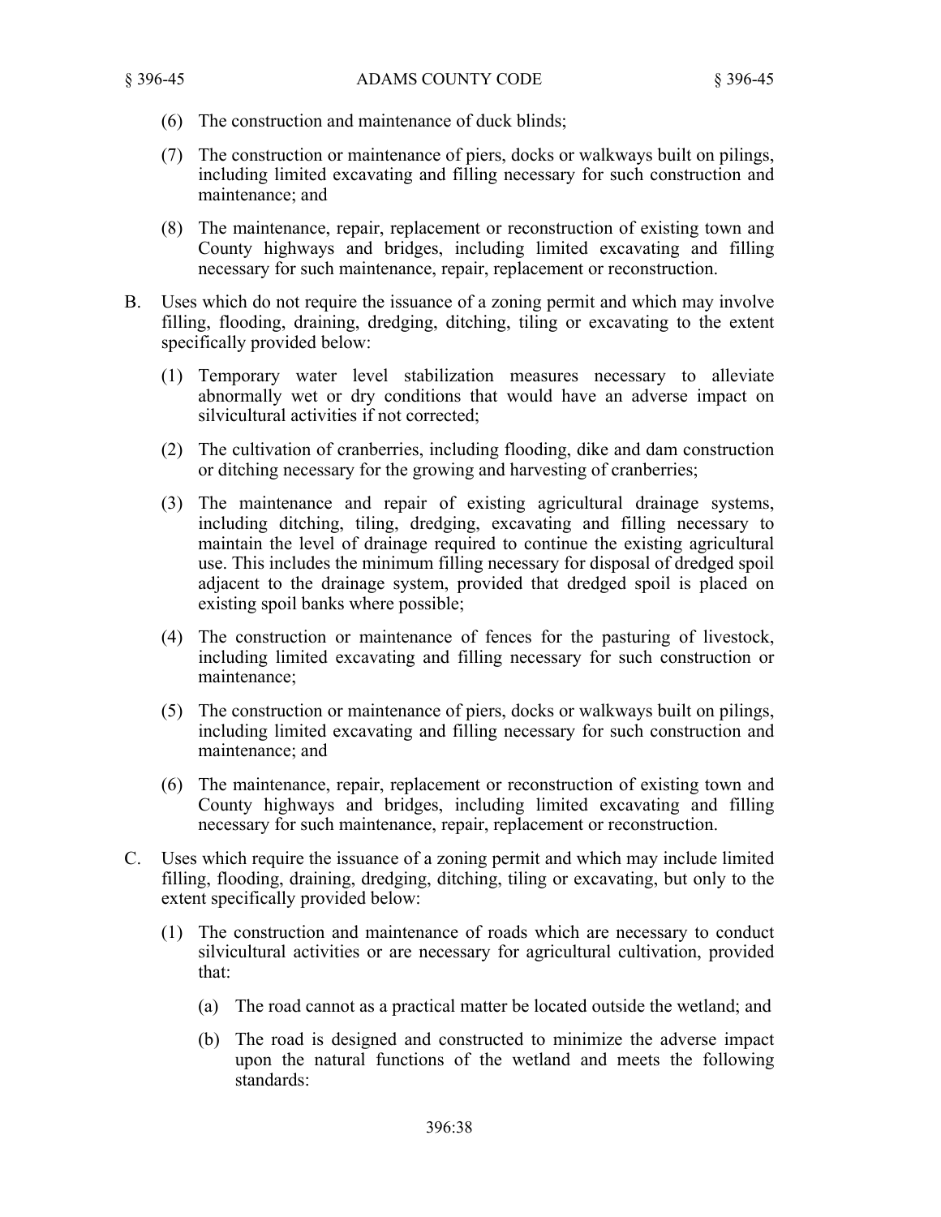(6) The construction and maintenance of duck blinds;

(7) The construction or maintenance of piers, docks or walkways built on pilings, including limited excavating and filling necessary for such construction and maintenance; and

(8) The maintenance, repair, replacement or reconstruction of existing town and County highways and bridges, including limited excavating and filling necessary for such maintenance, repair, replacement or reconstruction.

B. Uses which do not require the issuance of a zoning permit and which may involve filling, flooding, draining, dredging, ditching, tiling or excavating to the extent specifically provided below:

(1) Temporary water level stabilization measures necessary to alleviate abnormally wet or dry conditions that would have an adverse impact on silvicultural activities if not corrected;

(2) The cultivation of cranberries, including flooding, dike and dam construction or ditching necessary for the growing and harvesting of cranberries;

(3) The maintenance and repair of existing agricultural drainage systems, including ditching, tiling, dredging, excavating and filling necessary to maintain the level of drainage required to continue the existing agricultural use. This includes the minimum filling necessary for disposal of dredged spoil adjacent to the drainage system, provided that dredged spoil is placed on existing spoil banks where possible;

(4) The construction or maintenance of fences for the pasturing of livestock, including limited excavating and filling necessary for such construction or maintenance;

(5) The construction or maintenance of piers, docks or walkways built on pilings, including limited excavating and filling necessary for such construction and maintenance; and

(6) The maintenance, repair, replacement or reconstruction of existing town and County highways and bridges, including limited excavating and filling necessary for such maintenance, repair, replacement or reconstruction.

C. Uses which require the issuance of a zoning permit and which may include limited filling, flooding, draining, dredging, ditching, tiling or excavating, but only to the extent specifically provided below:

(1) The construction and maintenance of roads which are necessary to conduct silvicultural activities or are necessary for agricultural cultivation, provided that:

(a) The road cannot as a practical matter be located outside the wetland; and

(b) The road is designed and constructed to minimize the adverse impact upon the natural functions of the wetland and meets the following standards: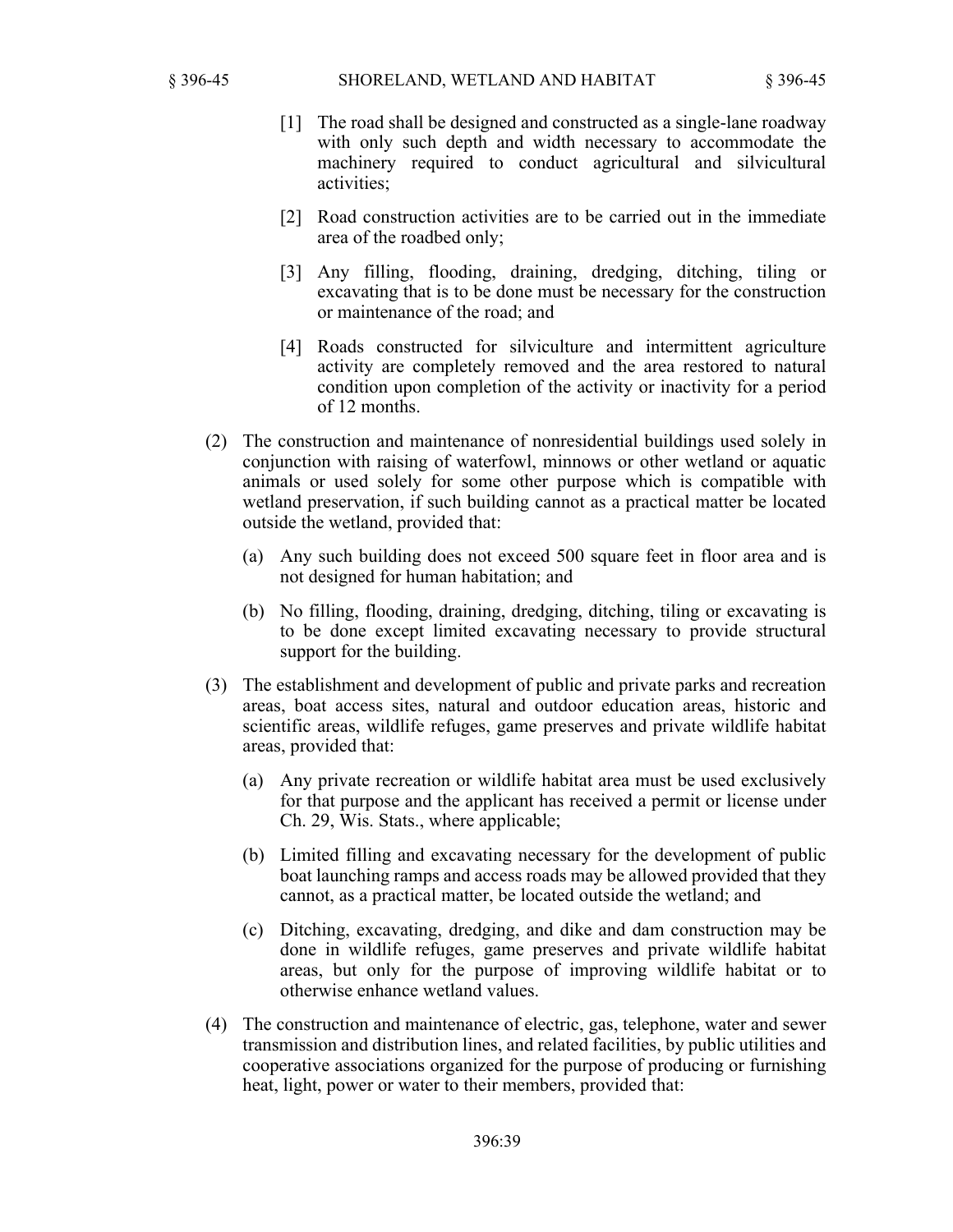[1] The road shall be designed and constructed as a single-lane roadway with only such depth and width necessary to accommodate the machinery required to conduct agricultural and silvicultural activities;

[2] Road construction activities are to be carried out in the immediate area of the roadbed only;

[3] Any filling, flooding, draining, dredging, ditching, tiling or excavating that is to be done must be necessary for the construction or maintenance of the road; and

[4] Roads constructed for silviculture and intermittent agriculture activity are completely removed and the area restored to natural condition upon completion of the activity or inactivity for a period of 12 months.

(2) The construction and maintenance of nonresidential buildings used solely in conjunction with raising of waterfowl, minnows or other wetland or aquatic animals or used solely for some other purpose which is compatible with wetland preservation, if such building cannot as a practical matter be located outside the wetland, provided that:

(a) Any such building does not exceed 500 square feet in floor area and is not designed for human habitation; and

(b) No filling, flooding, draining, dredging, ditching, tiling or excavating is to be done except limited excavating necessary to provide structural support for the building.

(3) The establishment and development of public and private parks and recreation areas, boat access sites, natural and outdoor education areas, historic and scientific areas, wildlife refuges, game preserves and private wildlife habitat areas, provided that:

(a) Any private recreation or wildlife habitat area must be used exclusively for that purpose and the applicant has received a permit or license under Ch. 29, Wis. Stats., where applicable;

(b) Limited filling and excavating necessary for the development of public boat launching ramps and access roads may be allowed provided that they cannot, as a practical matter, be located outside the wetland; and

(c) Ditching, excavating, dredging, and dike and dam construction may be done in wildlife refuges, game preserves and private wildlife habitat areas, but only for the purpose of improving wildlife habitat or to otherwise enhance wetland values.

(4) The construction and maintenance of electric, gas, telephone, water and sewer transmission and distribution lines, and related facilities, by public utilities and cooperative associations organized for the purpose of producing or furnishing heat, light, power or water to their members, provided that: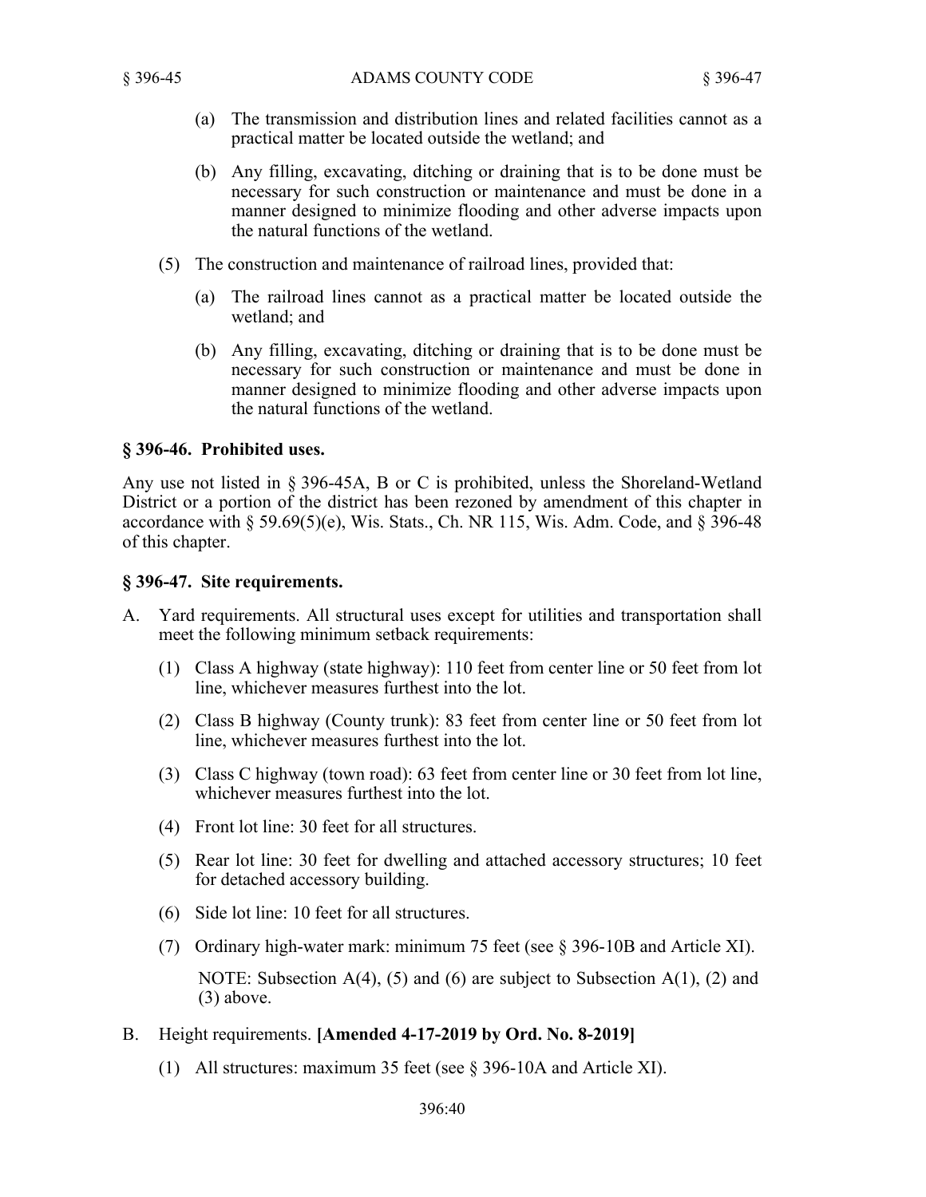(a) The transmission and distribution lines and related facilities cannot as a practical matter be located outside the wetland; and

(b) Any filling, excavating, ditching or draining that is to be done must be necessary for such construction or maintenance and must be done in a manner designed to minimize flooding and other adverse impacts upon the natural functions of the wetland.

(5) The construction and maintenance of railroad lines, provided that:

(a) The railroad lines cannot as a practical matter be located outside the wetland; and

(b) Any filling, excavating, ditching or draining that is to be done must be necessary for such construction or maintenance and must be done in manner designed to minimize flooding and other adverse impacts upon the natural functions of the wetland.

### § 396-46. Prohibited uses.

Any use not listed in § 396-45A, B or C is prohibited, unless the Shoreland-Wetland District or a portion of the district has been rezoned by amendment of this chapter in accordance with § 59.69(5)(e), Wis. Stats., Ch. NR 115, Wis. Adm. Code, and § 396-48 of this chapter.

### § 396-47. Site requirements.

A. Yard requirements. All structural uses except for utilities and transportation shall meet the following minimum setback requirements:

(1) Class A highway (state highway): 110 feet from center line or 50 feet from lot line, whichever measures furthest into the lot.

(2) Class B highway (County trunk): 83 feet from center line or 50 feet from lot line, whichever measures furthest into the lot.

(3) Class C highway (town road): 63 feet from center line or 30 feet from lot line, whichever measures furthest into the lot.

(4) Front lot line: 30 feet for all structures.

(5) Rear lot line: 30 feet for dwelling and attached accessory structures; 10 feet for detached accessory building.

(6) Side lot line: 10 feet for all structures.

(7) Ordinary high-water mark: minimum 75 feet (see § 396-10B and Article XI).

NOTE: Subsection A(4), (5) and (6) are subject to Subsection A(1), (2) and (3) above.

B. Height requirements. **[Amended 4-17-2019 by Ord. No. 8-2019]**

(1) All structures: maximum 35 feet (see § 396-10A and Article XI).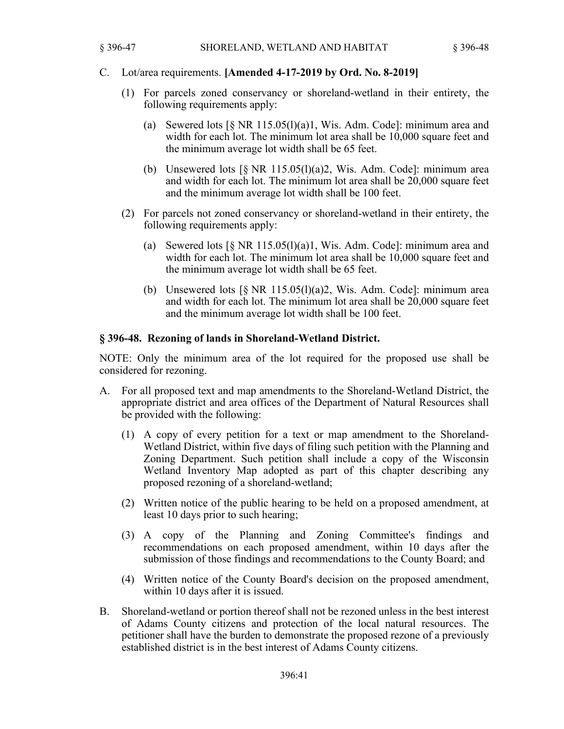C. Lot/area requirements. **[Amended 4-17-2019 by Ord. No. 8-2019]**

(1) For parcels zoned conservancy or shoreland-wetland in their entirety, the following requirements apply:

(a) Sewered lots [§ NR 115.05(l)(a)1, Wis. Adm. Code]: minimum area and width for each lot. The minimum lot area shall be 10,000 square feet and the minimum average lot width shall be 65 feet.

(b) Unsewered lots [§ NR 115.05(l)(a)2, Wis. Adm. Code]: minimum area and width for each lot. The minimum lot area shall be 20,000 square feet and the minimum average lot width shall be 100 feet.

(2) For parcels not zoned conservancy or shoreland-wetland in their entirety, the following requirements apply:

(a) Sewered lots [§ NR 115.05(l)(a)1, Wis. Adm. Code]: minimum area and width for each lot. The minimum lot area shall be 10,000 square feet and the minimum average lot width shall be 65 feet.

(b) Unsewered lots [§ NR 115.05(l)(a)2, Wis. Adm. Code]: minimum area and width for each lot. The minimum lot area shall be 20,000 square feet and the minimum average lot width shall be 100 feet.

## § 396-48. Rezoning of lands in Shoreland-Wetland District.

NOTE: Only the minimum area of the lot required for the proposed use shall be considered for rezoning.

A. For all proposed text and map amendments to the Shoreland-Wetland District, the appropriate district and area offices of the Department of Natural Resources shall be provided with the following:

(1) A copy of every petition for a text or map amendment to the Shoreland-Wetland District, within five days of filing such petition with the Planning and Zoning Department. Such petition shall include a copy of the Wisconsin Wetland Inventory Map adopted as part of this chapter describing any proposed rezoning of a shoreland-wetland;

(2) Written notice of the public hearing to be held on a proposed amendment, at least 10 days prior to such hearing;

(3) A copy of the Planning and Zoning Committee's findings and recommendations on each proposed amendment, within 10 days after the submission of those findings and recommendations to the County Board; and

(4) Written notice of the County Board's decision on the proposed amendment, within 10 days after it is issued.

B. Shoreland-wetland or portion thereof shall not be rezoned unless in the best interest of Adams County citizens and protection of the local natural resources. The petitioner shall have the burden to demonstrate the proposed rezone of a previously established district is in the best interest of Adams County citizens.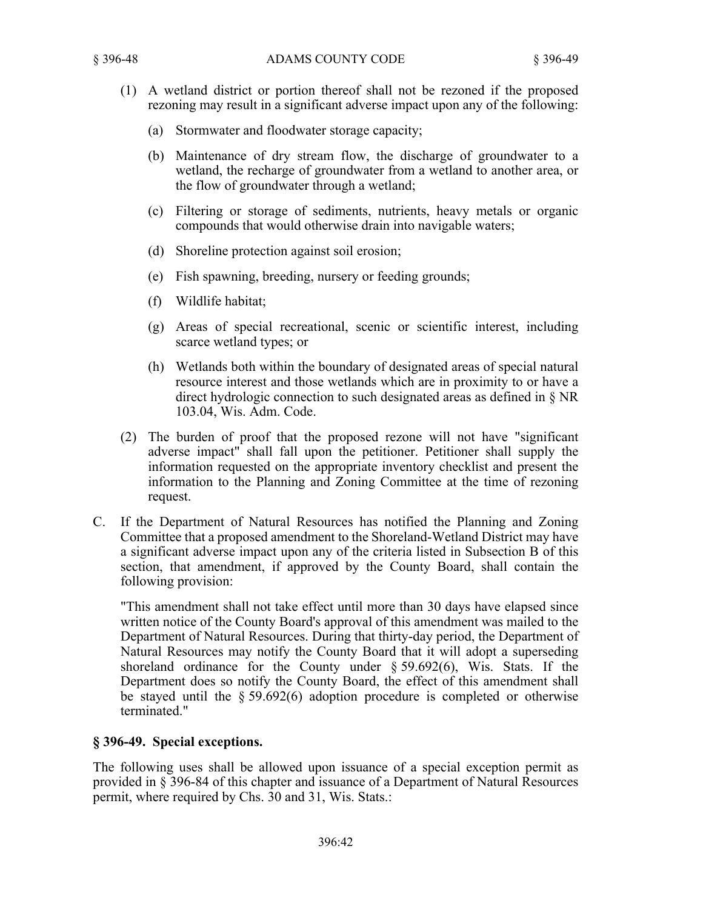(1) A wetland district or portion thereof shall not be rezoned if the proposed rezoning may result in a significant adverse impact upon any of the following:

   (a) Stormwater and floodwater storage capacity;

   (b) Maintenance of dry stream flow, the discharge of groundwater to a wetland, the recharge of groundwater from a wetland to another area, or the flow of groundwater through a wetland;

   (c) Filtering or storage of sediments, nutrients, heavy metals or organic compounds that would otherwise drain into navigable waters;

   (d) Shoreline protection against soil erosion;

   (e) Fish spawning, breeding, nursery or feeding grounds;

   (f) Wildlife habitat;

   (g) Areas of special recreational, scenic or scientific interest, including scarce wetland types; or

   (h) Wetlands both within the boundary of designated areas of special natural resource interest and those wetlands which are in proximity to or have a direct hydrologic connection to such designated areas as defined in § NR 103.04, Wis. Adm. Code.

(2) The burden of proof that the proposed rezone will not have "significant adverse impact" shall fall upon the petitioner. Petitioner shall supply the information requested on the appropriate inventory checklist and present the information to the Planning and Zoning Committee at the time of rezoning request.

C. If the Department of Natural Resources has notified the Planning and Zoning Committee that a proposed amendment to the Shoreland-Wetland District may have a significant adverse impact upon any of the criteria listed in Subsection B of this section, that amendment, if approved by the County Board, shall contain the following provision:

   "This amendment shall not take effect until more than 30 days have elapsed since written notice of the County Board's approval of this amendment was mailed to the Department of Natural Resources. During that thirty-day period, the Department of Natural Resources may notify the County Board that it will adopt a superseding shoreland ordinance for the County under § 59.692(6), Wis. Stats. If the Department does so notify the County Board, the effect of this amendment shall be stayed until the § 59.692(6) adoption procedure is completed or otherwise terminated."

### § 396-49. Special exceptions.

The following uses shall be allowed upon issuance of a special exception permit as provided in § 396-84 of this chapter and issuance of a Department of Natural Resources permit, where required by Chs. 30 and 31, Wis. Stats.: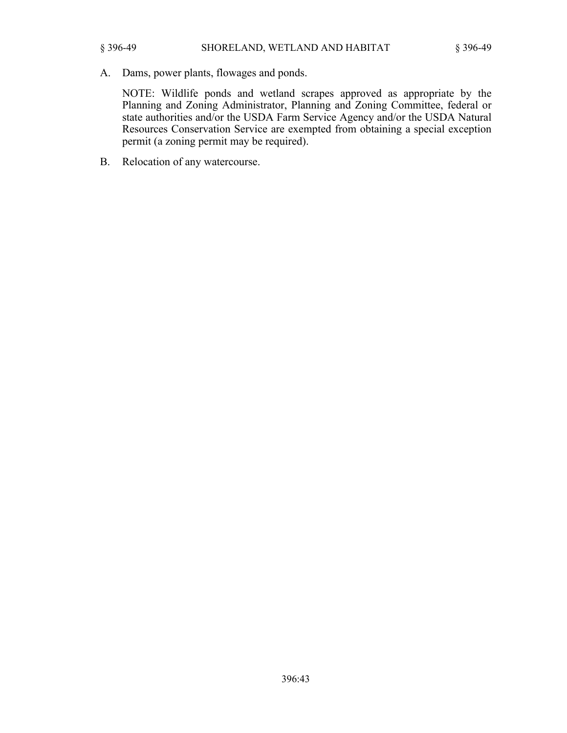A. Dams, power plants, flowages and ponds.

   NOTE: Wildlife ponds and wetland scrapes approved as appropriate by the Planning and Zoning Administrator, Planning and Zoning Committee, federal or state authorities and/or the USDA Farm Service Agency and/or the USDA Natural Resources Conservation Service are exempted from obtaining a special exception permit (a zoning permit may be required).

B. Relocation of any watercourse.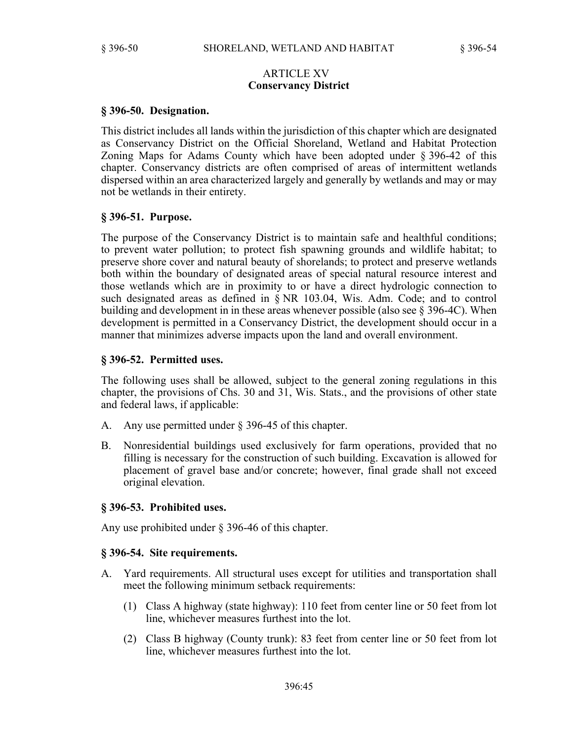## ARTICLE XV
## Conservancy District

### § 396-50. Designation.

This district includes all lands within the jurisdiction of this chapter which are designated as Conservancy District on the Official Shoreland, Wetland and Habitat Protection Zoning Maps for Adams County which have been adopted under § 396-42 of this chapter. Conservancy districts are often comprised of areas of intermittent wetlands dispersed within an area characterized largely and generally by wetlands and may or may not be wetlands in their entirety.

### § 396-51. Purpose.

The purpose of the Conservancy District is to maintain safe and healthful conditions; to prevent water pollution; to protect fish spawning grounds and wildlife habitat; to preserve shore cover and natural beauty of shorelands; to protect and preserve wetlands both within the boundary of designated areas of special natural resource interest and those wetlands which are in proximity to or have a direct hydrologic connection to such designated areas as defined in § NR 103.04, Wis. Adm. Code; and to control building and development in in these areas whenever possible (also see § 396-4C). When development is permitted in a Conservancy District, the development should occur in a manner that minimizes adverse impacts upon the land and overall environment.

### § 396-52. Permitted uses.

The following uses shall be allowed, subject to the general zoning regulations in this chapter, the provisions of Chs. 30 and 31, Wis. Stats., and the provisions of other state and federal laws, if applicable:

A. Any use permitted under § 396-45 of this chapter.

B. Nonresidential buildings used exclusively for farm operations, provided that no filling is necessary for the construction of such building. Excavation is allowed for placement of gravel base and/or concrete; however, final grade shall not exceed original elevation.

### § 396-53. Prohibited uses.

Any use prohibited under § 396-46 of this chapter.

### § 396-54. Site requirements.

A. Yard requirements. All structural uses except for utilities and transportation shall meet the following minimum setback requirements:

   (1) Class A highway (state highway): 110 feet from center line or 50 feet from lot line, whichever measures furthest into the lot.

   (2) Class B highway (County trunk): 83 feet from center line or 50 feet from lot line, whichever measures furthest into the lot.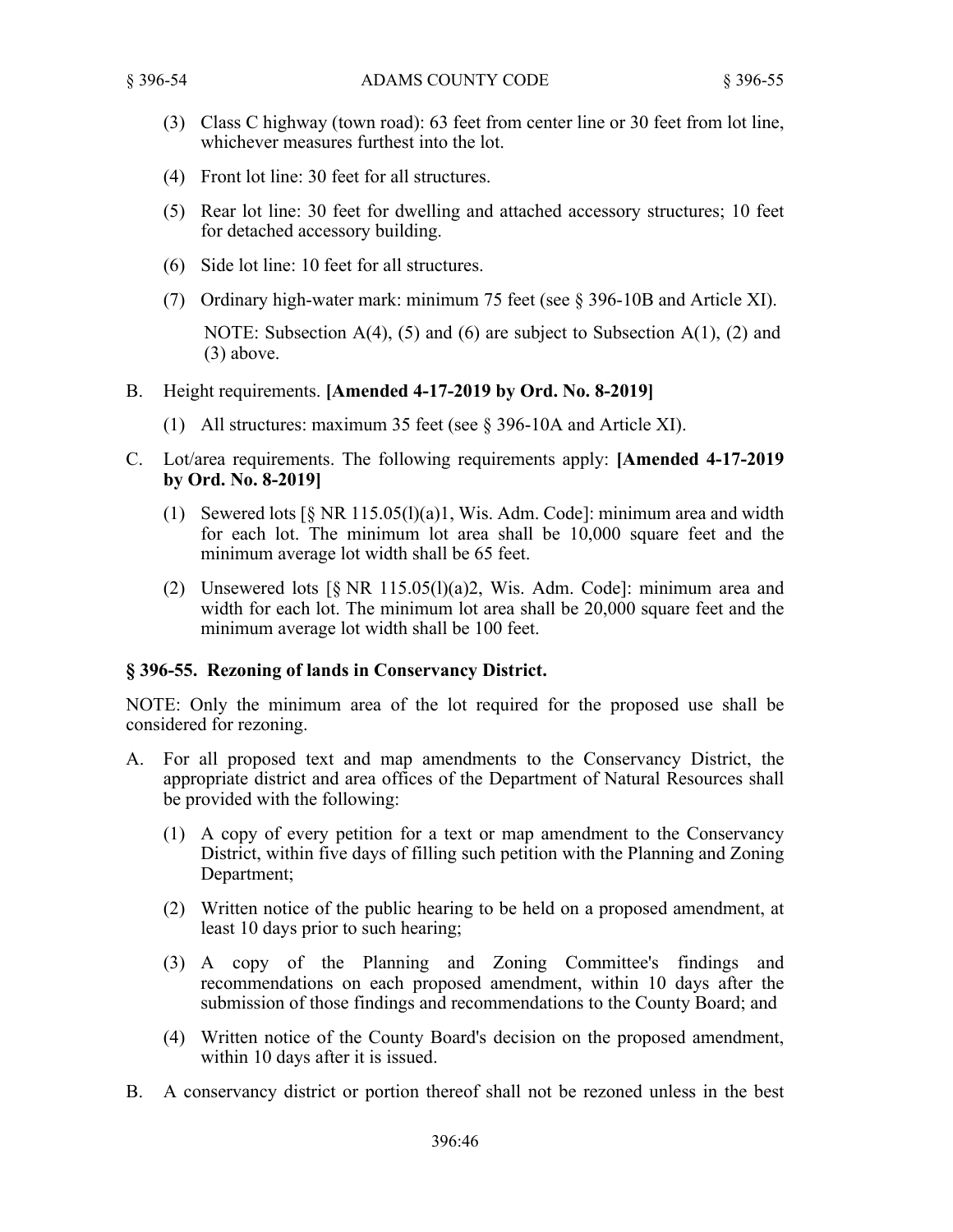(3) Class C highway (town road): 63 feet from center line or 30 feet from lot line, whichever measures furthest into the lot.

(4) Front lot line: 30 feet for all structures.

(5) Rear lot line: 30 feet for dwelling and attached accessory structures; 10 feet for detached accessory building.

(6) Side lot line: 10 feet for all structures.

(7) Ordinary high-water mark: minimum 75 feet (see § 396-10B and Article XI).

NOTE: Subsection A(4), (5) and (6) are subject to Subsection A(1), (2) and (3) above.

B. Height requirements. **[Amended 4-17-2019 by Ord. No. 8-2019]**

(1) All structures: maximum 35 feet (see § 396-10A and Article XI).

C. Lot/area requirements. The following requirements apply: **[Amended 4-17-2019 by Ord. No. 8-2019]**

(1) Sewered lots [§ NR 115.05(l)(a)1, Wis. Adm. Code]: minimum area and width for each lot. The minimum lot area shall be 10,000 square feet and the minimum average lot width shall be 65 feet.

(2) Unsewered lots [§ NR 115.05(l)(a)2, Wis. Adm. Code]: minimum area and width for each lot. The minimum lot area shall be 20,000 square feet and the minimum average lot width shall be 100 feet.

### § 396-55. Rezoning of lands in Conservancy District.

NOTE: Only the minimum area of the lot required for the proposed use shall be considered for rezoning.

A. For all proposed text and map amendments to the Conservancy District, the appropriate district and area offices of the Department of Natural Resources shall be provided with the following:

(1) A copy of every petition for a text or map amendment to the Conservancy District, within five days of filling such petition with the Planning and Zoning Department;

(2) Written notice of the public hearing to be held on a proposed amendment, at least 10 days prior to such hearing;

(3) A copy of the Planning and Zoning Committee's findings and recommendations on each proposed amendment, within 10 days after the submission of those findings and recommendations to the County Board; and

(4) Written notice of the County Board's decision on the proposed amendment, within 10 days after it is issued.

B. A conservancy district or portion thereof shall not be rezoned unless in the best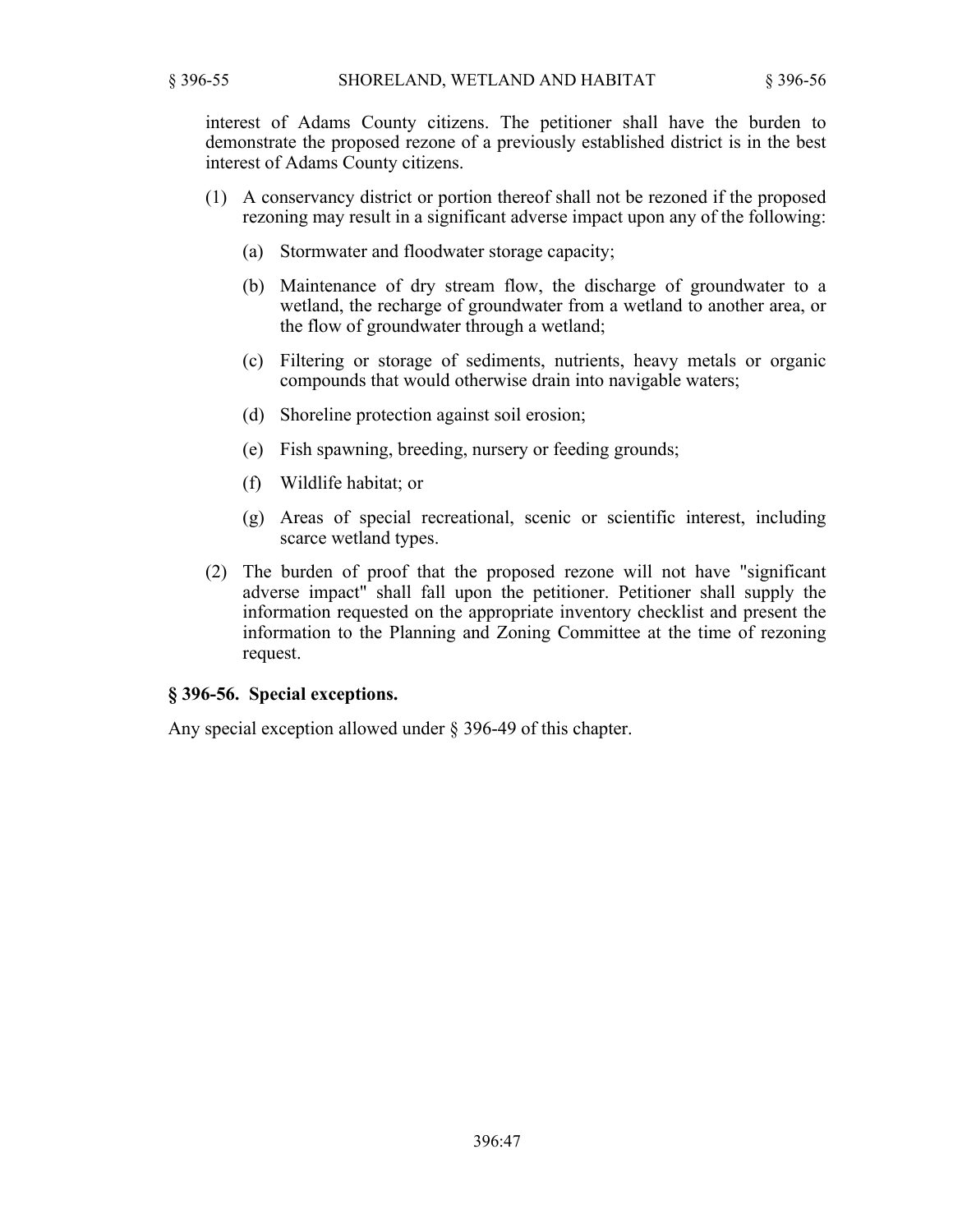interest of Adams County citizens. The petitioner shall have the burden to demonstrate the proposed rezone of a previously established district is in the best interest of Adams County citizens.

(1) A conservancy district or portion thereof shall not be rezoned if the proposed rezoning may result in a significant adverse impact upon any of the following:

(a) Stormwater and floodwater storage capacity;

(b) Maintenance of dry stream flow, the discharge of groundwater to a wetland, the recharge of groundwater from a wetland to another area, or the flow of groundwater through a wetland;

(c) Filtering or storage of sediments, nutrients, heavy metals or organic compounds that would otherwise drain into navigable waters;

(d) Shoreline protection against soil erosion;

(e) Fish spawning, breeding, nursery or feeding grounds;

(f) Wildlife habitat; or

(g) Areas of special recreational, scenic or scientific interest, including scarce wetland types.

(2) The burden of proof that the proposed rezone will not have "significant adverse impact" shall fall upon the petitioner. Petitioner shall supply the information requested on the appropriate inventory checklist and present the information to the Planning and Zoning Committee at the time of rezoning request.

### § 396-56. Special exceptions.

Any special exception allowed under § 396-49 of this chapter.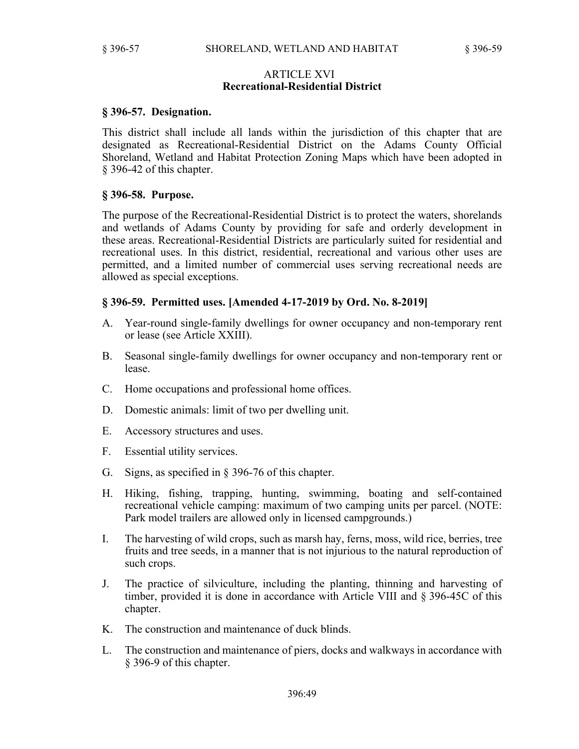## ARTICLE XVI
## Recreational-Residential District

### § 396-57. Designation.

This district shall include all lands within the jurisdiction of this chapter that are designated as Recreational-Residential District on the Adams County Official Shoreland, Wetland and Habitat Protection Zoning Maps which have been adopted in § 396-42 of this chapter.

### § 396-58. Purpose.

The purpose of the Recreational-Residential District is to protect the waters, shorelands and wetlands of Adams County by providing for safe and orderly development in these areas. Recreational-Residential Districts are particularly suited for residential and recreational uses. In this district, residential, recreational and various other uses are permitted, and a limited number of commercial uses serving recreational needs are allowed as special exceptions.

### § 396-59. Permitted uses. [Amended 4-17-2019 by Ord. No. 8-2019]

A. Year-round single-family dwellings for owner occupancy and non-temporary rent or lease (see Article XXIII).

B. Seasonal single-family dwellings for owner occupancy and non-temporary rent or lease.

C. Home occupations and professional home offices.

D. Domestic animals: limit of two per dwelling unit.

E. Accessory structures and uses.

F. Essential utility services.

G. Signs, as specified in § 396-76 of this chapter.

H. Hiking, fishing, trapping, hunting, swimming, boating and self-contained recreational vehicle camping: maximum of two camping units per parcel. (NOTE: Park model trailers are allowed only in licensed campgrounds.)

I. The harvesting of wild crops, such as marsh hay, ferns, moss, wild rice, berries, tree fruits and tree seeds, in a manner that is not injurious to the natural reproduction of such crops.

J. The practice of silviculture, including the planting, thinning and harvesting of timber, provided it is done in accordance with Article VIII and § 396-45C of this chapter.

K. The construction and maintenance of duck blinds.

L. The construction and maintenance of piers, docks and walkways in accordance with § 396-9 of this chapter.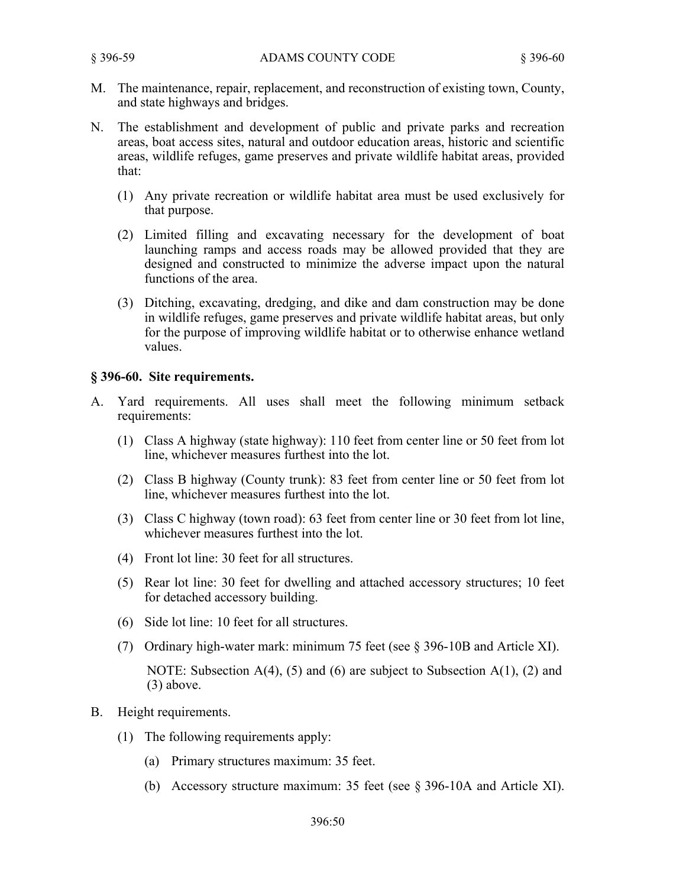M. The maintenance, repair, replacement, and reconstruction of existing town, County, and state highways and bridges.

N. The establishment and development of public and private parks and recreation areas, boat access sites, natural and outdoor education areas, historic and scientific areas, wildlife refuges, game preserves and private wildlife habitat areas, provided that:

   (1) Any private recreation or wildlife habitat area must be used exclusively for that purpose.

   (2) Limited filling and excavating necessary for the development of boat launching ramps and access roads may be allowed provided that they are designed and constructed to minimize the adverse impact upon the natural functions of the area.

   (3) Ditching, excavating, dredging, and dike and dam construction may be done in wildlife refuges, game preserves and private wildlife habitat areas, but only for the purpose of improving wildlife habitat or to otherwise enhance wetland values.

## § 396-60. Site requirements.

A. Yard requirements. All uses shall meet the following minimum setback requirements:

   (1) Class A highway (state highway): 110 feet from center line or 50 feet from lot line, whichever measures furthest into the lot.

   (2) Class B highway (County trunk): 83 feet from center line or 50 feet from lot line, whichever measures furthest into the lot.

   (3) Class C highway (town road): 63 feet from center line or 30 feet from lot line, whichever measures furthest into the lot.

   (4) Front lot line: 30 feet for all structures.

   (5) Rear lot line: 30 feet for dwelling and attached accessory structures; 10 feet for detached accessory building.

   (6) Side lot line: 10 feet for all structures.

   (7) Ordinary high-water mark: minimum 75 feet (see § 396-10B and Article XI).

   NOTE: Subsection A(4), (5) and (6) are subject to Subsection A(1), (2) and (3) above.

B. Height requirements.

   (1) The following requirements apply:

      (a) Primary structures maximum: 35 feet.

      (b) Accessory structure maximum: 35 feet (see § 396-10A and Article XI).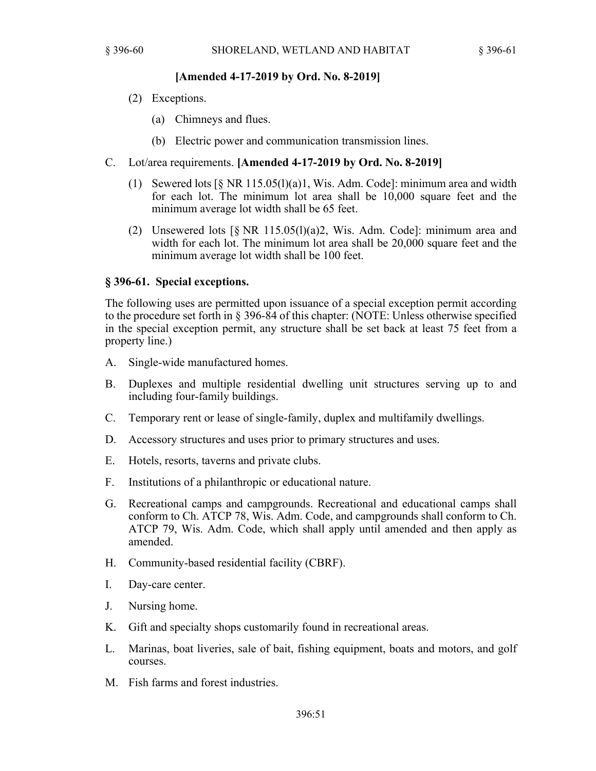**[Amended 4-17-2019 by Ord. No. 8-2019]**

(2) Exceptions.

(a) Chimneys and flues.

(b) Electric power and communication transmission lines.

C. Lot/area requirements. **[Amended 4-17-2019 by Ord. No. 8-2019]**

(1) Sewered lots [§ NR 115.05(l)(a)1, Wis. Adm. Code]: minimum area and width for each lot. The minimum lot area shall be 10,000 square feet and the minimum average lot width shall be 65 feet.

(2) Unsewered lots [§ NR 115.05(l)(a)2, Wis. Adm. Code]: minimum area and width for each lot. The minimum lot area shall be 20,000 square feet and the minimum average lot width shall be 100 feet.

### § 396-61. Special exceptions.

The following uses are permitted upon issuance of a special exception permit according to the procedure set forth in § 396-84 of this chapter: (NOTE: Unless otherwise specified in the special exception permit, any structure shall be set back at least 75 feet from a property line.)

A. Single-wide manufactured homes.

B. Duplexes and multiple residential dwelling unit structures serving up to and including four-family buildings.

C. Temporary rent or lease of single-family, duplex and multifamily dwellings.

D. Accessory structures and uses prior to primary structures and uses.

E. Hotels, resorts, taverns and private clubs.

F. Institutions of a philanthropic or educational nature.

G. Recreational camps and campgrounds. Recreational and educational camps shall conform to Ch. ATCP 78, Wis. Adm. Code, and campgrounds shall conform to Ch. ATCP 79, Wis. Adm. Code, which shall apply until amended and then apply as amended.

H. Community-based residential facility (CBRF).

I. Day-care center.

J. Nursing home.

K. Gift and specialty shops customarily found in recreational areas.

L. Marinas, boat liveries, sale of bait, fishing equipment, boats and motors, and golf courses.

M. Fish farms and forest industries.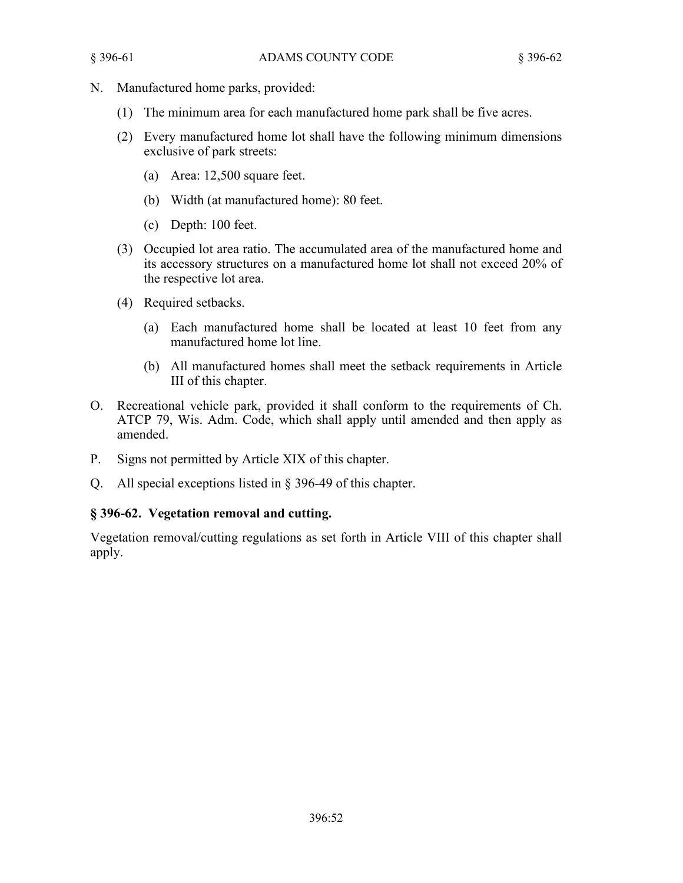N. Manufactured home parks, provided:

   (1) The minimum area for each manufactured home park shall be five acres.

   (2) Every manufactured home lot shall have the following minimum dimensions exclusive of park streets:

      (a) Area: 12,500 square feet.

      (b) Width (at manufactured home): 80 feet.

      (c) Depth: 100 feet.

   (3) Occupied lot area ratio. The accumulated area of the manufactured home and its accessory structures on a manufactured home lot shall not exceed 20% of the respective lot area.

   (4) Required setbacks.

      (a) Each manufactured home shall be located at least 10 feet from any manufactured home lot line.

      (b) All manufactured homes shall meet the setback requirements in Article III of this chapter.

O. Recreational vehicle park, provided it shall conform to the requirements of Ch. ATCP 79, Wis. Adm. Code, which shall apply until amended and then apply as amended.

P. Signs not permitted by Article XIX of this chapter.

Q. All special exceptions listed in § 396-49 of this chapter.

### § 396-62. Vegetation removal and cutting.

Vegetation removal/cutting regulations as set forth in Article VIII of this chapter shall apply.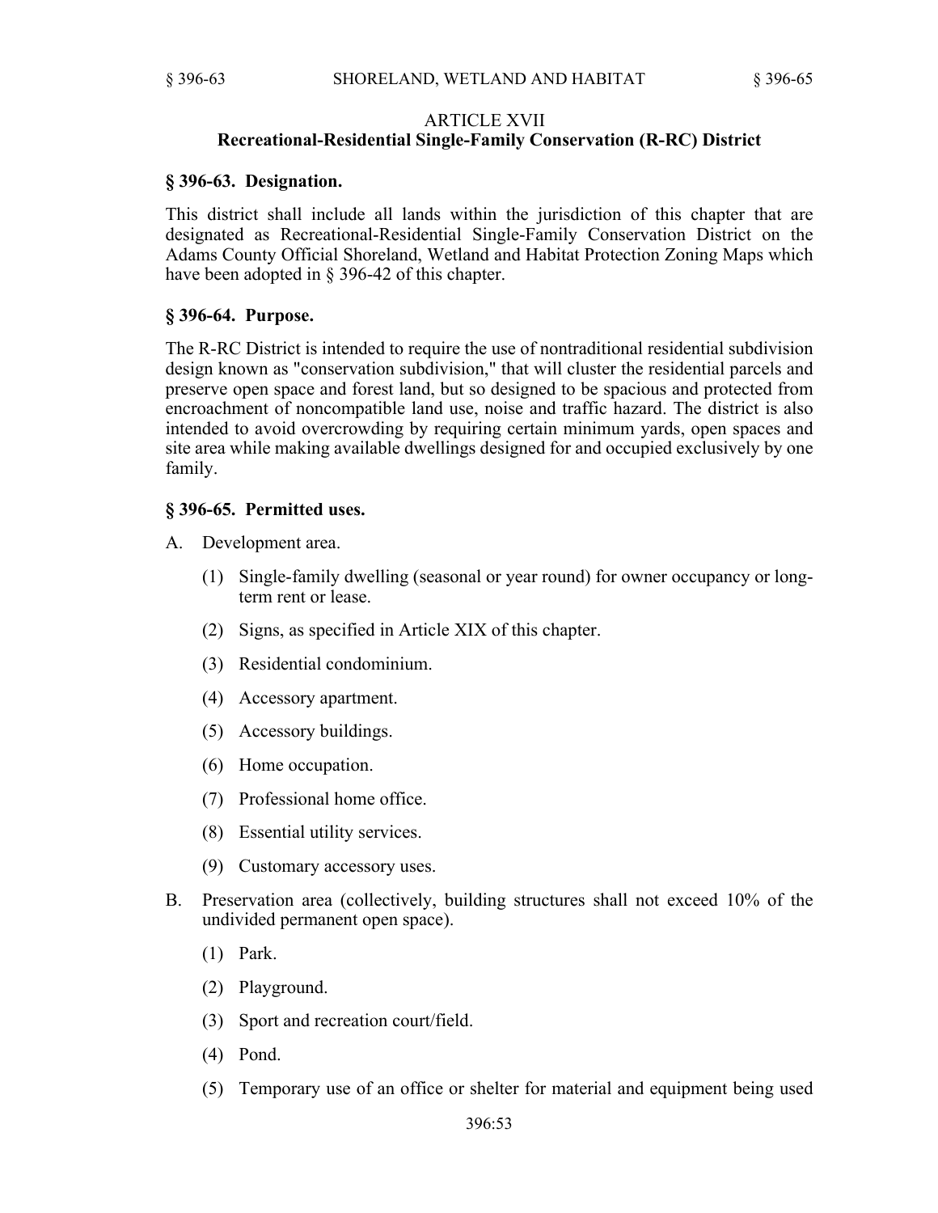## ARTICLE XVII
## Recreational-Residential Single-Family Conservation (R-RC) District

### § 396-63. Designation.

This district shall include all lands within the jurisdiction of this chapter that are designated as Recreational-Residential Single-Family Conservation District on the Adams County Official Shoreland, Wetland and Habitat Protection Zoning Maps which have been adopted in § 396-42 of this chapter.

### § 396-64. Purpose.

The R-RC District is intended to require the use of nontraditional residential subdivision design known as "conservation subdivision," that will cluster the residential parcels and preserve open space and forest land, but so designed to be spacious and protected from encroachment of noncompatible land use, noise and traffic hazard. The district is also intended to avoid overcrowding by requiring certain minimum yards, open spaces and site area while making available dwellings designed for and occupied exclusively by one family.

### § 396-65. Permitted uses.

A. Development area.

(1) Single-family dwelling (seasonal or year round) for owner occupancy or long-term rent or lease.

(2) Signs, as specified in Article XIX of this chapter.

(3) Residential condominium.

(4) Accessory apartment.

(5) Accessory buildings.

(6) Home occupation.

(7) Professional home office.

(8) Essential utility services.

(9) Customary accessory uses.

B. Preservation area (collectively, building structures shall not exceed 10% of the undivided permanent open space).

(1) Park.

(2) Playground.

(3) Sport and recreation court/field.

(4) Pond.

(5) Temporary use of an office or shelter for material and equipment being used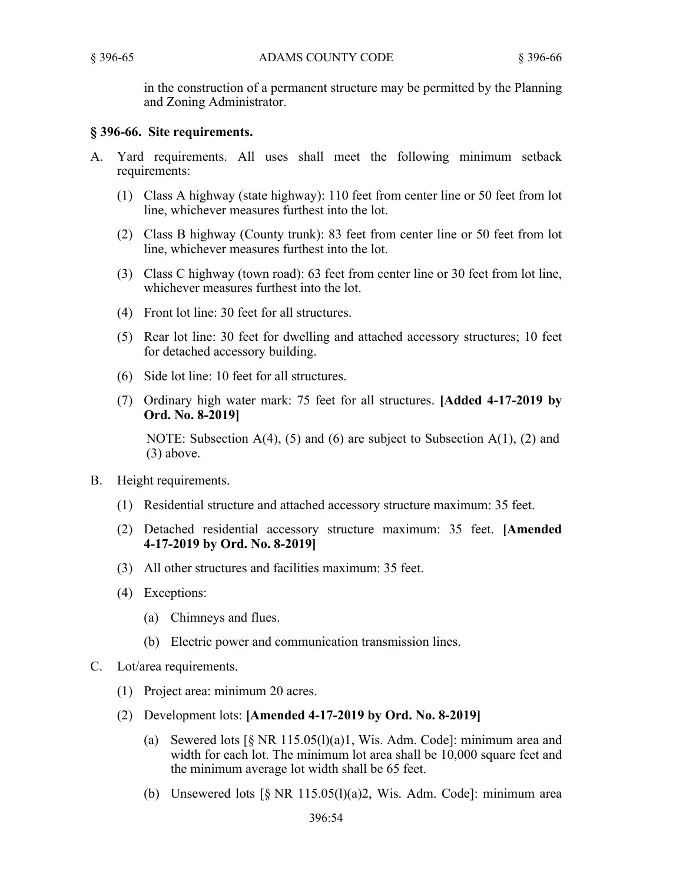in the construction of a permanent structure may be permitted by the Planning and Zoning Administrator.

### § 396-66. Site requirements.

A. Yard requirements. All uses shall meet the following minimum setback requirements:

   (1) Class A highway (state highway): 110 feet from center line or 50 feet from lot line, whichever measures furthest into the lot.

   (2) Class B highway (County trunk): 83 feet from center line or 50 feet from lot line, whichever measures furthest into the lot.

   (3) Class C highway (town road): 63 feet from center line or 30 feet from lot line, whichever measures furthest into the lot.

   (4) Front lot line: 30 feet for all structures.

   (5) Rear lot line: 30 feet for dwelling and attached accessory structures; 10 feet for detached accessory building.

   (6) Side lot line: 10 feet for all structures.

   (7) Ordinary high water mark: 75 feet for all structures. **[Added 4-17-2019 by Ord. No. 8-2019]**

   NOTE: Subsection A(4), (5) and (6) are subject to Subsection A(1), (2) and (3) above.

B. Height requirements.

   (1) Residential structure and attached accessory structure maximum: 35 feet.

   (2) Detached residential accessory structure maximum: 35 feet. **[Amended 4-17-2019 by Ord. No. 8-2019]**

   (3) All other structures and facilities maximum: 35 feet.

   (4) Exceptions:

      (a) Chimneys and flues.

      (b) Electric power and communication transmission lines.

C. Lot/area requirements.

   (1) Project area: minimum 20 acres.

   (2) Development lots: **[Amended 4-17-2019 by Ord. No. 8-2019]**

      (a) Sewered lots [§ NR 115.05(l)(a)1, Wis. Adm. Code]: minimum area and width for each lot. The minimum lot area shall be 10,000 square feet and the minimum average lot width shall be 65 feet.

      (b) Unsewered lots [§ NR 115.05(l)(a)2, Wis. Adm. Code]: minimum area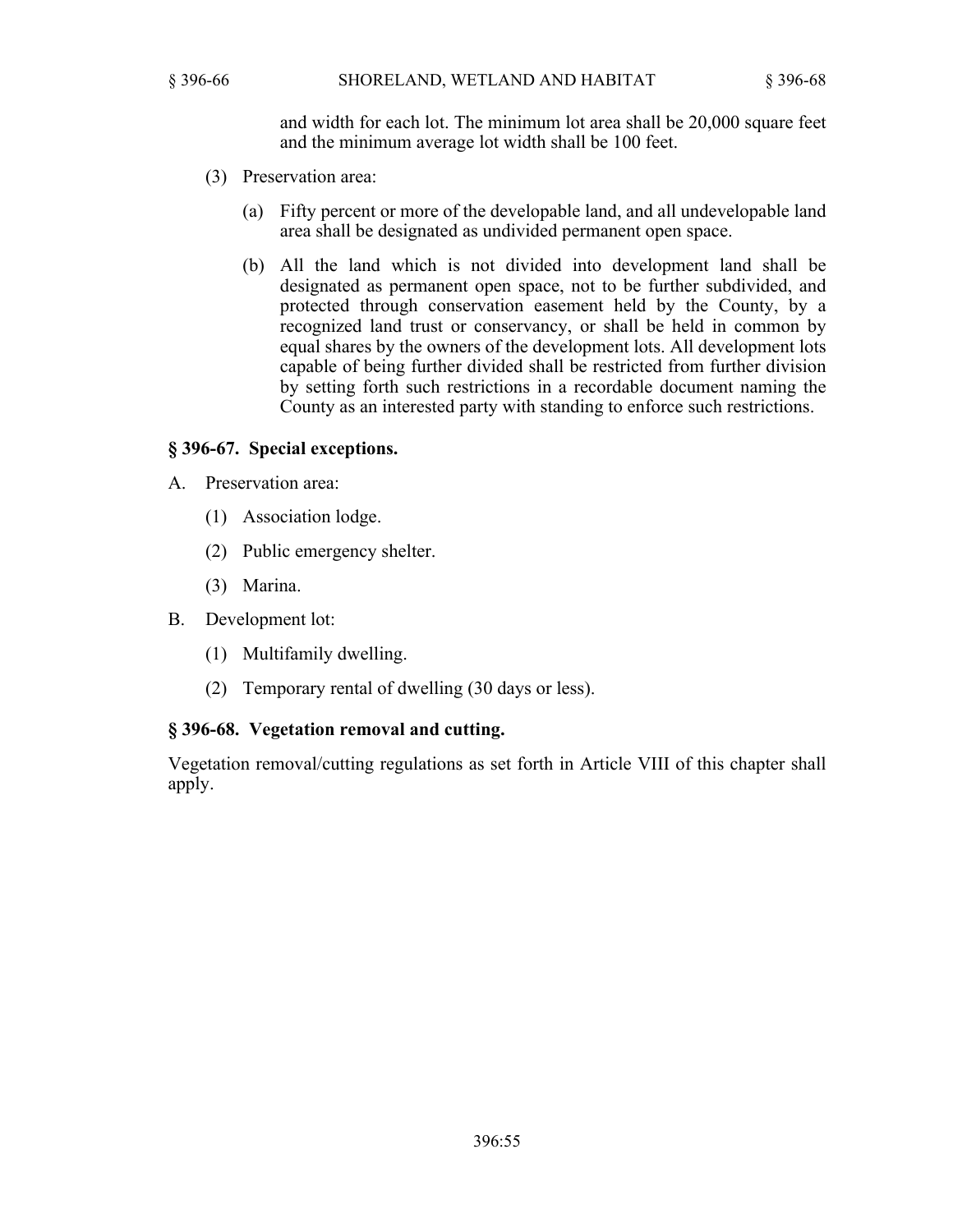and width for each lot. The minimum lot area shall be 20,000 square feet and the minimum average lot width shall be 100 feet.

(3) Preservation area:

(a) Fifty percent or more of the developable land, and all undevelopable land area shall be designated as undivided permanent open space.

(b) All the land which is not divided into development land shall be designated as permanent open space, not to be further subdivided, and protected through conservation easement held by the County, by a recognized land trust or conservancy, or shall be held in common by equal shares by the owners of the development lots. All development lots capable of being further divided shall be restricted from further division by setting forth such restrictions in a recordable document naming the County as an interested party with standing to enforce such restrictions.

### § 396-67. Special exceptions.

A. Preservation area:

(1) Association lodge.

(2) Public emergency shelter.

(3) Marina.

B. Development lot:

(1) Multifamily dwelling.

(2) Temporary rental of dwelling (30 days or less).

### § 396-68. Vegetation removal and cutting.

Vegetation removal/cutting regulations as set forth in Article VIII of this chapter shall apply.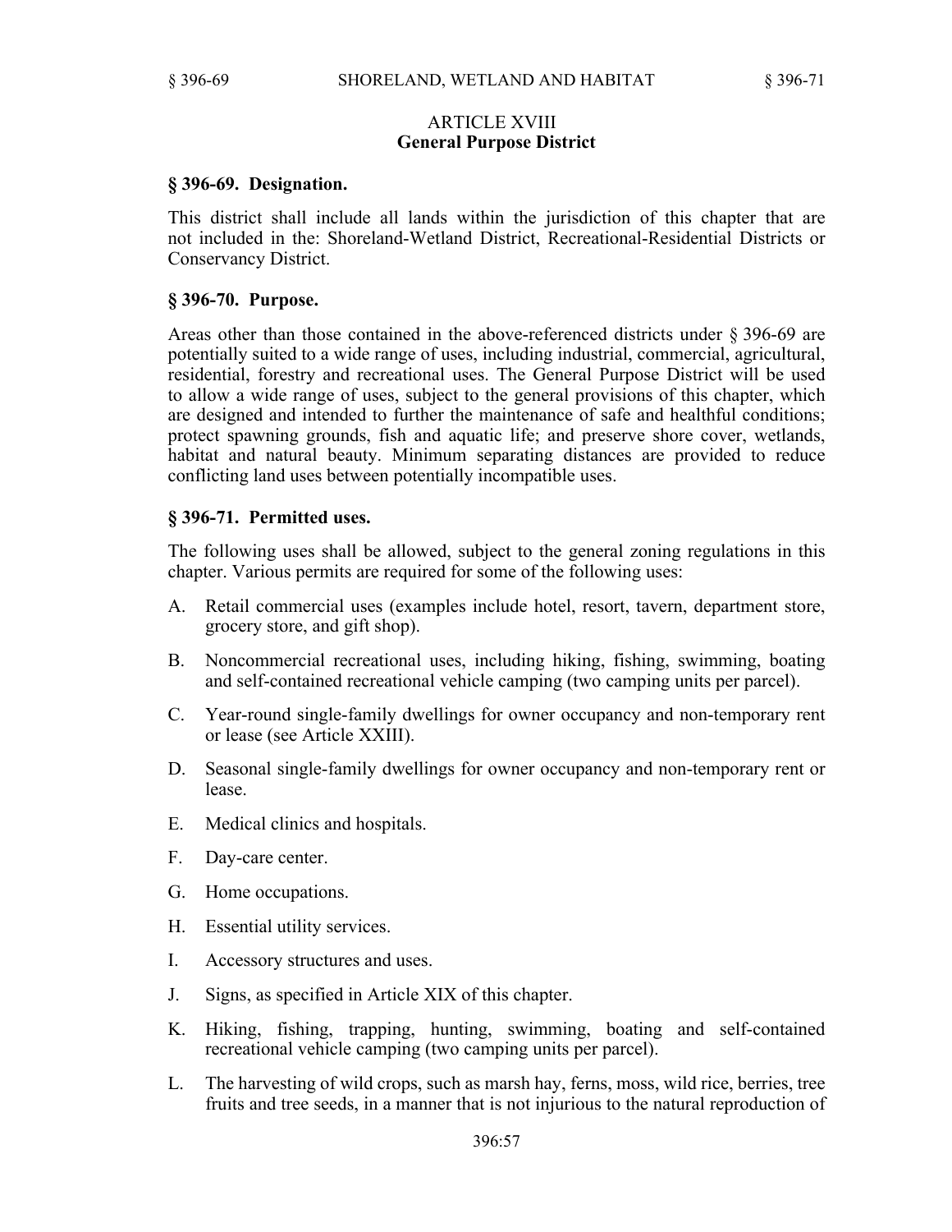## ARTICLE XVIII
## General Purpose District

### § 396-69. Designation.

This district shall include all lands within the jurisdiction of this chapter that are not included in the: Shoreland-Wetland District, Recreational-Residential Districts or Conservancy District.

### § 396-70. Purpose.

Areas other than those contained in the above-referenced districts under § 396-69 are potentially suited to a wide range of uses, including industrial, commercial, agricultural, residential, forestry and recreational uses. The General Purpose District will be used to allow a wide range of uses, subject to the general provisions of this chapter, which are designed and intended to further the maintenance of safe and healthful conditions; protect spawning grounds, fish and aquatic life; and preserve shore cover, wetlands, habitat and natural beauty. Minimum separating distances are provided to reduce conflicting land uses between potentially incompatible uses.

### § 396-71. Permitted uses.

The following uses shall be allowed, subject to the general zoning regulations in this chapter. Various permits are required for some of the following uses:

A. Retail commercial uses (examples include hotel, resort, tavern, department store, grocery store, and gift shop).

B. Noncommercial recreational uses, including hiking, fishing, swimming, boating and self-contained recreational vehicle camping (two camping units per parcel).

C. Year-round single-family dwellings for owner occupancy and non-temporary rent or lease (see Article XXIII).

D. Seasonal single-family dwellings for owner occupancy and non-temporary rent or lease.

E. Medical clinics and hospitals.

F. Day-care center.

G. Home occupations.

H. Essential utility services.

I. Accessory structures and uses.

J. Signs, as specified in Article XIX of this chapter.

K. Hiking, fishing, trapping, hunting, swimming, boating and self-contained recreational vehicle camping (two camping units per parcel).

L. The harvesting of wild crops, such as marsh hay, ferns, moss, wild rice, berries, tree fruits and tree seeds, in a manner that is not injurious to the natural reproduction of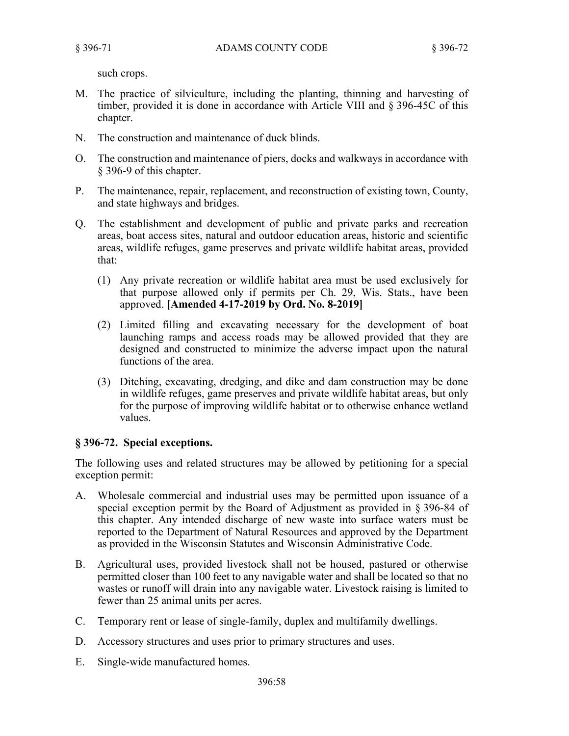such crops.

M. The practice of silviculture, including the planting, thinning and harvesting of timber, provided it is done in accordance with Article VIII and § 396-45C of this chapter.

N. The construction and maintenance of duck blinds.

O. The construction and maintenance of piers, docks and walkways in accordance with § 396-9 of this chapter.

P. The maintenance, repair, replacement, and reconstruction of existing town, County, and state highways and bridges.

Q. The establishment and development of public and private parks and recreation areas, boat access sites, natural and outdoor education areas, historic and scientific areas, wildlife refuges, game preserves and private wildlife habitat areas, provided that:

   (1) Any private recreation or wildlife habitat area must be used exclusively for that purpose allowed only if permits per Ch. 29, Wis. Stats., have been approved. **[Amended 4-17-2019 by Ord. No. 8-2019]**

   (2) Limited filling and excavating necessary for the development of boat launching ramps and access roads may be allowed provided that they are designed and constructed to minimize the adverse impact upon the natural functions of the area.

   (3) Ditching, excavating, dredging, and dike and dam construction may be done in wildlife refuges, game preserves and private wildlife habitat areas, but only for the purpose of improving wildlife habitat or to otherwise enhance wetland values.

### § 396-72. Special exceptions.

The following uses and related structures may be allowed by petitioning for a special exception permit:

A. Wholesale commercial and industrial uses may be permitted upon issuance of a special exception permit by the Board of Adjustment as provided in § 396-84 of this chapter. Any intended discharge of new waste into surface waters must be reported to the Department of Natural Resources and approved by the Department as provided in the Wisconsin Statutes and Wisconsin Administrative Code.

B. Agricultural uses, provided livestock shall not be housed, pastured or otherwise permitted closer than 100 feet to any navigable water and shall be located so that no wastes or runoff will drain into any navigable water. Livestock raising is limited to fewer than 25 animal units per acres.

C. Temporary rent or lease of single-family, duplex and multifamily dwellings.

D. Accessory structures and uses prior to primary structures and uses.

E. Single-wide manufactured homes.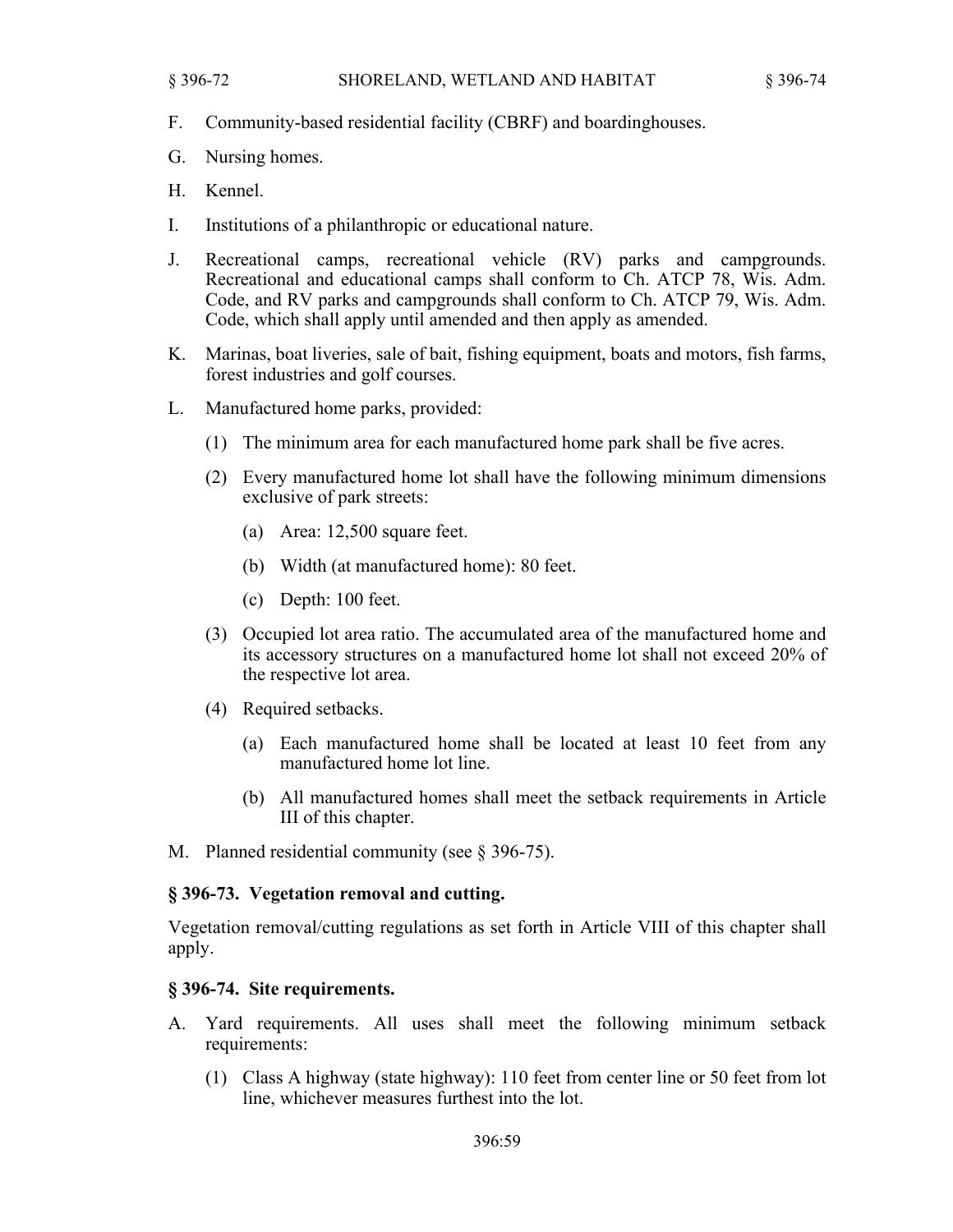F. Community-based residential facility (CBRF) and boardinghouses.

G. Nursing homes.

H. Kennel.

I. Institutions of a philanthropic or educational nature.

J. Recreational camps, recreational vehicle (RV) parks and campgrounds. Recreational and educational camps shall conform to Ch. ATCP 78, Wis. Adm. Code, and RV parks and campgrounds shall conform to Ch. ATCP 79, Wis. Adm. Code, which shall apply until amended and then apply as amended.

K. Marinas, boat liveries, sale of bait, fishing equipment, boats and motors, fish farms, forest industries and golf courses.

L. Manufactured home parks, provided:

   (1) The minimum area for each manufactured home park shall be five acres.

   (2) Every manufactured home lot shall have the following minimum dimensions exclusive of park streets:

      (a) Area: 12,500 square feet.

      (b) Width (at manufactured home): 80 feet.

      (c) Depth: 100 feet.

   (3) Occupied lot area ratio. The accumulated area of the manufactured home and its accessory structures on a manufactured home lot shall not exceed 20% of the respective lot area.

   (4) Required setbacks.

      (a) Each manufactured home shall be located at least 10 feet from any manufactured home lot line.

      (b) All manufactured homes shall meet the setback requirements in Article III of this chapter.

M. Planned residential community (see § 396-75).

### § 396-73. Vegetation removal and cutting.

Vegetation removal/cutting regulations as set forth in Article VIII of this chapter shall apply.

### § 396-74. Site requirements.

A. Yard requirements. All uses shall meet the following minimum setback requirements:

   (1) Class A highway (state highway): 110 feet from center line or 50 feet from lot line, whichever measures furthest into the lot.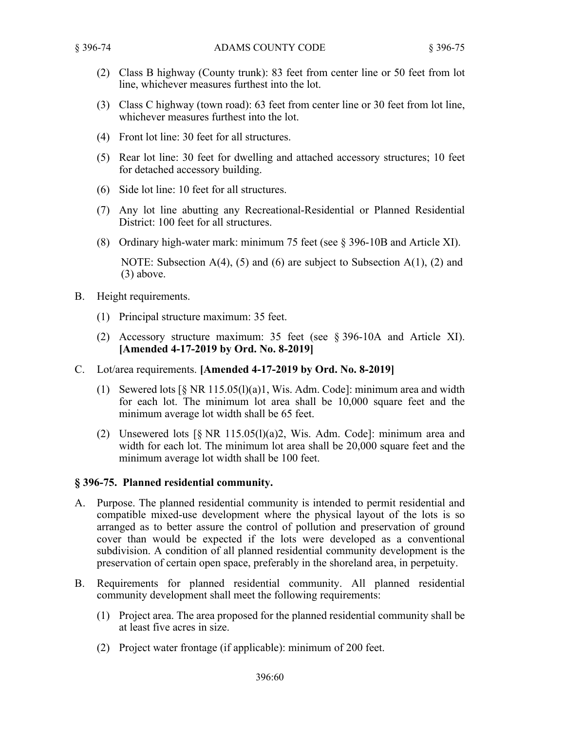(2) Class B highway (County trunk): 83 feet from center line or 50 feet from lot line, whichever measures furthest into the lot.

(3) Class C highway (town road): 63 feet from center line or 30 feet from lot line, whichever measures furthest into the lot.

(4) Front lot line: 30 feet for all structures.

(5) Rear lot line: 30 feet for dwelling and attached accessory structures; 10 feet for detached accessory building.

(6) Side lot line: 10 feet for all structures.

(7) Any lot line abutting any Recreational-Residential or Planned Residential District: 100 feet for all structures.

(8) Ordinary high-water mark: minimum 75 feet (see § 396-10B and Article XI).

NOTE: Subsection A(4), (5) and (6) are subject to Subsection A(1), (2) and (3) above.

B. Height requirements.

(1) Principal structure maximum: 35 feet.

(2) Accessory structure maximum: 35 feet (see § 396-10A and Article XI). **[Amended 4-17-2019 by Ord. No. 8-2019]**

C. Lot/area requirements. **[Amended 4-17-2019 by Ord. No. 8-2019]**

(1) Sewered lots [§ NR 115.05(l)(a)1, Wis. Adm. Code]: minimum area and width for each lot. The minimum lot area shall be 10,000 square feet and the minimum average lot width shall be 65 feet.

(2) Unsewered lots [§ NR 115.05(l)(a)2, Wis. Adm. Code]: minimum area and width for each lot. The minimum lot area shall be 20,000 square feet and the minimum average lot width shall be 100 feet.

### § 396-75. Planned residential community.

A. Purpose. The planned residential community is intended to permit residential and compatible mixed-use development where the physical layout of the lots is so arranged as to better assure the control of pollution and preservation of ground cover than would be expected if the lots were developed as a conventional subdivision. A condition of all planned residential community development is the preservation of certain open space, preferably in the shoreland area, in perpetuity.

B. Requirements for planned residential community. All planned residential community development shall meet the following requirements:

(1) Project area. The area proposed for the planned residential community shall be at least five acres in size.

(2) Project water frontage (if applicable): minimum of 200 feet.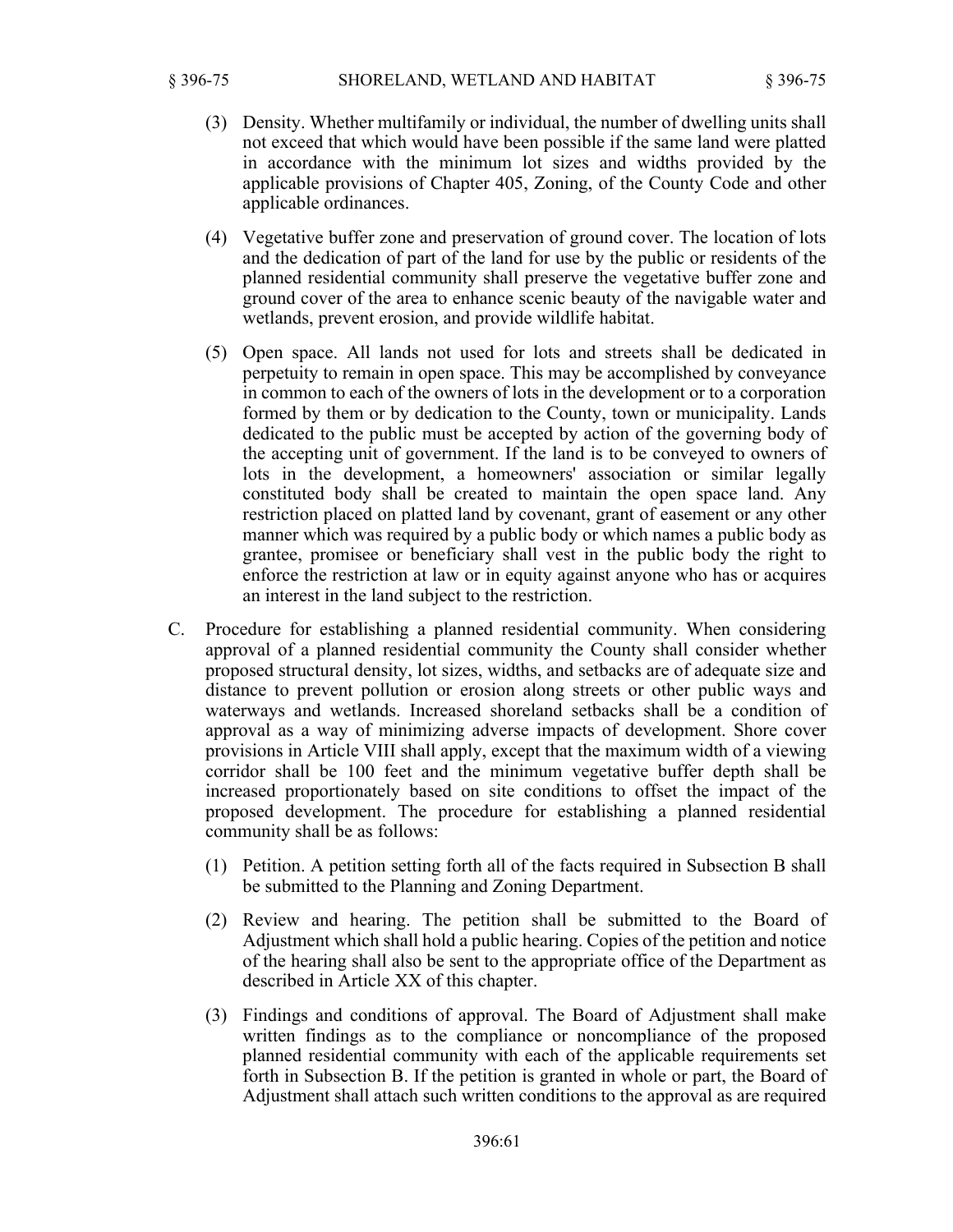(3) Density. Whether multifamily or individual, the number of dwelling units shall not exceed that which would have been possible if the same land were platted in accordance with the minimum lot sizes and widths provided by the applicable provisions of Chapter 405, Zoning, of the County Code and other applicable ordinances.

(4) Vegetative buffer zone and preservation of ground cover. The location of lots and the dedication of part of the land for use by the public or residents of the planned residential community shall preserve the vegetative buffer zone and ground cover of the area to enhance scenic beauty of the navigable water and wetlands, prevent erosion, and provide wildlife habitat.

(5) Open space. All lands not used for lots and streets shall be dedicated in perpetuity to remain in open space. This may be accomplished by conveyance in common to each of the owners of lots in the development or to a corporation formed by them or by dedication to the County, town or municipality. Lands dedicated to the public must be accepted by action of the governing body of the accepting unit of government. If the land is to be conveyed to owners of lots in the development, a homeowners' association or similar legally constituted body shall be created to maintain the open space land. Any restriction placed on platted land by covenant, grant of easement or any other manner which was required by a public body or which names a public body as grantee, promisee or beneficiary shall vest in the public body the right to enforce the restriction at law or in equity against anyone who has or acquires an interest in the land subject to the restriction.

C. Procedure for establishing a planned residential community. When considering approval of a planned residential community the County shall consider whether proposed structural density, lot sizes, widths, and setbacks are of adequate size and distance to prevent pollution or erosion along streets or other public ways and waterways and wetlands. Increased shoreland setbacks shall be a condition of approval as a way of minimizing adverse impacts of development. Shore cover provisions in Article VIII shall apply, except that the maximum width of a viewing corridor shall be 100 feet and the minimum vegetative buffer depth shall be increased proportionately based on site conditions to offset the impact of the proposed development. The procedure for establishing a planned residential community shall be as follows:

(1) Petition. A petition setting forth all of the facts required in Subsection B shall be submitted to the Planning and Zoning Department.

(2) Review and hearing. The petition shall be submitted to the Board of Adjustment which shall hold a public hearing. Copies of the petition and notice of the hearing shall also be sent to the appropriate office of the Department as described in Article XX of this chapter.

(3) Findings and conditions of approval. The Board of Adjustment shall make written findings as to the compliance or noncompliance of the proposed planned residential community with each of the applicable requirements set forth in Subsection B. If the petition is granted in whole or part, the Board of Adjustment shall attach such written conditions to the approval as are required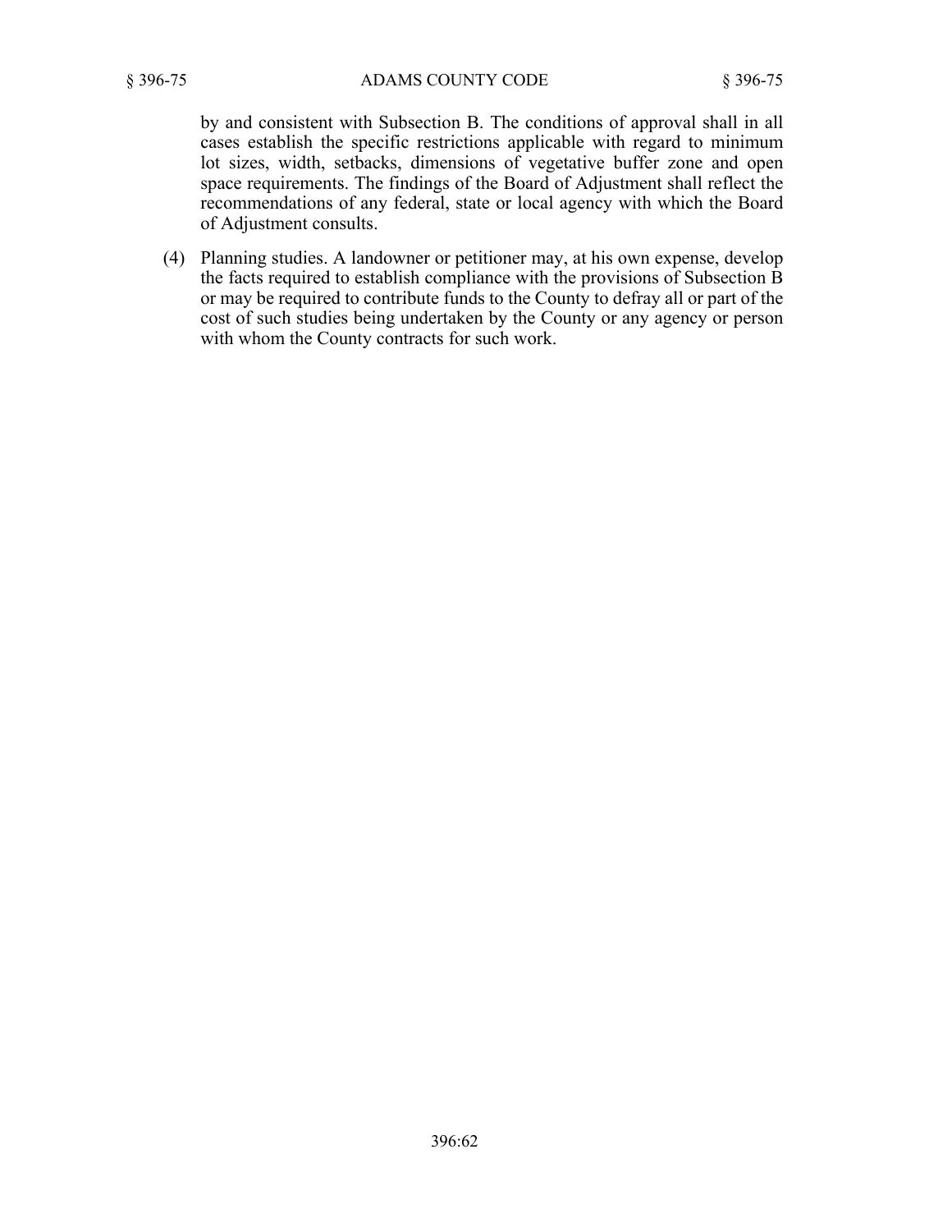by and consistent with Subsection B. The conditions of approval shall in all cases establish the specific restrictions applicable with regard to minimum lot sizes, width, setbacks, dimensions of vegetative buffer zone and open space requirements. The findings of the Board of Adjustment shall reflect the recommendations of any federal, state or local agency with which the Board of Adjustment consults.

(4) Planning studies. A landowner or petitioner may, at his own expense, develop the facts required to establish compliance with the provisions of Subsection B or may be required to contribute funds to the County to defray all or part of the cost of such studies being undertaken by the County or any agency or person with whom the County contracts for such work.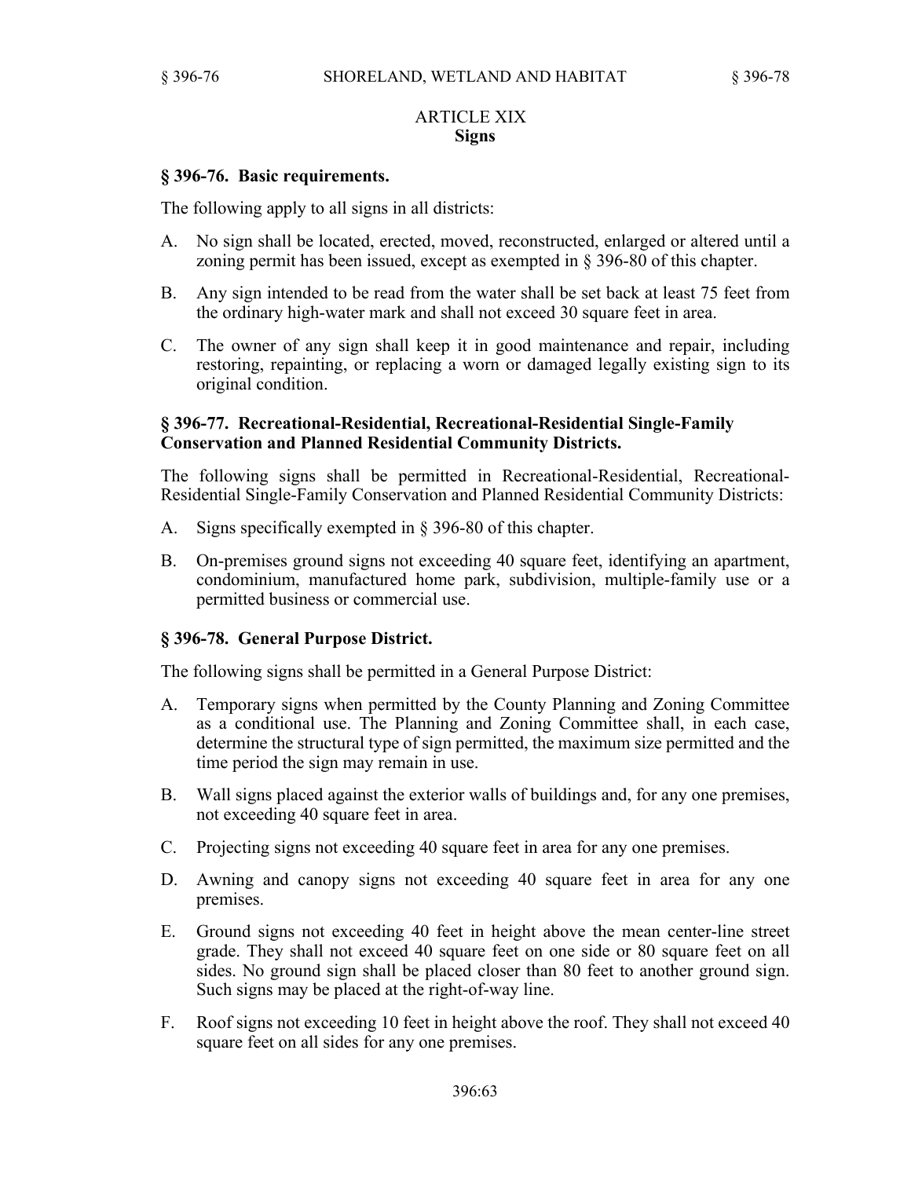## ARTICLE XIX
## Signs

### § 396-76. Basic requirements.

The following apply to all signs in all districts:

A. No sign shall be located, erected, moved, reconstructed, enlarged or altered until a zoning permit has been issued, except as exempted in § 396-80 of this chapter.

B. Any sign intended to be read from the water shall be set back at least 75 feet from the ordinary high-water mark and shall not exceed 30 square feet in area.

C. The owner of any sign shall keep it in good maintenance and repair, including restoring, repainting, or replacing a worn or damaged legally existing sign to its original condition.

### § 396-77. Recreational-Residential, Recreational-Residential Single-Family Conservation and Planned Residential Community Districts.

The following signs shall be permitted in Recreational-Residential, Recreational-Residential Single-Family Conservation and Planned Residential Community Districts:

A. Signs specifically exempted in § 396-80 of this chapter.

B. On-premises ground signs not exceeding 40 square feet, identifying an apartment, condominium, manufactured home park, subdivision, multiple-family use or a permitted business or commercial use.

### § 396-78. General Purpose District.

The following signs shall be permitted in a General Purpose District:

A. Temporary signs when permitted by the County Planning and Zoning Committee as a conditional use. The Planning and Zoning Committee shall, in each case, determine the structural type of sign permitted, the maximum size permitted and the time period the sign may remain in use.

B. Wall signs placed against the exterior walls of buildings and, for any one premises, not exceeding 40 square feet in area.

C. Projecting signs not exceeding 40 square feet in area for any one premises.

D. Awning and canopy signs not exceeding 40 square feet in area for any one premises.

E. Ground signs not exceeding 40 feet in height above the mean center-line street grade. They shall not exceed 40 square feet on one side or 80 square feet on all sides. No ground sign shall be placed closer than 80 feet to another ground sign. Such signs may be placed at the right-of-way line.

F. Roof signs not exceeding 10 feet in height above the roof. They shall not exceed 40 square feet on all sides for any one premises.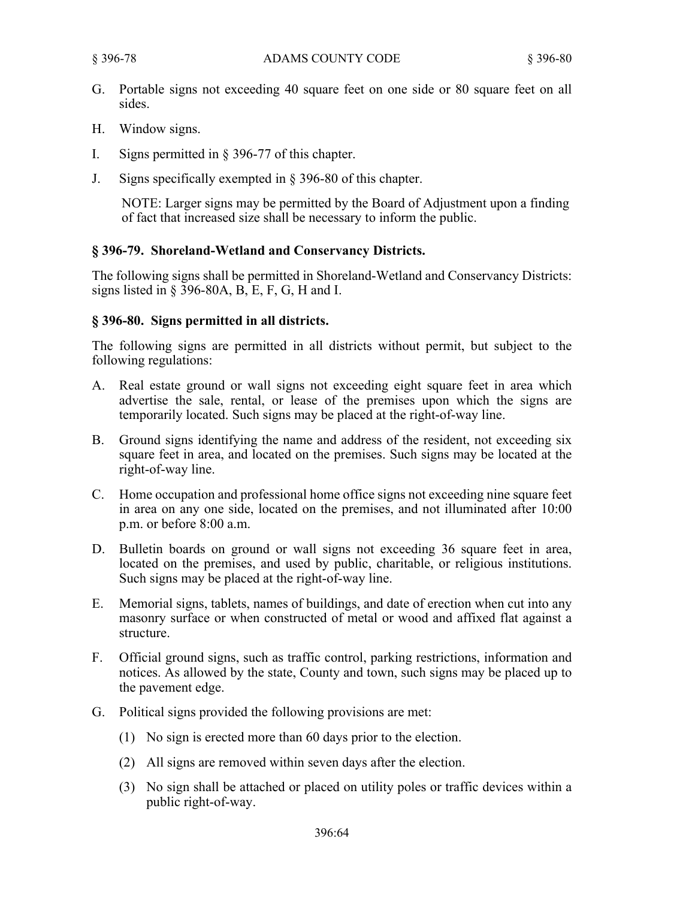G. Portable signs not exceeding 40 square feet on one side or 80 square feet on all sides.

H. Window signs.

I. Signs permitted in § 396-77 of this chapter.

J. Signs specifically exempted in § 396-80 of this chapter.

NOTE: Larger signs may be permitted by the Board of Adjustment upon a finding of fact that increased size shall be necessary to inform the public.

## § 396-79. Shoreland-Wetland and Conservancy Districts.

The following signs shall be permitted in Shoreland-Wetland and Conservancy Districts: signs listed in § 396-80A, B, E, F, G, H and I.

## § 396-80. Signs permitted in all districts.

The following signs are permitted in all districts without permit, but subject to the following regulations:

A. Real estate ground or wall signs not exceeding eight square feet in area which advertise the sale, rental, or lease of the premises upon which the signs are temporarily located. Such signs may be placed at the right-of-way line.

B. Ground signs identifying the name and address of the resident, not exceeding six square feet in area, and located on the premises. Such signs may be located at the right-of-way line.

C. Home occupation and professional home office signs not exceeding nine square feet in area on any one side, located on the premises, and not illuminated after 10:00 p.m. or before 8:00 a.m.

D. Bulletin boards on ground or wall signs not exceeding 36 square feet in area, located on the premises, and used by public, charitable, or religious institutions. Such signs may be placed at the right-of-way line.

E. Memorial signs, tablets, names of buildings, and date of erection when cut into any masonry surface or when constructed of metal or wood and affixed flat against a structure.

F. Official ground signs, such as traffic control, parking restrictions, information and notices. As allowed by the state, County and town, such signs may be placed up to the pavement edge.

G. Political signs provided the following provisions are met:

   (1) No sign is erected more than 60 days prior to the election.

   (2) All signs are removed within seven days after the election.

   (3) No sign shall be attached or placed on utility poles or traffic devices within a public right-of-way.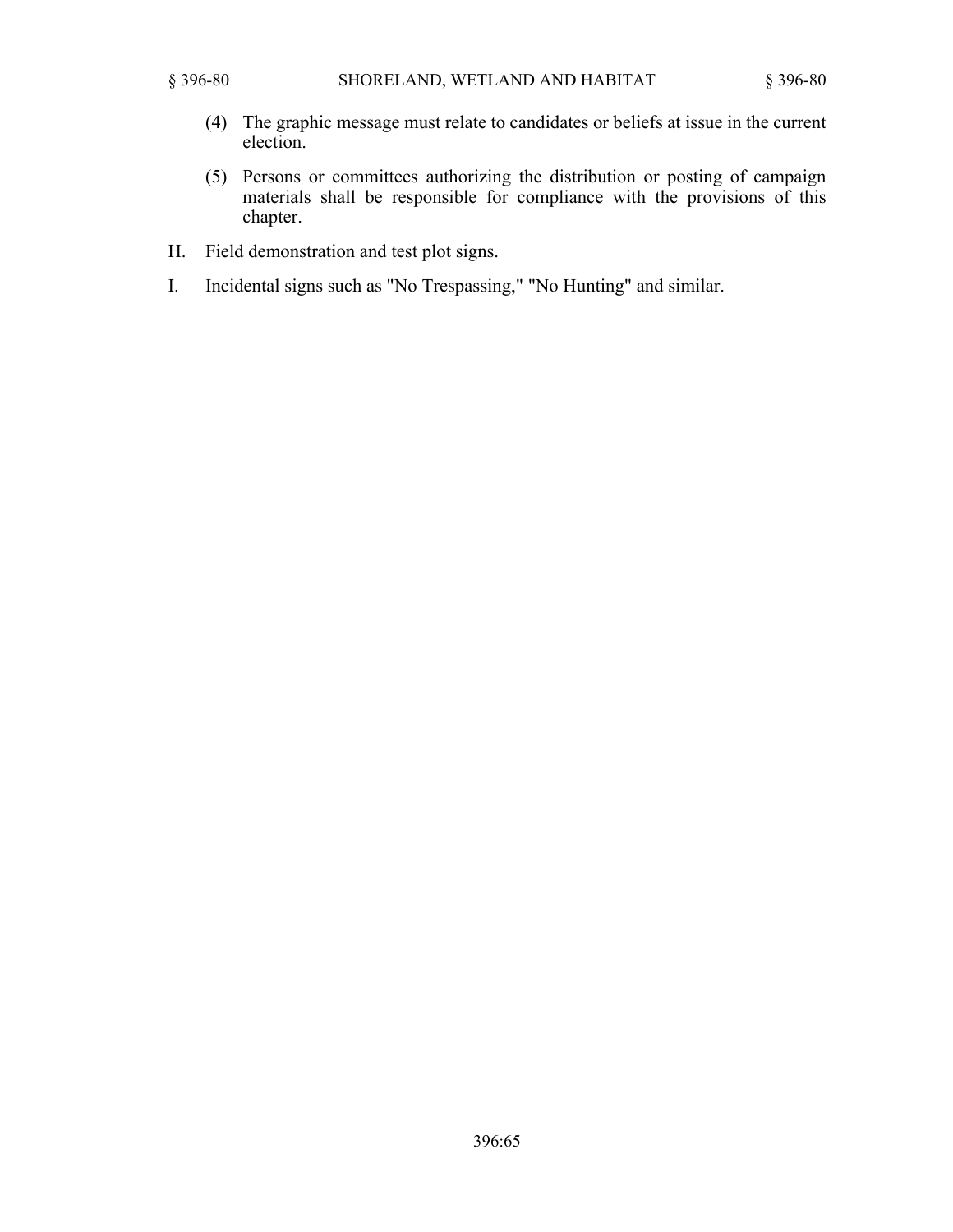(4) The graphic message must relate to candidates or beliefs at issue in the current election.

(5) Persons or committees authorizing the distribution or posting of campaign materials shall be responsible for compliance with the provisions of this chapter.

H. Field demonstration and test plot signs.

I. Incidental signs such as "No Trespassing," "No Hunting" and similar.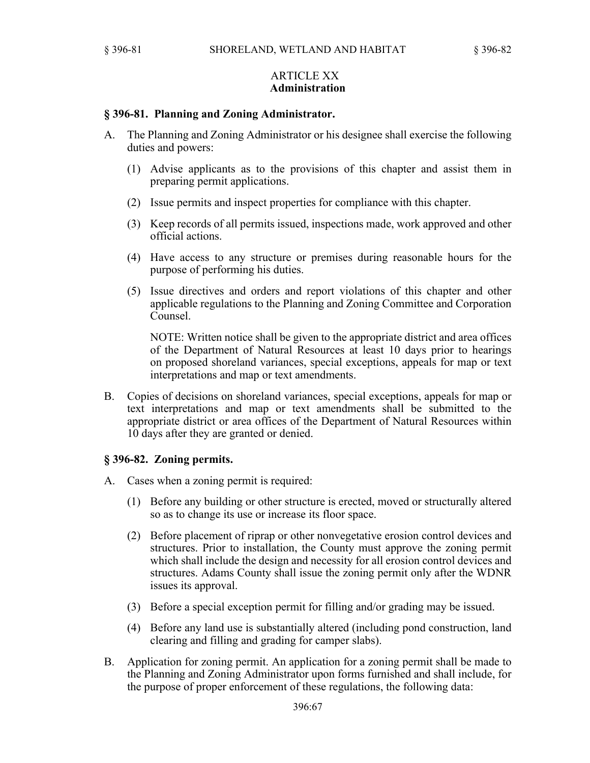## ARTICLE XX
## Administration

### § 396-81. Planning and Zoning Administrator.

A. The Planning and Zoning Administrator or his designee shall exercise the following duties and powers:

(1) Advise applicants as to the provisions of this chapter and assist them in preparing permit applications.

(2) Issue permits and inspect properties for compliance with this chapter.

(3) Keep records of all permits issued, inspections made, work approved and other official actions.

(4) Have access to any structure or premises during reasonable hours for the purpose of performing his duties.

(5) Issue directives and orders and report violations of this chapter and other applicable regulations to the Planning and Zoning Committee and Corporation Counsel.

NOTE: Written notice shall be given to the appropriate district and area offices of the Department of Natural Resources at least 10 days prior to hearings on proposed shoreland variances, special exceptions, appeals for map or text interpretations and map or text amendments.

B. Copies of decisions on shoreland variances, special exceptions, appeals for map or text interpretations and map or text amendments shall be submitted to the appropriate district or area offices of the Department of Natural Resources within 10 days after they are granted or denied.

### § 396-82. Zoning permits.

A. Cases when a zoning permit is required:

(1) Before any building or other structure is erected, moved or structurally altered so as to change its use or increase its floor space.

(2) Before placement of riprap or other nonvegetative erosion control devices and structures. Prior to installation, the County must approve the zoning permit which shall include the design and necessity for all erosion control devices and structures. Adams County shall issue the zoning permit only after the WDNR issues its approval.

(3) Before a special exception permit for filling and/or grading may be issued.

(4) Before any land use is substantially altered (including pond construction, land clearing and filling and grading for camper slabs).

B. Application for zoning permit. An application for a zoning permit shall be made to the Planning and Zoning Administrator upon forms furnished and shall include, for the purpose of proper enforcement of these regulations, the following data: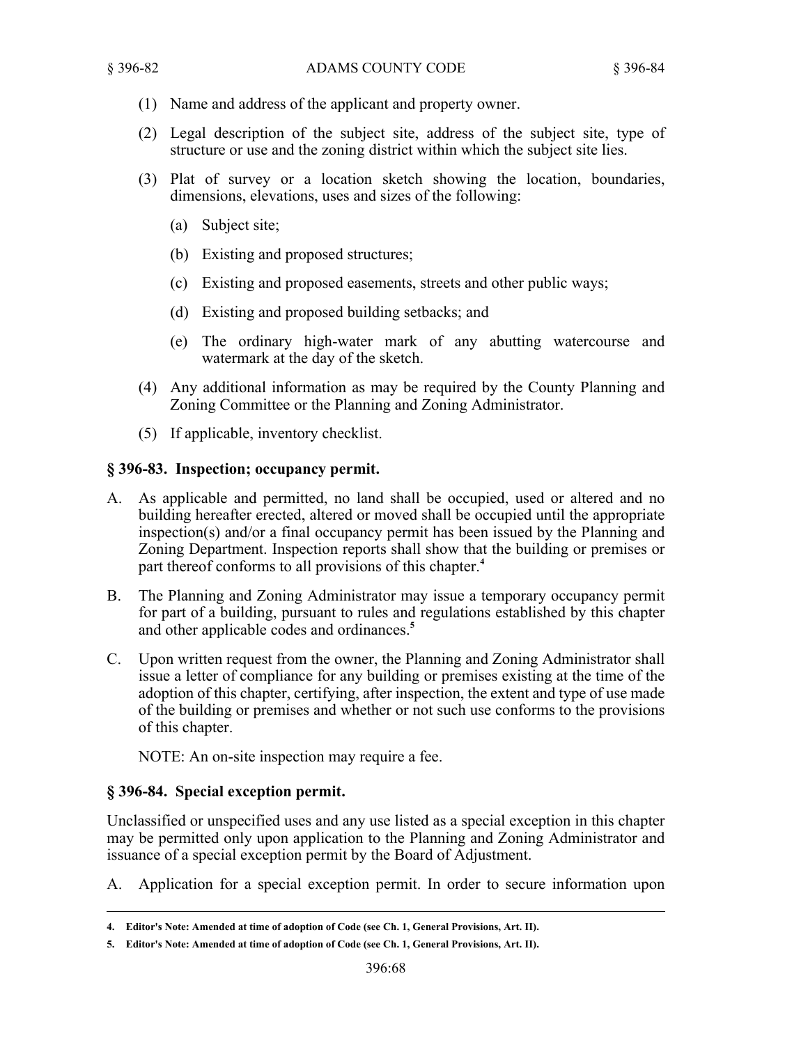(1) Name and address of the applicant and property owner.

(2) Legal description of the subject site, address of the subject site, type of structure or use and the zoning district within which the subject site lies.

(3) Plat of survey or a location sketch showing the location, boundaries, dimensions, elevations, uses and sizes of the following:

   (a) Subject site;

   (b) Existing and proposed structures;

   (c) Existing and proposed easements, streets and other public ways;

   (d) Existing and proposed building setbacks; and

   (e) The ordinary high-water mark of any abutting watercourse and watermark at the day of the sketch.

(4) Any additional information as may be required by the County Planning and Zoning Committee or the Planning and Zoning Administrator.

(5) If applicable, inventory checklist.

## § 396-83. Inspection; occupancy permit.

A. As applicable and permitted, no land shall be occupied, used or altered and no building hereafter erected, altered or moved shall be occupied until the appropriate inspection(s) and/or a final occupancy permit has been issued by the Planning and Zoning Department. Inspection reports shall show that the building or premises or part thereof conforms to all provisions of this chapter.[4]

B. The Planning and Zoning Administrator may issue a temporary occupancy permit for part of a building, pursuant to rules and regulations established by this chapter and other applicable codes and ordinances.[5]

C. Upon written request from the owner, the Planning and Zoning Administrator shall issue a letter of compliance for any building or premises existing at the time of the adoption of this chapter, certifying, after inspection, the extent and type of use made of the building or premises and whether or not such use conforms to the provisions of this chapter.

   NOTE: An on-site inspection may require a fee.

## § 396-84. Special exception permit.

Unclassified or unspecified uses and any use listed as a special exception in this chapter may be permitted only upon application to the Planning and Zoning Administrator and issuance of a special exception permit by the Board of Adjustment.

A. Application for a special exception permit. In order to secure information upon

---

**4. Editor's Note: Amended at time of adoption of Code (see Ch. 1, General Provisions, Art. II).**

**5. Editor's Note: Amended at time of adoption of Code (see Ch. 1, General Provisions, Art. II).**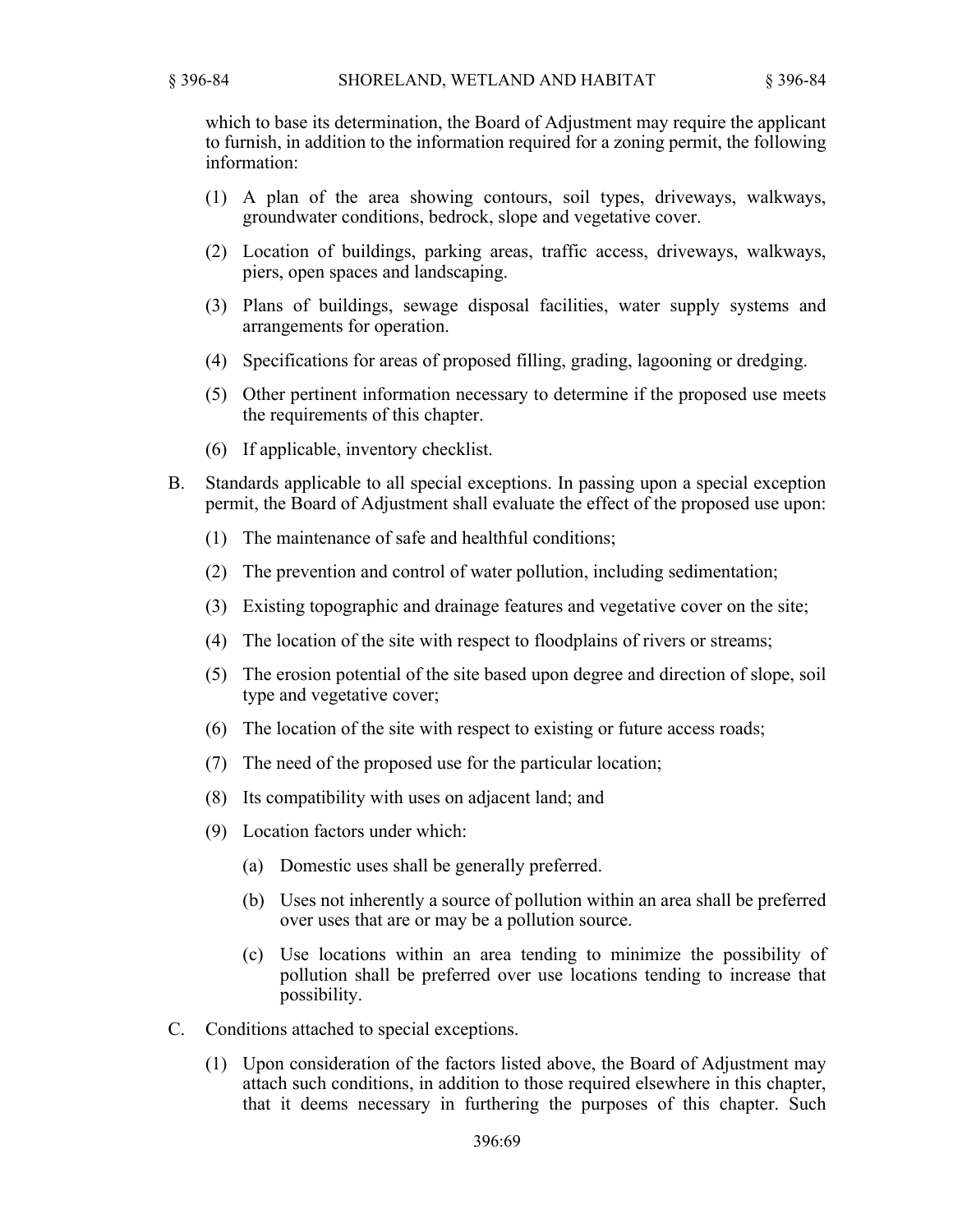which to base its determination, the Board of Adjustment may require the applicant to furnish, in addition to the information required for a zoning permit, the following information:

(1) A plan of the area showing contours, soil types, driveways, walkways, groundwater conditions, bedrock, slope and vegetative cover.

(2) Location of buildings, parking areas, traffic access, driveways, walkways, piers, open spaces and landscaping.

(3) Plans of buildings, sewage disposal facilities, water supply systems and arrangements for operation.

(4) Specifications for areas of proposed filling, grading, lagooning or dredging.

(5) Other pertinent information necessary to determine if the proposed use meets the requirements of this chapter.

(6) If applicable, inventory checklist.

B. Standards applicable to all special exceptions. In passing upon a special exception permit, the Board of Adjustment shall evaluate the effect of the proposed use upon:

(1) The maintenance of safe and healthful conditions;

(2) The prevention and control of water pollution, including sedimentation;

(3) Existing topographic and drainage features and vegetative cover on the site;

(4) The location of the site with respect to floodplains of rivers or streams;

(5) The erosion potential of the site based upon degree and direction of slope, soil type and vegetative cover;

(6) The location of the site with respect to existing or future access roads;

(7) The need of the proposed use for the particular location;

(8) Its compatibility with uses on adjacent land; and

(9) Location factors under which:

(a) Domestic uses shall be generally preferred.

(b) Uses not inherently a source of pollution within an area shall be preferred over uses that are or may be a pollution source.

(c) Use locations within an area tending to minimize the possibility of pollution shall be preferred over use locations tending to increase that possibility.

C. Conditions attached to special exceptions.

(1) Upon consideration of the factors listed above, the Board of Adjustment may attach such conditions, in addition to those required elsewhere in this chapter, that it deems necessary in furthering the purposes of this chapter. Such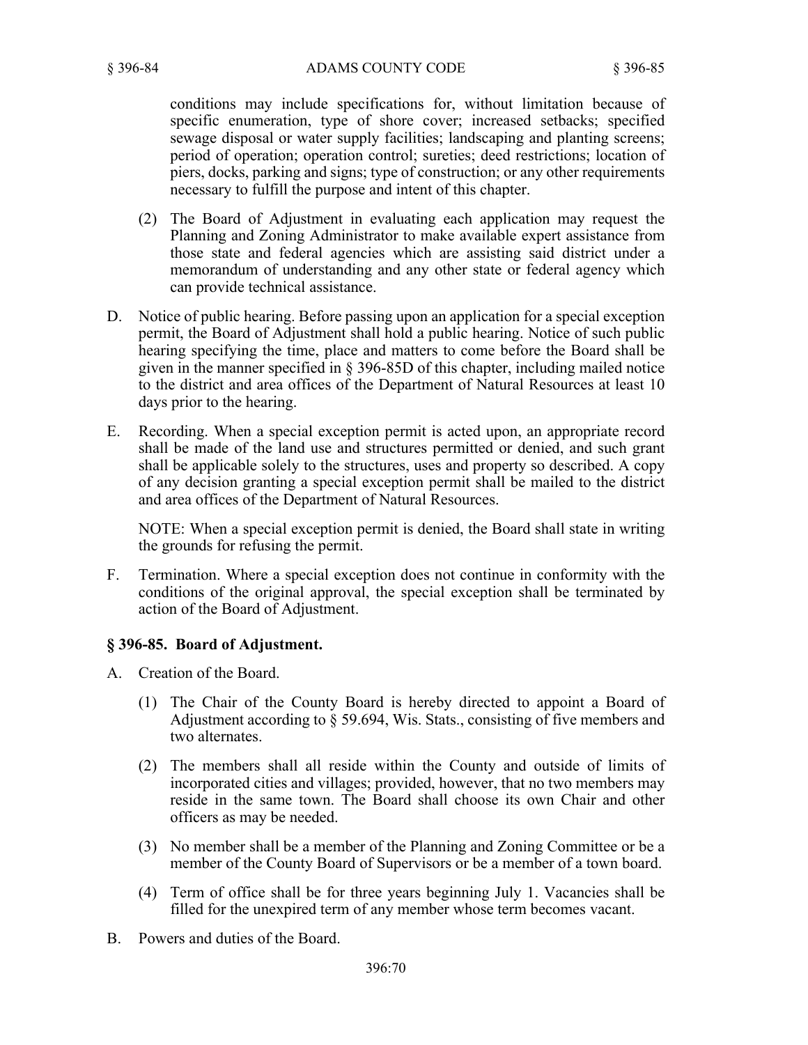conditions may include specifications for, without limitation because of specific enumeration, type of shore cover; increased setbacks; specified sewage disposal or water supply facilities; landscaping and planting screens; period of operation; operation control; sureties; deed restrictions; location of piers, docks, parking and signs; type of construction; or any other requirements necessary to fulfill the purpose and intent of this chapter.

(2) The Board of Adjustment in evaluating each application may request the Planning and Zoning Administrator to make available expert assistance from those state and federal agencies which are assisting said district under a memorandum of understanding and any other state or federal agency which can provide technical assistance.

D. Notice of public hearing. Before passing upon an application for a special exception permit, the Board of Adjustment shall hold a public hearing. Notice of such public hearing specifying the time, place and matters to come before the Board shall be given in the manner specified in § 396-85D of this chapter, including mailed notice to the district and area offices of the Department of Natural Resources at least 10 days prior to the hearing.

E. Recording. When a special exception permit is acted upon, an appropriate record shall be made of the land use and structures permitted or denied, and such grant shall be applicable solely to the structures, uses and property so described. A copy of any decision granting a special exception permit shall be mailed to the district and area offices of the Department of Natural Resources.

NOTE: When a special exception permit is denied, the Board shall state in writing the grounds for refusing the permit.

F. Termination. Where a special exception does not continue in conformity with the conditions of the original approval, the special exception shall be terminated by action of the Board of Adjustment.

## § 396-85. Board of Adjustment.

A. Creation of the Board.

(1) The Chair of the County Board is hereby directed to appoint a Board of Adjustment according to § 59.694, Wis. Stats., consisting of five members and two alternates.

(2) The members shall all reside within the County and outside of limits of incorporated cities and villages; provided, however, that no two members may reside in the same town. The Board shall choose its own Chair and other officers as may be needed.

(3) No member shall be a member of the Planning and Zoning Committee or be a member of the County Board of Supervisors or be a member of a town board.

(4) Term of office shall be for three years beginning July 1. Vacancies shall be filled for the unexpired term of any member whose term becomes vacant.

B. Powers and duties of the Board.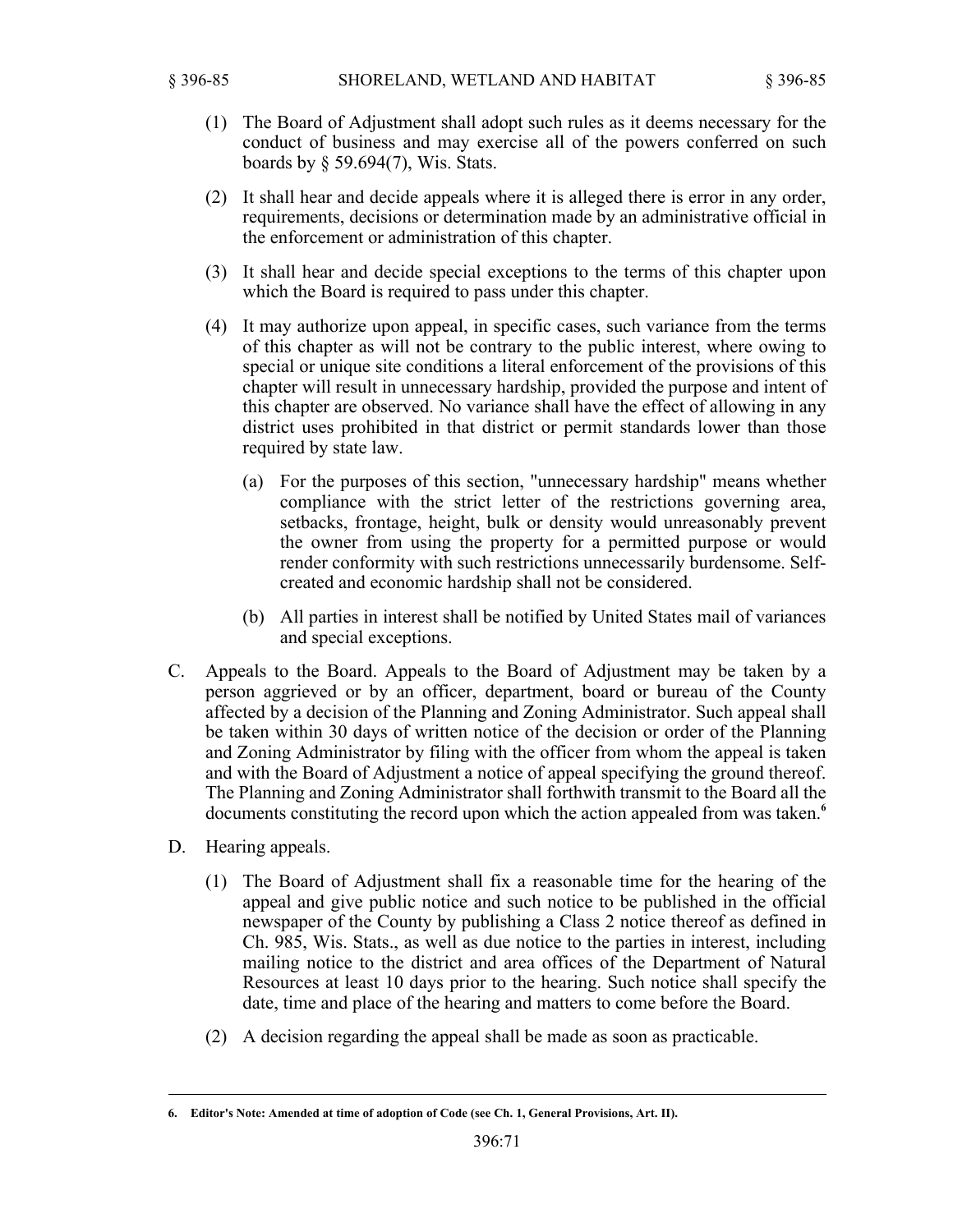(1) The Board of Adjustment shall adopt such rules as it deems necessary for the conduct of business and may exercise all of the powers conferred on such boards by § 59.694(7), Wis. Stats.

(2) It shall hear and decide appeals where it is alleged there is error in any order, requirements, decisions or determination made by an administrative official in the enforcement or administration of this chapter.

(3) It shall hear and decide special exceptions to the terms of this chapter upon which the Board is required to pass under this chapter.

(4) It may authorize upon appeal, in specific cases, such variance from the terms of this chapter as will not be contrary to the public interest, where owing to special or unique site conditions a literal enforcement of the provisions of this chapter will result in unnecessary hardship, provided the purpose and intent of this chapter are observed. No variance shall have the effect of allowing in any district uses prohibited in that district or permit standards lower than those required by state law.

(a) For the purposes of this section, "unnecessary hardship" means whether compliance with the strict letter of the restrictions governing area, setbacks, frontage, height, bulk or density would unreasonably prevent the owner from using the property for a permitted purpose or would render conformity with such restrictions unnecessarily burdensome. Self-created and economic hardship shall not be considered.

(b) All parties in interest shall be notified by United States mail of variances and special exceptions.

C. Appeals to the Board. Appeals to the Board of Adjustment may be taken by a person aggrieved or by an officer, department, board or bureau of the County affected by a decision of the Planning and Zoning Administrator. Such appeal shall be taken within 30 days of written notice of the decision or order of the Planning and Zoning Administrator by filing with the officer from whom the appeal is taken and with the Board of Adjustment a notice of appeal specifying the ground thereof. The Planning and Zoning Administrator shall forthwith transmit to the Board all the documents constituting the record upon which the action appealed from was taken.[6]

D. Hearing appeals.

(1) The Board of Adjustment shall fix a reasonable time for the hearing of the appeal and give public notice and such notice to be published in the official newspaper of the County by publishing a Class 2 notice thereof as defined in Ch. 985, Wis. Stats., as well as due notice to the parties in interest, including mailing notice to the district and area offices of the Department of Natural Resources at least 10 days prior to the hearing. Such notice shall specify the date, time and place of the hearing and matters to come before the Board.

(2) A decision regarding the appeal shall be made as soon as practicable.

---

**6. Editor's Note: Amended at time of adoption of Code (see Ch. 1, General Provisions, Art. II).**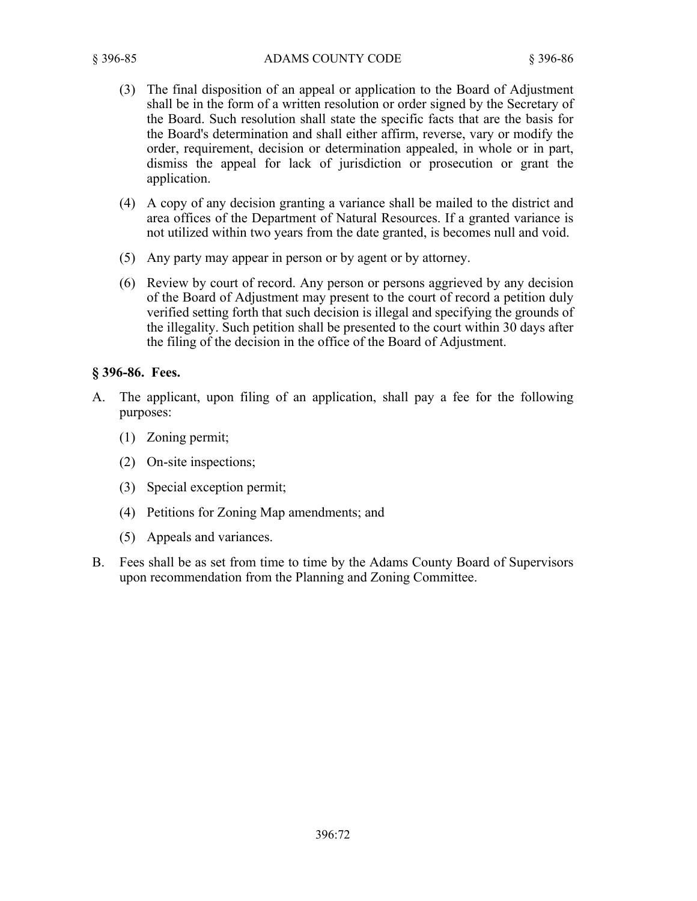(3) The final disposition of an appeal or application to the Board of Adjustment shall be in the form of a written resolution or order signed by the Secretary of the Board. Such resolution shall state the specific facts that are the basis for the Board's determination and shall either affirm, reverse, vary or modify the order, requirement, decision or determination appealed, in whole or in part, dismiss the appeal for lack of jurisdiction or prosecution or grant the application.

(4) A copy of any decision granting a variance shall be mailed to the district and area offices of the Department of Natural Resources. If a granted variance is not utilized within two years from the date granted, is becomes null and void.

(5) Any party may appear in person or by agent or by attorney.

(6) Review by court of record. Any person or persons aggrieved by any decision of the Board of Adjustment may present to the court of record a petition duly verified setting forth that such decision is illegal and specifying the grounds of the illegality. Such petition shall be presented to the court within 30 days after the filing of the decision in the office of the Board of Adjustment.

### § 396-86. Fees.

A. The applicant, upon filing of an application, shall pay a fee for the following purposes:

(1) Zoning permit;

(2) On-site inspections;

(3) Special exception permit;

(4) Petitions for Zoning Map amendments; and

(5) Appeals and variances.

B. Fees shall be as set from time to time by the Adams County Board of Supervisors upon recommendation from the Planning and Zoning Committee.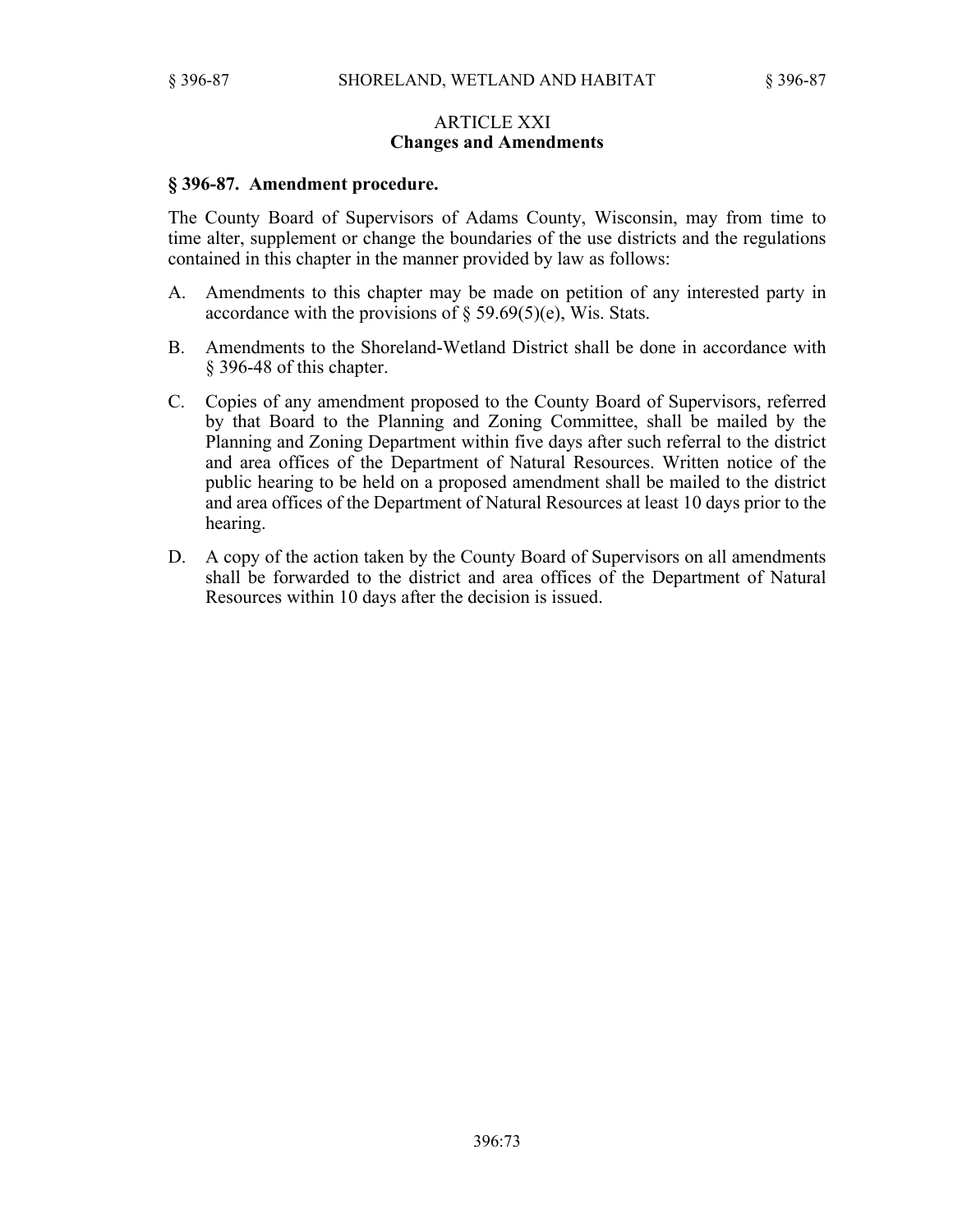## ARTICLE XXI
## Changes and Amendments

### § 396-87. Amendment procedure.

The County Board of Supervisors of Adams County, Wisconsin, may from time to time alter, supplement or change the boundaries of the use districts and the regulations contained in this chapter in the manner provided by law as follows:

A. Amendments to this chapter may be made on petition of any interested party in accordance with the provisions of § 59.69(5)(e), Wis. Stats.

B. Amendments to the Shoreland-Wetland District shall be done in accordance with § 396-48 of this chapter.

C. Copies of any amendment proposed to the County Board of Supervisors, referred by that Board to the Planning and Zoning Committee, shall be mailed by the Planning and Zoning Department within five days after such referral to the district and area offices of the Department of Natural Resources. Written notice of the public hearing to be held on a proposed amendment shall be mailed to the district and area offices of the Department of Natural Resources at least 10 days prior to the hearing.

D. A copy of the action taken by the County Board of Supervisors on all amendments shall be forwarded to the district and area offices of the Department of Natural Resources within 10 days after the decision is issued.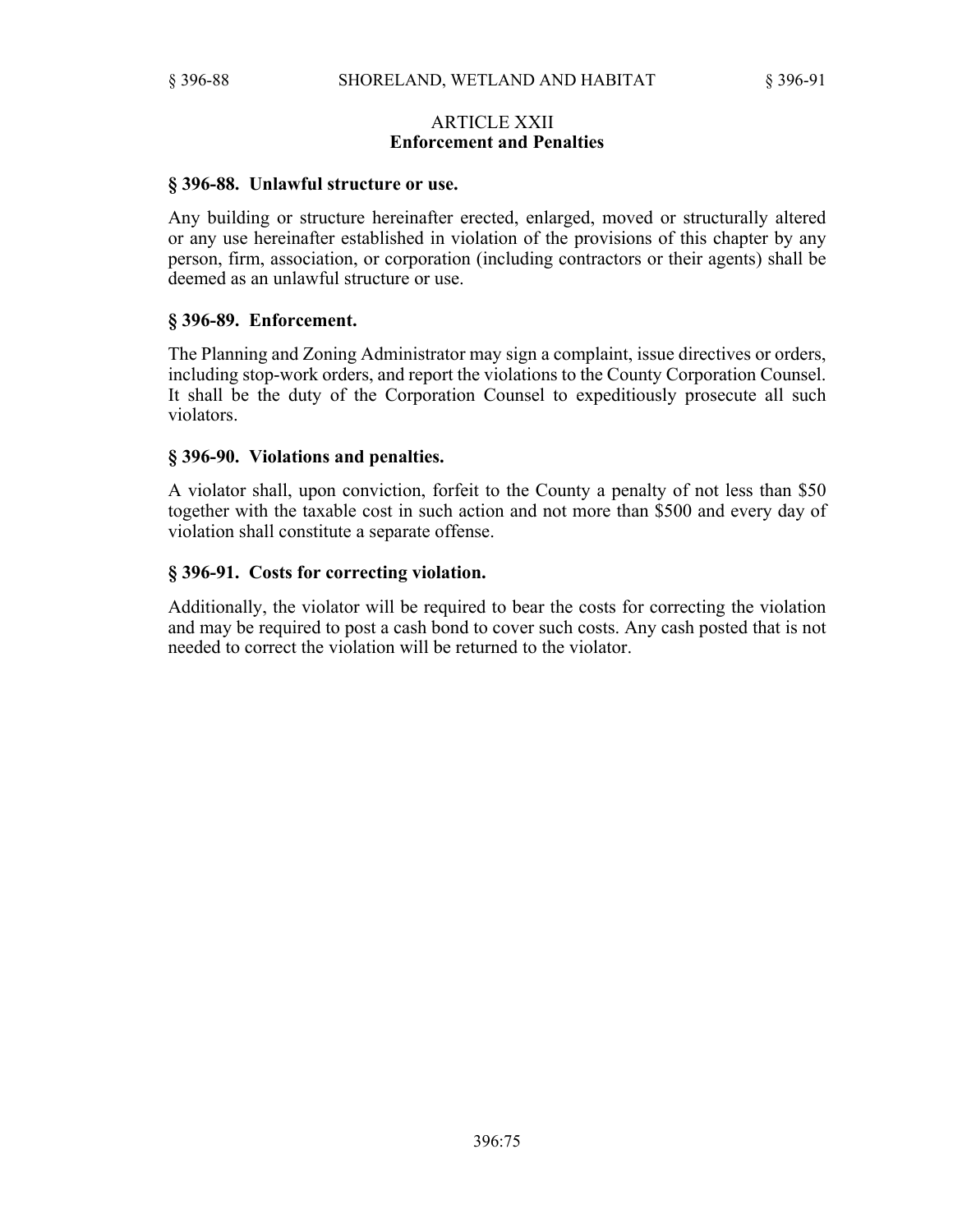## ARTICLE XXII
## Enforcement and Penalties

### § 396-88. Unlawful structure or use.

Any building or structure hereinafter erected, enlarged, moved or structurally altered or any use hereinafter established in violation of the provisions of this chapter by any person, firm, association, or corporation (including contractors or their agents) shall be deemed as an unlawful structure or use.

### § 396-89. Enforcement.

The Planning and Zoning Administrator may sign a complaint, issue directives or orders, including stop-work orders, and report the violations to the County Corporation Counsel. It shall be the duty of the Corporation Counsel to expeditiously prosecute all such violators.

### § 396-90. Violations and penalties.

A violator shall, upon conviction, forfeit to the County a penalty of not less than $50 together with the taxable cost in such action and not more than $500 and every day of violation shall constitute a separate offense.

### § 396-91. Costs for correcting violation.

Additionally, the violator will be required to bear the costs for correcting the violation and may be required to post a cash bond to cover such costs. Any cash posted that is not needed to correct the violation will be returned to the violator.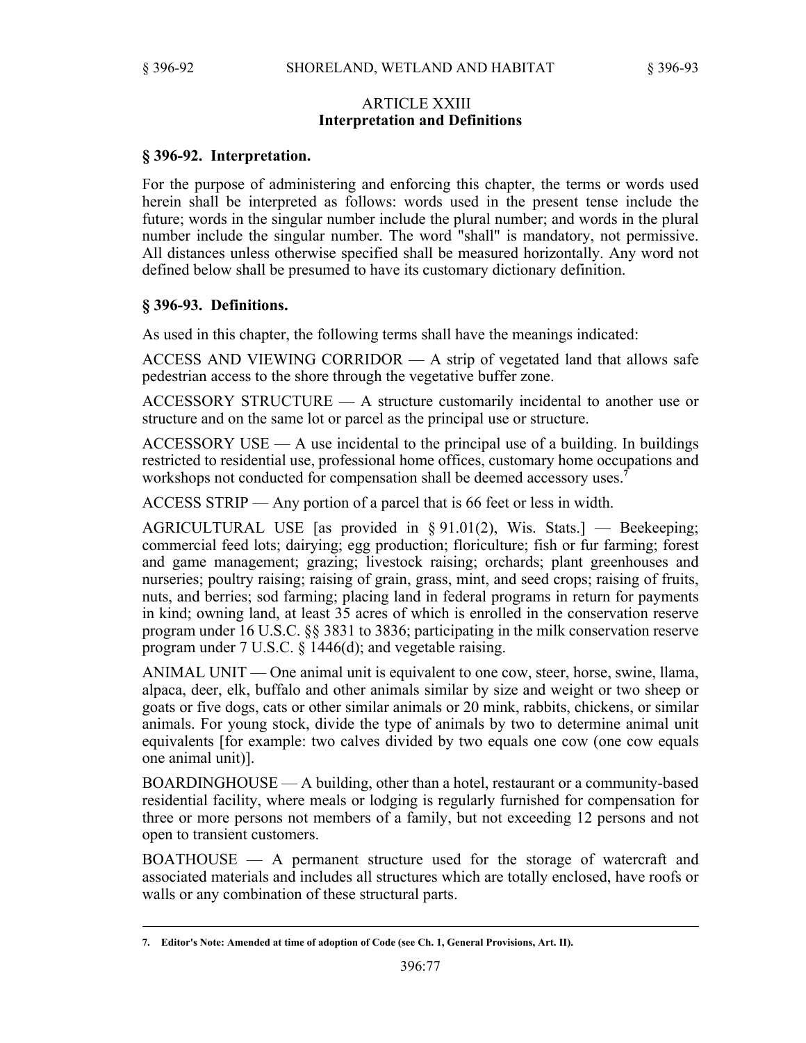## ARTICLE XXIII
## Interpretation and Definitions

### § 396-92. Interpretation.

For the purpose of administering and enforcing this chapter, the terms or words used herein shall be interpreted as follows: words used in the present tense include the future; words in the singular number include the plural number; and words in the plural number include the singular number. The word "shall" is mandatory, not permissive. All distances unless otherwise specified shall be measured horizontally. Any word not defined below shall be presumed to have its customary dictionary definition.

### § 396-93. Definitions.

As used in this chapter, the following terms shall have the meanings indicated:

ACCESS AND VIEWING CORRIDOR — A strip of vegetated land that allows safe pedestrian access to the shore through the vegetative buffer zone.

ACCESSORY STRUCTURE — A structure customarily incidental to another use or structure and on the same lot or parcel as the principal use or structure.

ACCESSORY USE — A use incidental to the principal use of a building. In buildings restricted to residential use, professional home offices, customary home occupations and workshops not conducted for compensation shall be deemed accessory uses.[7]

ACCESS STRIP — Any portion of a parcel that is 66 feet or less in width.

AGRICULTURAL USE [as provided in § 91.01(2), Wis. Stats.] — Beekeeping; commercial feed lots; dairying; egg production; floriculture; fish or fur farming; forest and game management; grazing; livestock raising; orchards; plant greenhouses and nurseries; poultry raising; raising of grain, grass, mint, and seed crops; raising of fruits, nuts, and berries; sod farming; placing land in federal programs in return for payments in kind; owning land, at least 35 acres of which is enrolled in the conservation reserve program under 16 U.S.C. §§ 3831 to 3836; participating in the milk conservation reserve program under 7 U.S.C. § 1446(d); and vegetable raising.

ANIMAL UNIT — One animal unit is equivalent to one cow, steer, horse, swine, llama, alpaca, deer, elk, buffalo and other animals similar by size and weight or two sheep or goats or five dogs, cats or other similar animals or 20 mink, rabbits, chickens, or similar animals. For young stock, divide the type of animals by two to determine animal unit equivalents [for example: two calves divided by two equals one cow (one cow equals one animal unit)].

BOARDINGHOUSE — A building, other than a hotel, restaurant or a community-based residential facility, where meals or lodging is regularly furnished for compensation for three or more persons not members of a family, but not exceeding 12 persons and not open to transient customers.

BOATHOUSE — A permanent structure used for the storage of watercraft and associated materials and includes all structures which are totally enclosed, have roofs or walls or any combination of these structural parts.

---

**7. Editor's Note: Amended at time of adoption of Code (see Ch. 1, General Provisions, Art. II).**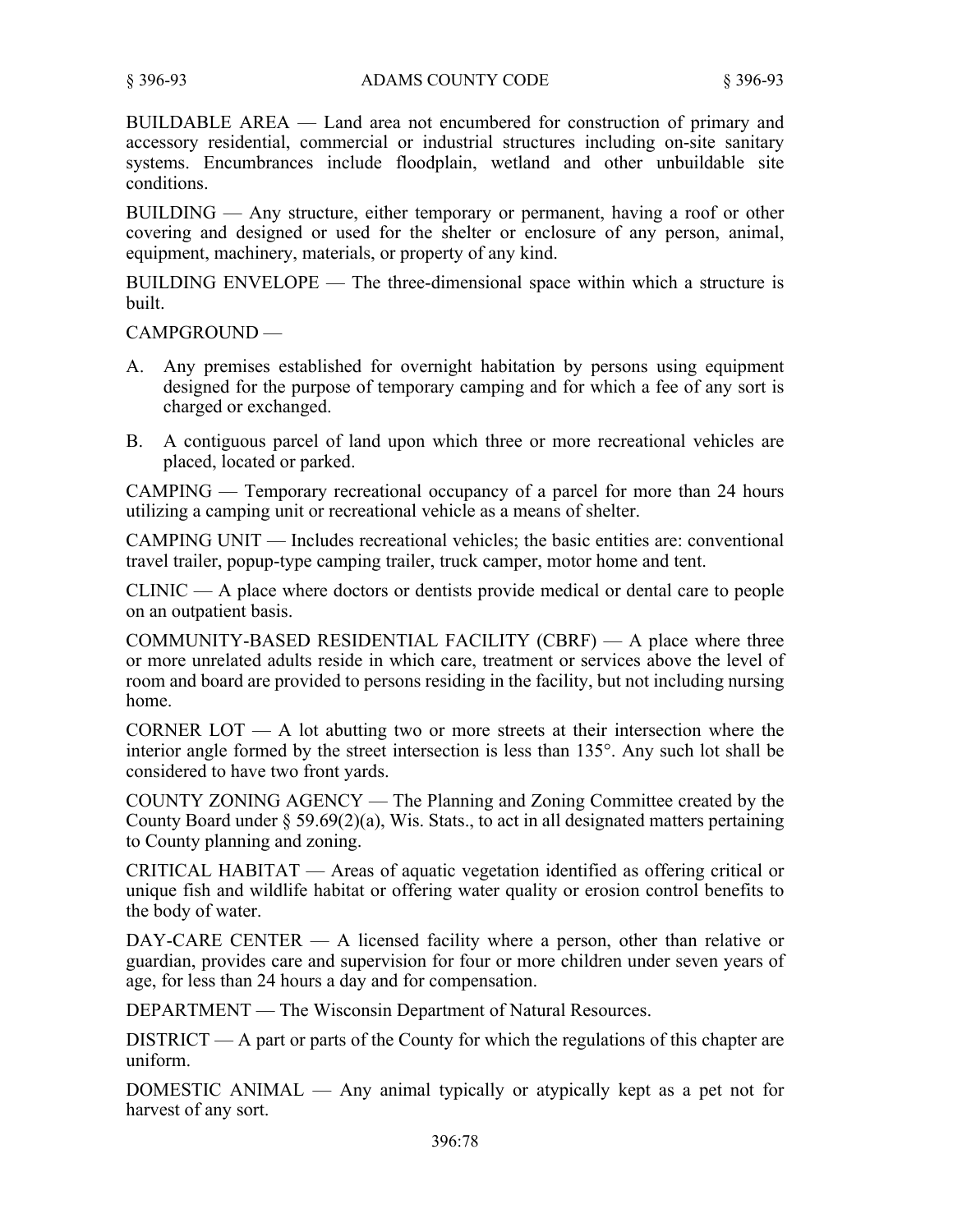BUILDABLE AREA — Land area not encumbered for construction of primary and accessory residential, commercial or industrial structures including on-site sanitary systems. Encumbrances include floodplain, wetland and other unbuildable site conditions.

BUILDING — Any structure, either temporary or permanent, having a roof or other covering and designed or used for the shelter or enclosure of any person, animal, equipment, machinery, materials, or property of any kind.

BUILDING ENVELOPE — The three-dimensional space within which a structure is built.

CAMPGROUND —

A. Any premises established for overnight habitation by persons using equipment designed for the purpose of temporary camping and for which a fee of any sort is charged or exchanged.

B. A contiguous parcel of land upon which three or more recreational vehicles are placed, located or parked.

CAMPING — Temporary recreational occupancy of a parcel for more than 24 hours utilizing a camping unit or recreational vehicle as a means of shelter.

CAMPING UNIT — Includes recreational vehicles; the basic entities are: conventional travel trailer, popup-type camping trailer, truck camper, motor home and tent.

CLINIC — A place where doctors or dentists provide medical or dental care to people on an outpatient basis.

COMMUNITY-BASED RESIDENTIAL FACILITY (CBRF) — A place where three or more unrelated adults reside in which care, treatment or services above the level of room and board are provided to persons residing in the facility, but not including nursing home.

CORNER LOT — A lot abutting two or more streets at their intersection where the interior angle formed by the street intersection is less than 135°. Any such lot shall be considered to have two front yards.

COUNTY ZONING AGENCY — The Planning and Zoning Committee created by the County Board under § 59.69(2)(a), Wis. Stats., to act in all designated matters pertaining to County planning and zoning.

CRITICAL HABITAT — Areas of aquatic vegetation identified as offering critical or unique fish and wildlife habitat or offering water quality or erosion control benefits to the body of water.

DAY-CARE CENTER — A licensed facility where a person, other than relative or guardian, provides care and supervision for four or more children under seven years of age, for less than 24 hours a day and for compensation.

DEPARTMENT — The Wisconsin Department of Natural Resources.

DISTRICT — A part or parts of the County for which the regulations of this chapter are uniform.

DOMESTIC ANIMAL — Any animal typically or atypically kept as a pet not for harvest of any sort.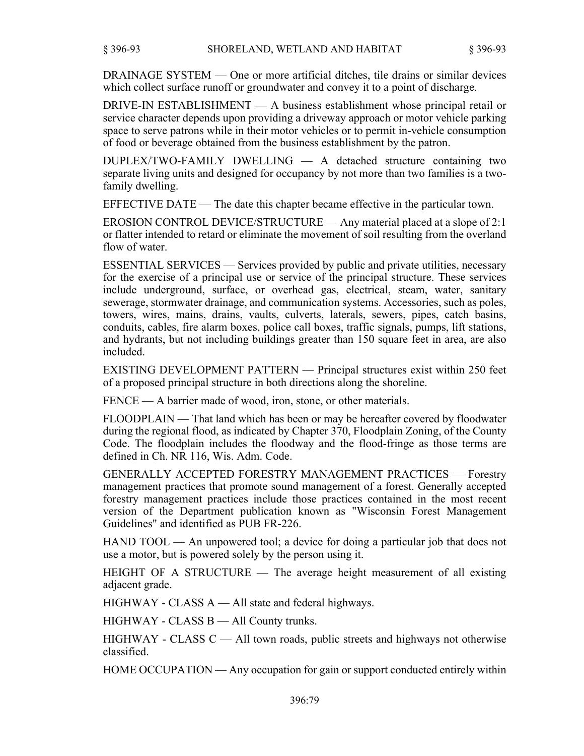DRAINAGE SYSTEM — One or more artificial ditches, tile drains or similar devices which collect surface runoff or groundwater and convey it to a point of discharge.

DRIVE-IN ESTABLISHMENT — A business establishment whose principal retail or service character depends upon providing a driveway approach or motor vehicle parking space to serve patrons while in their motor vehicles or to permit in-vehicle consumption of food or beverage obtained from the business establishment by the patron.

DUPLEX/TWO-FAMILY DWELLING — A detached structure containing two separate living units and designed for occupancy by not more than two families is a two-family dwelling.

EFFECTIVE DATE — The date this chapter became effective in the particular town.

EROSION CONTROL DEVICE/STRUCTURE — Any material placed at a slope of 2:1 or flatter intended to retard or eliminate the movement of soil resulting from the overland flow of water.

ESSENTIAL SERVICES — Services provided by public and private utilities, necessary for the exercise of a principal use or service of the principal structure. These services include underground, surface, or overhead gas, electrical, steam, water, sanitary sewerage, stormwater drainage, and communication systems. Accessories, such as poles, towers, wires, mains, drains, vaults, culverts, laterals, sewers, pipes, catch basins, conduits, cables, fire alarm boxes, police call boxes, traffic signals, pumps, lift stations, and hydrants, but not including buildings greater than 150 square feet in area, are also included.

EXISTING DEVELOPMENT PATTERN — Principal structures exist within 250 feet of a proposed principal structure in both directions along the shoreline.

FENCE — A barrier made of wood, iron, stone, or other materials.

FLOODPLAIN — That land which has been or may be hereafter covered by floodwater during the regional flood, as indicated by Chapter 370, Floodplain Zoning, of the County Code. The floodplain includes the floodway and the flood-fringe as those terms are defined in Ch. NR 116, Wis. Adm. Code.

GENERALLY ACCEPTED FORESTRY MANAGEMENT PRACTICES — Forestry management practices that promote sound management of a forest. Generally accepted forestry management practices include those practices contained in the most recent version of the Department publication known as "Wisconsin Forest Management Guidelines" and identified as PUB FR-226.

HAND TOOL — An unpowered tool; a device for doing a particular job that does not use a motor, but is powered solely by the person using it.

HEIGHT OF A STRUCTURE — The average height measurement of all existing adjacent grade.

HIGHWAY - CLASS A — All state and federal highways.

HIGHWAY - CLASS B — All County trunks.

HIGHWAY - CLASS C — All town roads, public streets and highways not otherwise classified.

HOME OCCUPATION — Any occupation for gain or support conducted entirely within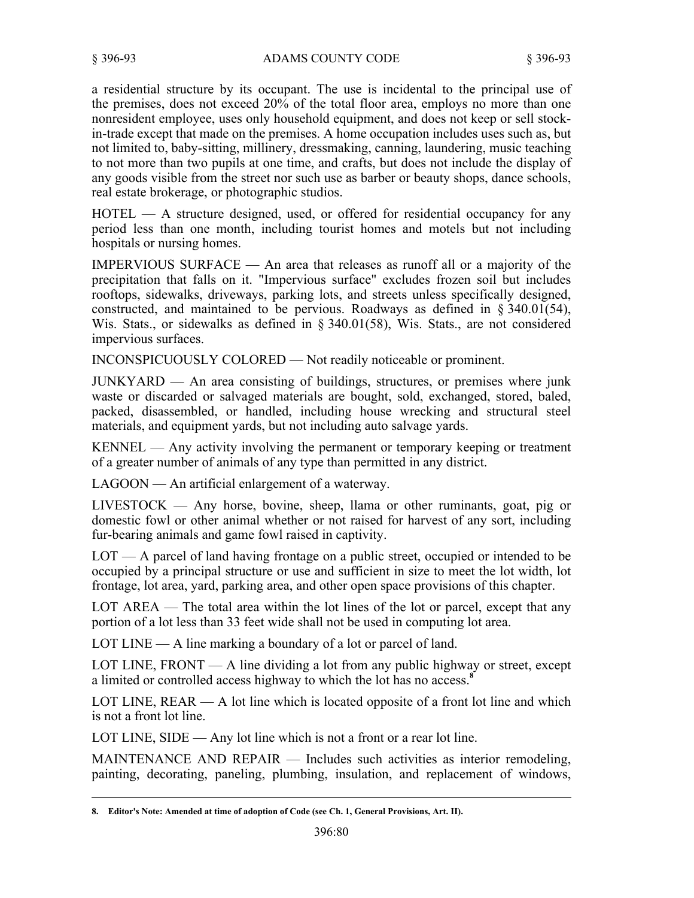a residential structure by its occupant. The use is incidental to the principal use of the premises, does not exceed 20% of the total floor area, employs no more than one nonresident employee, uses only household equipment, and does not keep or sell stock-in-trade except that made on the premises. A home occupation includes uses such as, but not limited to, baby-sitting, millinery, dressmaking, canning, laundering, music teaching to not more than two pupils at one time, and crafts, but does not include the display of any goods visible from the street nor such use as barber or beauty shops, dance schools, real estate brokerage, or photographic studios.

HOTEL — A structure designed, used, or offered for residential occupancy for any period less than one month, including tourist homes and motels but not including hospitals or nursing homes.

IMPERVIOUS SURFACE — An area that releases as runoff all or a majority of the precipitation that falls on it. "Impervious surface" excludes frozen soil but includes rooftops, sidewalks, driveways, parking lots, and streets unless specifically designed, constructed, and maintained to be pervious. Roadways as defined in § 340.01(54), Wis. Stats., or sidewalks as defined in § 340.01(58), Wis. Stats., are not considered impervious surfaces.

INCONSPICUOUSLY COLORED — Not readily noticeable or prominent.

JUNKYARD — An area consisting of buildings, structures, or premises where junk waste or discarded or salvaged materials are bought, sold, exchanged, stored, baled, packed, disassembled, or handled, including house wrecking and structural steel materials, and equipment yards, but not including auto salvage yards.

KENNEL — Any activity involving the permanent or temporary keeping or treatment of a greater number of animals of any type than permitted in any district.

LAGOON — An artificial enlargement of a waterway.

LIVESTOCK — Any horse, bovine, sheep, llama or other ruminants, goat, pig or domestic fowl or other animal whether or not raised for harvest of any sort, including fur-bearing animals and game fowl raised in captivity.

LOT — A parcel of land having frontage on a public street, occupied or intended to be occupied by a principal structure or use and sufficient in size to meet the lot width, lot frontage, lot area, yard, parking area, and other open space provisions of this chapter.

LOT AREA — The total area within the lot lines of the lot or parcel, except that any portion of a lot less than 33 feet wide shall not be used in computing lot area.

LOT LINE — A line marking a boundary of a lot or parcel of land.

LOT LINE, FRONT — A line dividing a lot from any public highway or street, except a limited or controlled access highway to which the lot has no access.[8]

LOT LINE, REAR — A lot line which is located opposite of a front lot line and which is not a front lot line.

LOT LINE, SIDE — Any lot line which is not a front or a rear lot line.

MAINTENANCE AND REPAIR — Includes such activities as interior remodeling, painting, decorating, paneling, plumbing, insulation, and replacement of windows,

---

8. **Editor's Note: Amended at time of adoption of Code (see Ch. 1, General Provisions, Art. II).**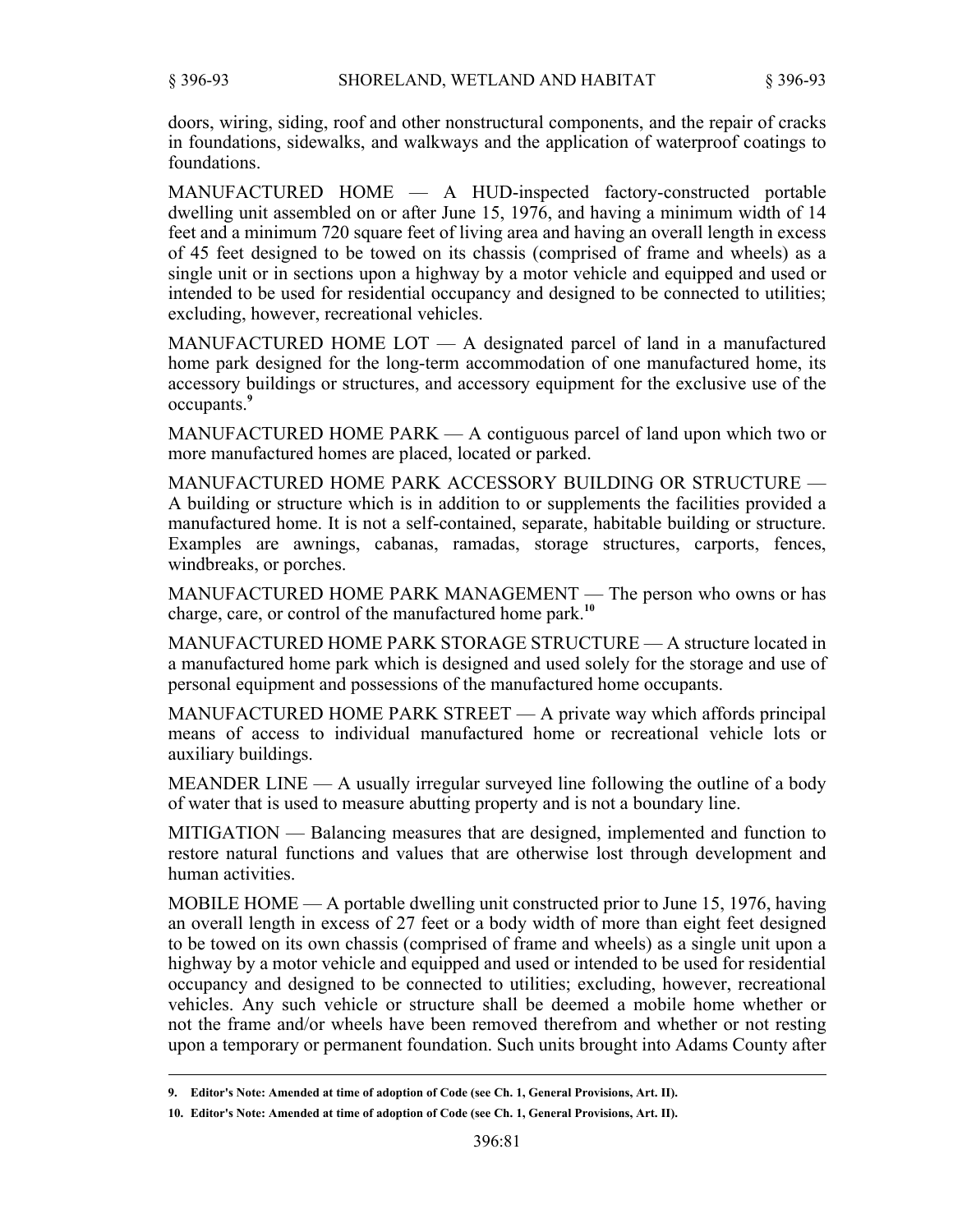doors, wiring, siding, roof and other nonstructural components, and the repair of cracks in foundations, sidewalks, and walkways and the application of waterproof coatings to foundations.

MANUFACTURED HOME — A HUD-inspected factory-constructed portable dwelling unit assembled on or after June 15, 1976, and having a minimum width of 14 feet and a minimum 720 square feet of living area and having an overall length in excess of 45 feet designed to be towed on its chassis (comprised of frame and wheels) as a single unit or in sections upon a highway by a motor vehicle and equipped and used or intended to be used for residential occupancy and designed to be connected to utilities; excluding, however, recreational vehicles.

MANUFACTURED HOME LOT — A designated parcel of land in a manufactured home park designed for the long-term accommodation of one manufactured home, its accessory buildings or structures, and accessory equipment for the exclusive use of the occupants.[9]

MANUFACTURED HOME PARK — A contiguous parcel of land upon which two or more manufactured homes are placed, located or parked.

MANUFACTURED HOME PARK ACCESSORY BUILDING OR STRUCTURE — A building or structure which is in addition to or supplements the facilities provided a manufactured home. It is not a self-contained, separate, habitable building or structure. Examples are awnings, cabanas, ramadas, storage structures, carports, fences, windbreaks, or porches.

MANUFACTURED HOME PARK MANAGEMENT — The person who owns or has charge, care, or control of the manufactured home park.[10]

MANUFACTURED HOME PARK STORAGE STRUCTURE — A structure located in a manufactured home park which is designed and used solely for the storage and use of personal equipment and possessions of the manufactured home occupants.

MANUFACTURED HOME PARK STREET — A private way which affords principal means of access to individual manufactured home or recreational vehicle lots or auxiliary buildings.

MEANDER LINE — A usually irregular surveyed line following the outline of a body of water that is used to measure abutting property and is not a boundary line.

MITIGATION — Balancing measures that are designed, implemented and function to restore natural functions and values that are otherwise lost through development and human activities.

MOBILE HOME — A portable dwelling unit constructed prior to June 15, 1976, having an overall length in excess of 27 feet or a body width of more than eight feet designed to be towed on its own chassis (comprised of frame and wheels) as a single unit upon a highway by a motor vehicle and equipped and used or intended to be used for residential occupancy and designed to be connected to utilities; excluding, however, recreational vehicles. Any such vehicle or structure shall be deemed a mobile home whether or not the frame and/or wheels have been removed therefrom and whether or not resting upon a temporary or permanent foundation. Such units brought into Adams County after

---

**9. Editor's Note: Amended at time of adoption of Code (see Ch. 1, General Provisions, Art. II).**

**10. Editor's Note: Amended at time of adoption of Code (see Ch. 1, General Provisions, Art. II).**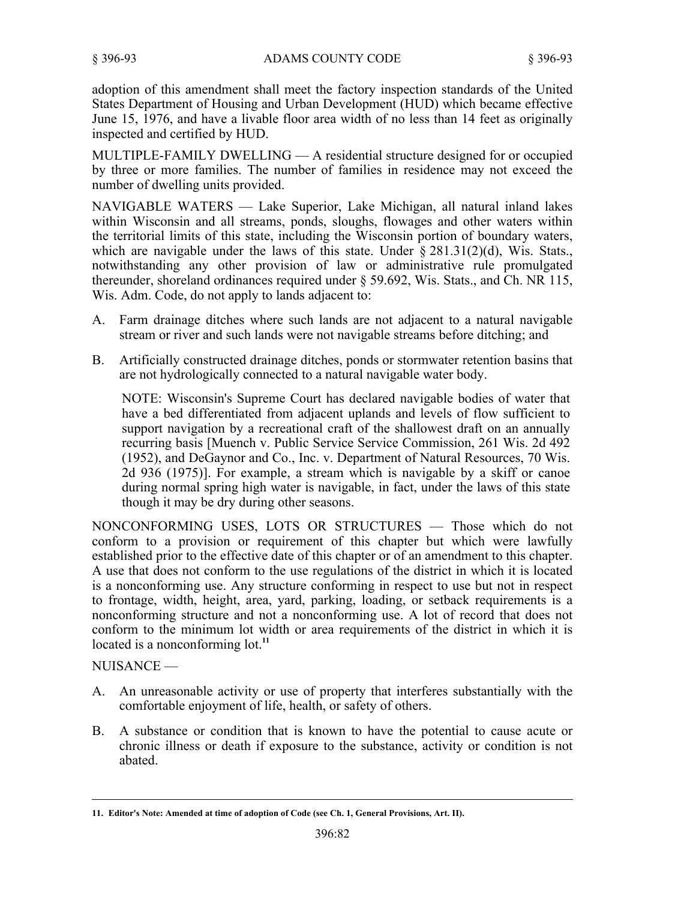adoption of this amendment shall meet the factory inspection standards of the United States Department of Housing and Urban Development (HUD) which became effective June 15, 1976, and have a livable floor area width of no less than 14 feet as originally inspected and certified by HUD.

MULTIPLE-FAMILY DWELLING — A residential structure designed for or occupied by three or more families. The number of families in residence may not exceed the number of dwelling units provided.

NAVIGABLE WATERS — Lake Superior, Lake Michigan, all natural inland lakes within Wisconsin and all streams, ponds, sloughs, flowages and other waters within the territorial limits of this state, including the Wisconsin portion of boundary waters, which are navigable under the laws of this state. Under § 281.31(2)(d), Wis. Stats., notwithstanding any other provision of law or administrative rule promulgated thereunder, shoreland ordinances required under § 59.692, Wis. Stats., and Ch. NR 115, Wis. Adm. Code, do not apply to lands adjacent to:

A. Farm drainage ditches where such lands are not adjacent to a natural navigable stream or river and such lands were not navigable streams before ditching; and

B. Artificially constructed drainage ditches, ponds or stormwater retention basins that are not hydrologically connected to a natural navigable water body.

   NOTE: Wisconsin's Supreme Court has declared navigable bodies of water that have a bed differentiated from adjacent uplands and levels of flow sufficient to support navigation by a recreational craft of the shallowest draft on an annually recurring basis [Muench v. Public Service Service Commission, 261 Wis. 2d 492 (1952), and DeGaynor and Co., Inc. v. Department of Natural Resources, 70 Wis. 2d 936 (1975)]. For example, a stream which is navigable by a skiff or canoe during normal spring high water is navigable, in fact, under the laws of this state though it may be dry during other seasons.

NONCONFORMING USES, LOTS OR STRUCTURES — Those which do not conform to a provision or requirement of this chapter but which were lawfully established prior to the effective date of this chapter or of an amendment to this chapter. A use that does not conform to the use regulations of the district in which it is located is a nonconforming use. Any structure conforming in respect to use but not in respect to frontage, width, height, area, yard, parking, loading, or setback requirements is a nonconforming structure and not a nonconforming use. A lot of record that does not conform to the minimum lot width or area requirements of the district in which it is located is a nonconforming lot.[11]

NUISANCE —

A. An unreasonable activity or use of property that interferes substantially with the comfortable enjoyment of life, health, or safety of others.

B. A substance or condition that is known to have the potential to cause acute or chronic illness or death if exposure to the substance, activity or condition is not abated.

---

**11. Editor's Note: Amended at time of adoption of Code (see Ch. 1, General Provisions, Art. II).**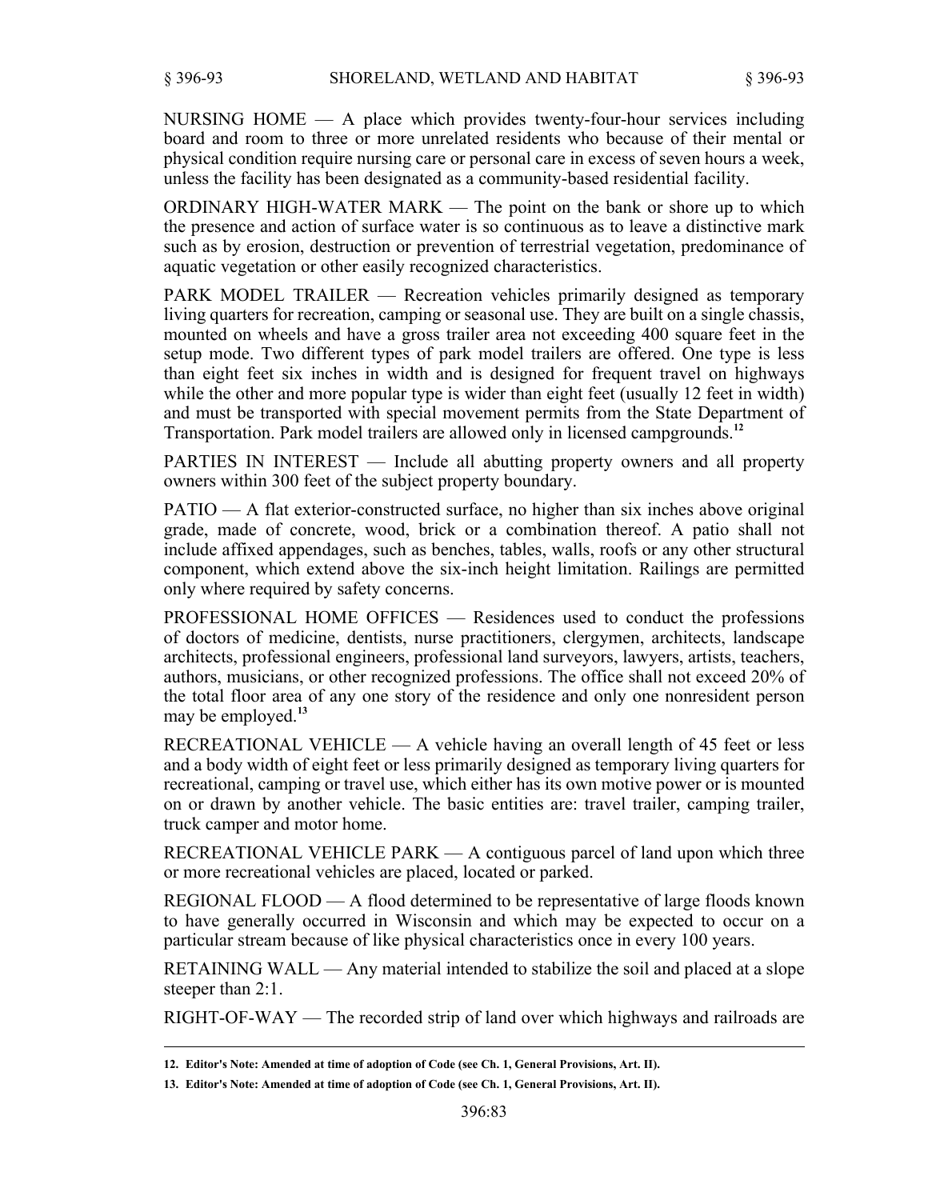NURSING HOME — A place which provides twenty-four-hour services including board and room to three or more unrelated residents who because of their mental or physical condition require nursing care or personal care in excess of seven hours a week, unless the facility has been designated as a community-based residential facility.

ORDINARY HIGH-WATER MARK — The point on the bank or shore up to which the presence and action of surface water is so continuous as to leave a distinctive mark such as by erosion, destruction or prevention of terrestrial vegetation, predominance of aquatic vegetation or other easily recognized characteristics.

PARK MODEL TRAILER — Recreation vehicles primarily designed as temporary living quarters for recreation, camping or seasonal use. They are built on a single chassis, mounted on wheels and have a gross trailer area not exceeding 400 square feet in the setup mode. Two different types of park model trailers are offered. One type is less than eight feet six inches in width and is designed for frequent travel on highways while the other and more popular type is wider than eight feet (usually 12 feet in width) and must be transported with special movement permits from the State Department of Transportation. Park model trailers are allowed only in licensed campgrounds.[12]

PARTIES IN INTEREST — Include all abutting property owners and all property owners within 300 feet of the subject property boundary.

PATIO — A flat exterior-constructed surface, no higher than six inches above original grade, made of concrete, wood, brick or a combination thereof. A patio shall not include affixed appendages, such as benches, tables, walls, roofs or any other structural component, which extend above the six-inch height limitation. Railings are permitted only where required by safety concerns.

PROFESSIONAL HOME OFFICES — Residences used to conduct the professions of doctors of medicine, dentists, nurse practitioners, clergymen, architects, landscape architects, professional engineers, professional land surveyors, lawyers, artists, teachers, authors, musicians, or other recognized professions. The office shall not exceed 20% of the total floor area of any one story of the residence and only one nonresident person may be employed.[13]

RECREATIONAL VEHICLE — A vehicle having an overall length of 45 feet or less and a body width of eight feet or less primarily designed as temporary living quarters for recreational, camping or travel use, which either has its own motive power or is mounted on or drawn by another vehicle. The basic entities are: travel trailer, camping trailer, truck camper and motor home.

RECREATIONAL VEHICLE PARK — A contiguous parcel of land upon which three or more recreational vehicles are placed, located or parked.

REGIONAL FLOOD — A flood determined to be representative of large floods known to have generally occurred in Wisconsin and which may be expected to occur on a particular stream because of like physical characteristics once in every 100 years.

RETAINING WALL — Any material intended to stabilize the soil and placed at a slope steeper than 2:1.

RIGHT-OF-WAY — The recorded strip of land over which highways and railroads are

---

**12. Editor's Note: Amended at time of adoption of Code (see Ch. 1, General Provisions, Art. II).**

**13. Editor's Note: Amended at time of adoption of Code (see Ch. 1, General Provisions, Art. II).**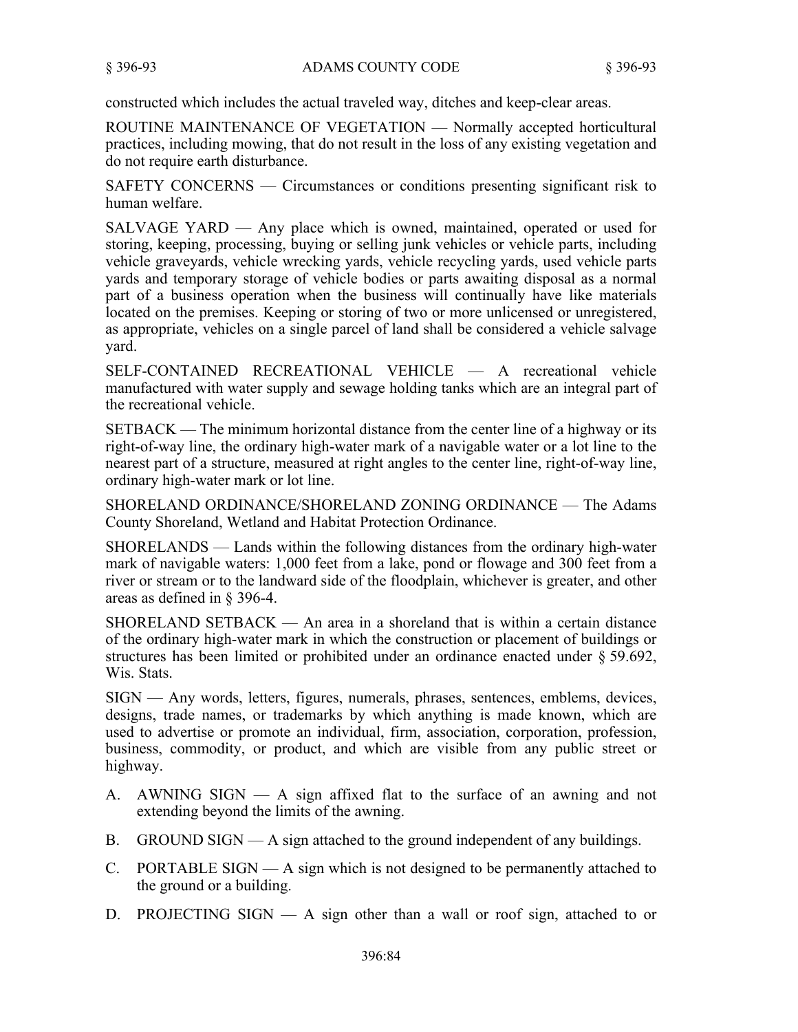constructed which includes the actual traveled way, ditches and keep-clear areas.

ROUTINE MAINTENANCE OF VEGETATION — Normally accepted horticultural practices, including mowing, that do not result in the loss of any existing vegetation and do not require earth disturbance.

SAFETY CONCERNS — Circumstances or conditions presenting significant risk to human welfare.

SALVAGE YARD — Any place which is owned, maintained, operated or used for storing, keeping, processing, buying or selling junk vehicles or vehicle parts, including vehicle graveyards, vehicle wrecking yards, vehicle recycling yards, used vehicle parts yards and temporary storage of vehicle bodies or parts awaiting disposal as a normal part of a business operation when the business will continually have like materials located on the premises. Keeping or storing of two or more unlicensed or unregistered, as appropriate, vehicles on a single parcel of land shall be considered a vehicle salvage yard.

SELF-CONTAINED RECREATIONAL VEHICLE — A recreational vehicle manufactured with water supply and sewage holding tanks which are an integral part of the recreational vehicle.

SETBACK — The minimum horizontal distance from the center line of a highway or its right-of-way line, the ordinary high-water mark of a navigable water or a lot line to the nearest part of a structure, measured at right angles to the center line, right-of-way line, ordinary high-water mark or lot line.

SHORELAND ORDINANCE/SHORELAND ZONING ORDINANCE — The Adams County Shoreland, Wetland and Habitat Protection Ordinance.

SHORELANDS — Lands within the following distances from the ordinary high-water mark of navigable waters: 1,000 feet from a lake, pond or flowage and 300 feet from a river or stream or to the landward side of the floodplain, whichever is greater, and other areas as defined in § 396-4.

SHORELAND SETBACK — An area in a shoreland that is within a certain distance of the ordinary high-water mark in which the construction or placement of buildings or structures has been limited or prohibited under an ordinance enacted under § 59.692, Wis. Stats.

SIGN — Any words, letters, figures, numerals, phrases, sentences, emblems, devices, designs, trade names, or trademarks by which anything is made known, which are used to advertise or promote an individual, firm, association, corporation, profession, business, commodity, or product, and which are visible from any public street or highway.

A. AWNING SIGN — A sign affixed flat to the surface of an awning and not extending beyond the limits of the awning.

B. GROUND SIGN — A sign attached to the ground independent of any buildings.

C. PORTABLE SIGN — A sign which is not designed to be permanently attached to the ground or a building.

D. PROJECTING SIGN — A sign other than a wall or roof sign, attached to or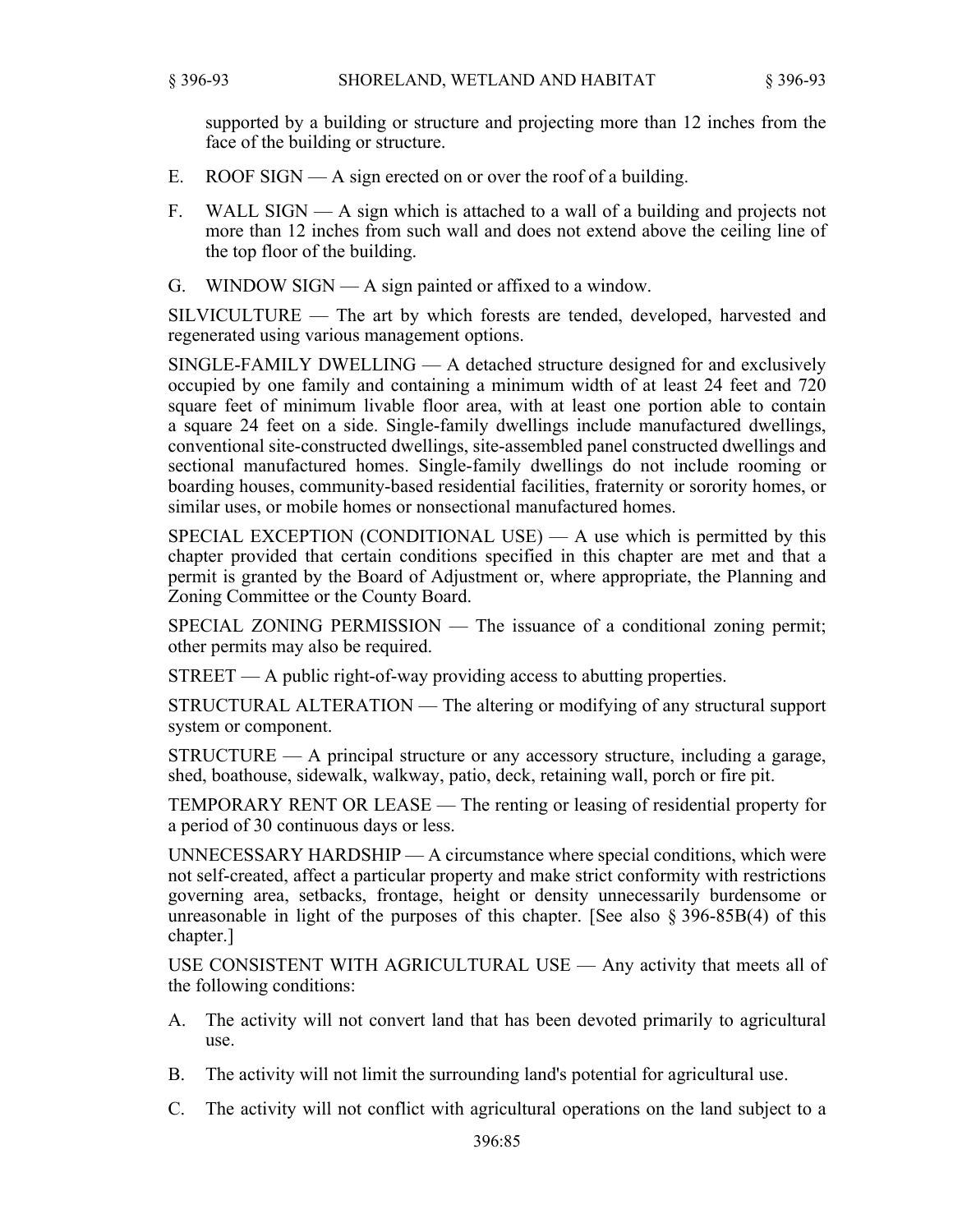supported by a building or structure and projecting more than 12 inches from the face of the building or structure.

E. ROOF SIGN — A sign erected on or over the roof of a building.

F. WALL SIGN — A sign which is attached to a wall of a building and projects not more than 12 inches from such wall and does not extend above the ceiling line of the top floor of the building.

G. WINDOW SIGN — A sign painted or affixed to a window.

SILVICULTURE — The art by which forests are tended, developed, harvested and regenerated using various management options.

SINGLE-FAMILY DWELLING — A detached structure designed for and exclusively occupied by one family and containing a minimum width of at least 24 feet and 720 square feet of minimum livable floor area, with at least one portion able to contain a square 24 feet on a side. Single-family dwellings include manufactured dwellings, conventional site-constructed dwellings, site-assembled panel constructed dwellings and sectional manufactured homes. Single-family dwellings do not include rooming or boarding houses, community-based residential facilities, fraternity or sorority homes, or similar uses, or mobile homes or nonsectional manufactured homes.

SPECIAL EXCEPTION (CONDITIONAL USE) — A use which is permitted by this chapter provided that certain conditions specified in this chapter are met and that a permit is granted by the Board of Adjustment or, where appropriate, the Planning and Zoning Committee or the County Board.

SPECIAL ZONING PERMISSION — The issuance of a conditional zoning permit; other permits may also be required.

STREET — A public right-of-way providing access to abutting properties.

STRUCTURAL ALTERATION — The altering or modifying of any structural support system or component.

STRUCTURE — A principal structure or any accessory structure, including a garage, shed, boathouse, sidewalk, walkway, patio, deck, retaining wall, porch or fire pit.

TEMPORARY RENT OR LEASE — The renting or leasing of residential property for a period of 30 continuous days or less.

UNNECESSARY HARDSHIP — A circumstance where special conditions, which were not self-created, affect a particular property and make strict conformity with restrictions governing area, setbacks, frontage, height or density unnecessarily burdensome or unreasonable in light of the purposes of this chapter. [See also § 396-85B(4) of this chapter.]

USE CONSISTENT WITH AGRICULTURAL USE — Any activity that meets all of the following conditions:

A. The activity will not convert land that has been devoted primarily to agricultural use.

B. The activity will not limit the surrounding land's potential for agricultural use.

C. The activity will not conflict with agricultural operations on the land subject to a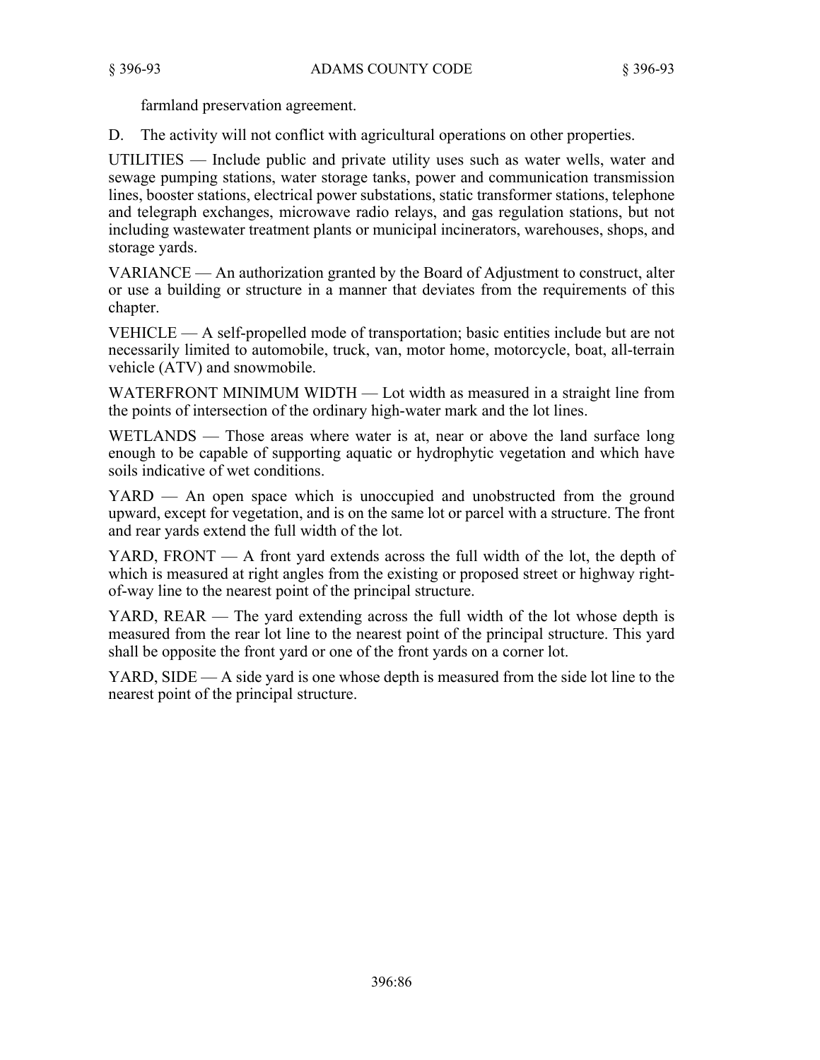farmland preservation agreement.

D. The activity will not conflict with agricultural operations on other properties.

UTILITIES — Include public and private utility uses such as water wells, water and sewage pumping stations, water storage tanks, power and communication transmission lines, booster stations, electrical power substations, static transformer stations, telephone and telegraph exchanges, microwave radio relays, and gas regulation stations, but not including wastewater treatment plants or municipal incinerators, warehouses, shops, and storage yards.

VARIANCE — An authorization granted by the Board of Adjustment to construct, alter or use a building or structure in a manner that deviates from the requirements of this chapter.

VEHICLE — A self-propelled mode of transportation; basic entities include but are not necessarily limited to automobile, truck, van, motor home, motorcycle, boat, all-terrain vehicle (ATV) and snowmobile.

WATERFRONT MINIMUM WIDTH — Lot width as measured in a straight line from the points of intersection of the ordinary high-water mark and the lot lines.

WETLANDS — Those areas where water is at, near or above the land surface long enough to be capable of supporting aquatic or hydrophytic vegetation and which have soils indicative of wet conditions.

YARD — An open space which is unoccupied and unobstructed from the ground upward, except for vegetation, and is on the same lot or parcel with a structure. The front and rear yards extend the full width of the lot.

YARD, FRONT — A front yard extends across the full width of the lot, the depth of which is measured at right angles from the existing or proposed street or highway right-of-way line to the nearest point of the principal structure.

YARD, REAR — The yard extending across the full width of the lot whose depth is measured from the rear lot line to the nearest point of the principal structure. This yard shall be opposite the front yard or one of the front yards on a corner lot.

YARD, SIDE — A side yard is one whose depth is measured from the side lot line to the nearest point of the principal structure.